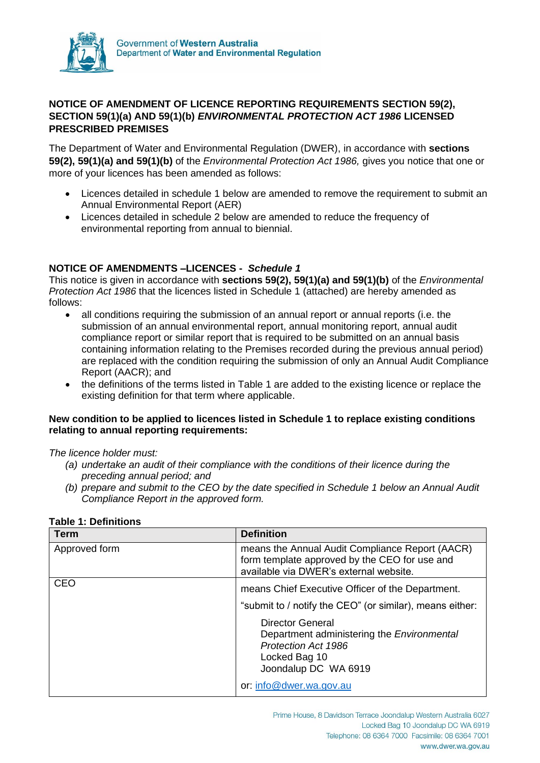Government of **Western Australia**
Department of **Water and Environmental Regulation**

**NOTICE OF AMENDMENT OF LICENCE REPORTING REQUIREMENTS SECTION 59(2), SECTION 59(1)(a) AND 59(1)(b) *ENVIRONMENTAL PROTECTION ACT 1986* LICENSED PRESCRIBED PREMISES**

The Department of Water and Environmental Regulation (DWER), in accordance with **sections 59(2), 59(1)(a) and 59(1)(b)** of the *Environmental Protection Act 1986,* gives you notice that one or more of your licences has been amended as follows:

- Licences detailed in schedule 1 below are amended to remove the requirement to submit an Annual Environmental Report (AER)
- Licences detailed in schedule 2 below are amended to reduce the frequency of environmental reporting from annual to biennial.

**NOTICE OF AMENDMENTS –LICENCES - *Schedule 1***

This notice is given in accordance with **sections 59(2), 59(1)(a) and 59(1)(b)** of the *Environmental Protection Act 1986* that the licences listed in Schedule 1 (attached) are hereby amended as follows:

- all conditions requiring the submission of an annual report or annual reports (i.e. the submission of an annual environmental report, annual monitoring report, annual audit compliance report or similar report that is required to be submitted on an annual basis containing information relating to the Premises recorded during the previous annual period) are replaced with the condition requiring the submission of only an Annual Audit Compliance Report (AACR); and
- the definitions of the terms listed in Table 1 are added to the existing licence or replace the existing definition for that term where applicable.

**New condition to be applied to licences listed in Schedule 1 to replace existing conditions relating to annual reporting requirements:**

*The licence holder must:*

*(a) undertake an audit of their compliance with the conditions of their licence during the preceding annual period; and*

*(b) prepare and submit to the CEO by the date specified in Schedule 1 below an Annual Audit Compliance Report in the approved form.*

**Table 1: Definitions**

| Term | Definition |
| --- | --- |
| Approved form | means the Annual Audit Compliance Report (AACR) form template approved by the CEO for use and available via DWER's external website. |
| CEO | means Chief Executive Officer of the Department.<br><br>"submit to / notify the CEO" (or similar), means either:<br><br>Director General<br>Department administering the *Environmental Protection Act 1986*<br>Locked Bag 10<br>Joondalup DC WA 6919<br><br>or: info@dwer.wa.gov.au |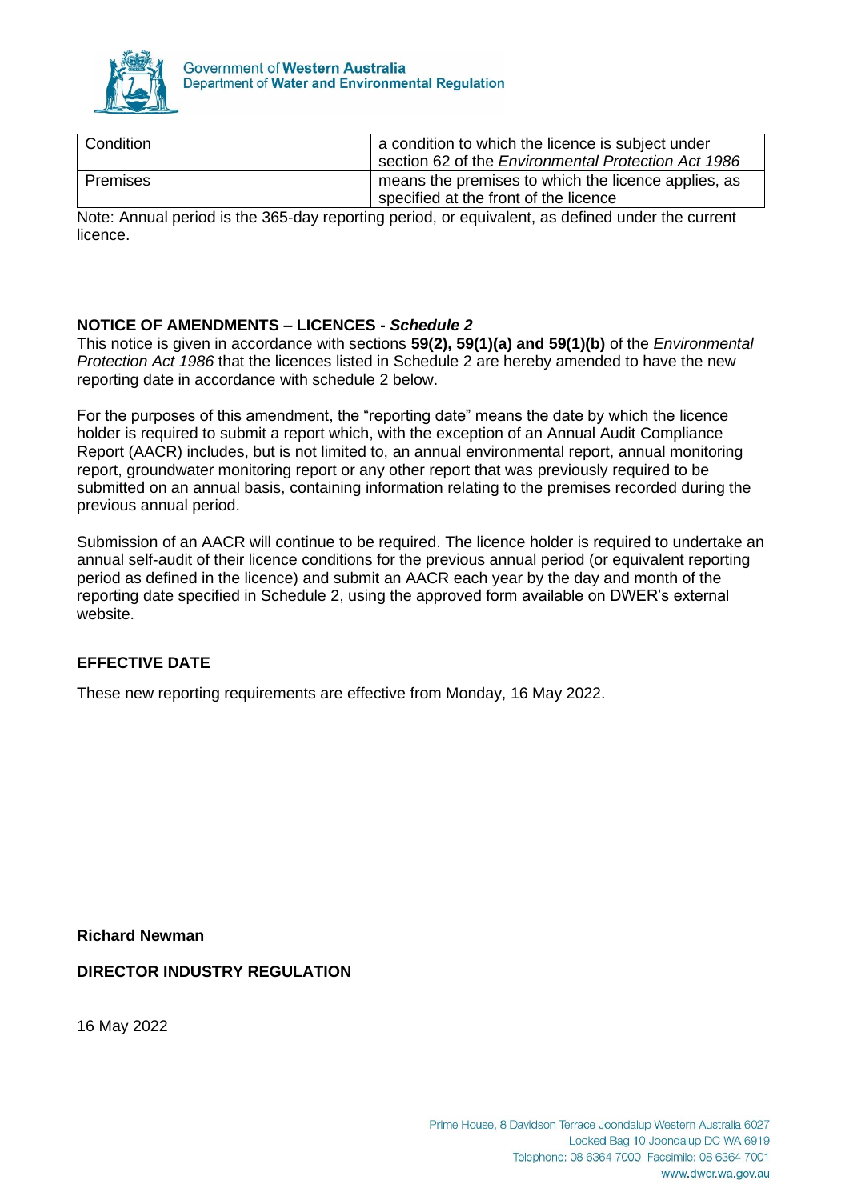| Condition | a condition to which the licence is subject under section 62 of the *Environmental Protection Act 1986* |
| --- | --- |
| Premises | means the premises to which the licence applies, as specified at the front of the licence |

Note: Annual period is the 365-day reporting period, or equivalent, as defined under the current licence.

**NOTICE OF AMENDMENTS – LICENCES - *Schedule 2***

This notice is given in accordance with sections **59(2), 59(1)(a) and 59(1)(b)** of the *Environmental Protection Act 1986* that the licences listed in Schedule 2 are hereby amended to have the new reporting date in accordance with schedule 2 below.

For the purposes of this amendment, the "reporting date" means the date by which the licence holder is required to submit a report which, with the exception of an Annual Audit Compliance Report (AACR) includes, but is not limited to, an annual environmental report, annual monitoring report, groundwater monitoring report or any other report that was previously required to be submitted on an annual basis, containing information relating to the premises recorded during the previous annual period.

Submission of an AACR will continue to be required. The licence holder is required to undertake an annual self-audit of their licence conditions for the previous annual period (or equivalent reporting period as defined in the licence) and submit an AACR each year by the day and month of the reporting date specified in Schedule 2, using the approved form available on DWER's external website.

**EFFECTIVE DATE**

These new reporting requirements are effective from Monday, 16 May 2022.

**Richard Newman**

**DIRECTOR INDUSTRY REGULATION**

16 May 2022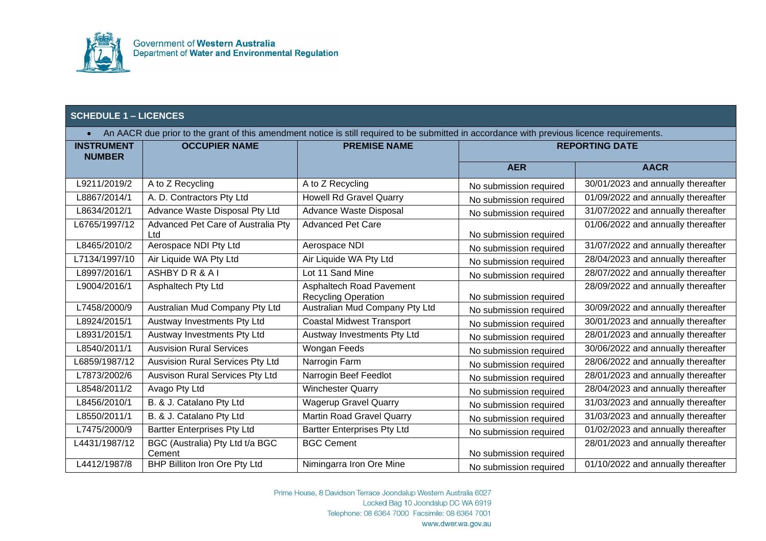Government of **Western Australia**
Department of **Water and Environmental Regulation**

## SCHEDULE 1 – LICENCES

- An AACR due prior to the grant of this amendment notice is still required to be submitted in accordance with previous licence requirements.

| INSTRUMENT NUMBER | OCCUPIER NAME | PREMISE NAME | REPORTING DATE | |
|---|---|---|---|---|
| | | | **AER** | **AACR** |
| L9211/2019/2 | A to Z Recycling | A to Z Recycling | No submission required | 30/01/2023 and annually thereafter |
| L8867/2014/1 | A. D. Contractors Pty Ltd | Howell Rd Gravel Quarry | No submission required | 01/09/2022 and annually thereafter |
| L8634/2012/1 | Advance Waste Disposal Pty Ltd | Advance Waste Disposal | No submission required | 31/07/2022 and annually thereafter |
| L6765/1997/12 | Advanced Pet Care of Australia Pty Ltd | Advanced Pet Care | No submission required | 01/06/2022 and annually thereafter |
| L8465/2010/2 | Aerospace NDI Pty Ltd | Aerospace NDI | No submission required | 31/07/2022 and annually thereafter |
| L7134/1997/10 | Air Liquide WA Pty Ltd | Air Liquide WA Pty Ltd | No submission required | 28/04/2023 and annually thereafter |
| L8997/2016/1 | ASHBY D R & A I | Lot 11 Sand Mine | No submission required | 28/07/2022 and annually thereafter |
| L9004/2016/1 | Asphaltech Pty Ltd | Asphaltech Road Pavement Recycling Operation | No submission required | 28/09/2022 and annually thereafter |
| L7458/2000/9 | Australian Mud Company Pty Ltd | Australian Mud Company Pty Ltd | No submission required | 30/09/2022 and annually thereafter |
| L8924/2015/1 | Austway Investments Pty Ltd | Coastal Midwest Transport | No submission required | 30/01/2023 and annually thereafter |
| L8931/2015/1 | Austway Investments Pty Ltd | Austway Investments Pty Ltd | No submission required | 28/01/2023 and annually thereafter |
| L8540/2011/1 | Ausvision Rural Services | Wongan Feeds | No submission required | 30/06/2022 and annually thereafter |
| L6859/1987/12 | Ausvision Rural Services Pty Ltd | Narrogin Farm | No submission required | 28/06/2022 and annually thereafter |
| L7873/2002/6 | Ausvison Rural Services Pty Ltd | Narrogin Beef Feedlot | No submission required | 28/01/2023 and annually thereafter |
| L8548/2011/2 | Avago Pty Ltd | Winchester Quarry | No submission required | 28/04/2023 and annually thereafter |
| L8456/2010/1 | B. & J. Catalano Pty Ltd | Wagerup Gravel Quarry | No submission required | 31/03/2023 and annually thereafter |
| L8550/2011/1 | B. & J. Catalano Pty Ltd | Martin Road Gravel Quarry | No submission required | 31/03/2023 and annually thereafter |
| L7475/2000/9 | Bartter Enterprises Pty Ltd | Bartter Enterprises Pty Ltd | No submission required | 01/02/2023 and annually thereafter |
| L4431/1987/12 | BGC (Australia) Pty Ltd t/a BGC Cement | BGC Cement | No submission required | 28/01/2023 and annually thereafter |
| L4412/1987/8 | BHP Billiton Iron Ore Pty Ltd | Nimingarra Iron Ore Mine | No submission required | 01/10/2022 and annually thereafter |

Prime House, 8 Davidson Terrace Joondalup Western Australia 6027
Locked Bag 10 Joondalup DC WA 6919
Telephone: 08 6364 7000 Facsimile: 08 6364 7001
www.dwer.wa.gov.au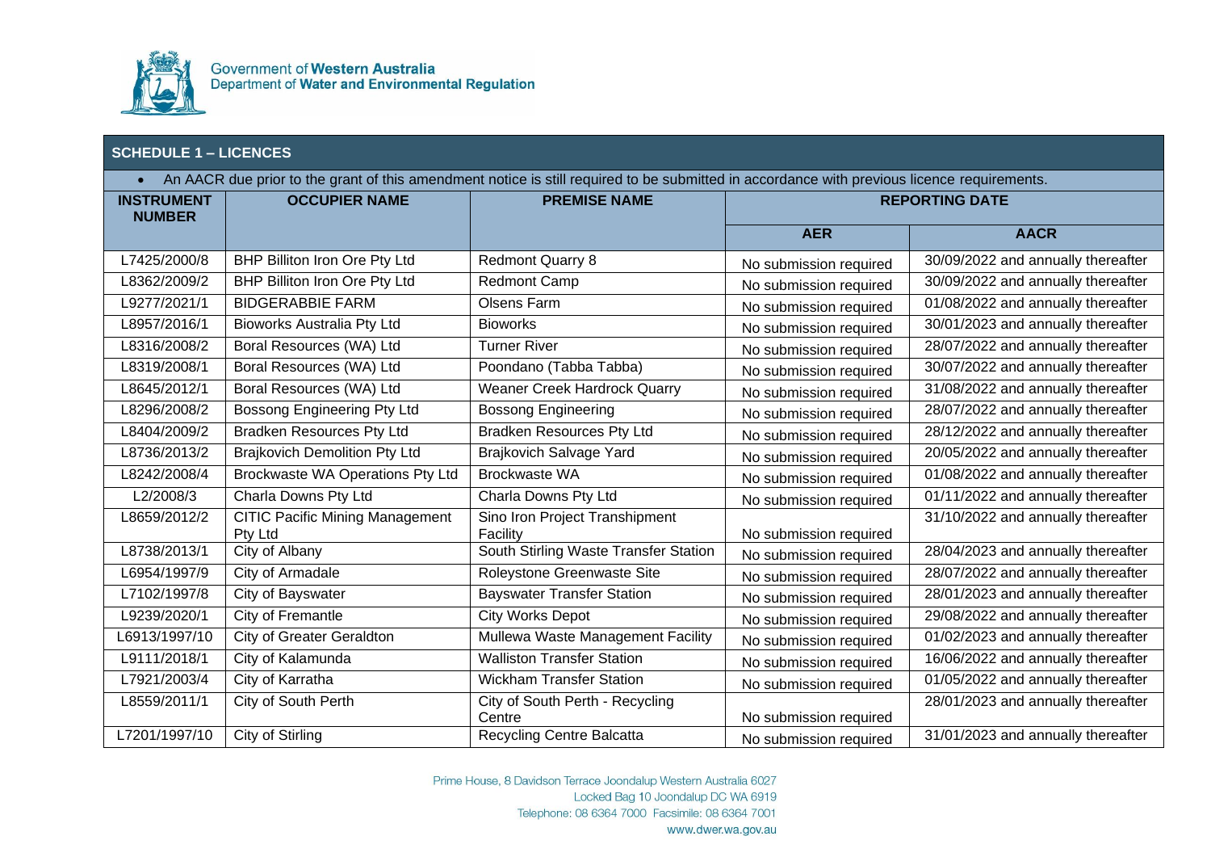## SCHEDULE 1 – LICENCES

- An AACR due prior to the grant of this amendment notice is still required to be submitted in accordance with previous licence requirements.

| INSTRUMENT NUMBER | OCCUPIER NAME | PREMISE NAME | REPORTING DATE | |
|---|---|---|---|---|
| | | | AER | AACR |
| L7425/2000/8 | BHP Billiton Iron Ore Pty Ltd | Redmont Quarry 8 | No submission required | 30/09/2022 and annually thereafter |
| L8362/2009/2 | BHP Billiton Iron Ore Pty Ltd | Redmont Camp | No submission required | 30/09/2022 and annually thereafter |
| L9277/2021/1 | BIDGERABBIE FARM | Olsens Farm | No submission required | 01/08/2022 and annually thereafter |
| L8957/2016/1 | Bioworks Australia Pty Ltd | Bioworks | No submission required | 30/01/2023 and annually thereafter |
| L8316/2008/2 | Boral Resources (WA) Ltd | Turner River | No submission required | 28/07/2022 and annually thereafter |
| L8319/2008/1 | Boral Resources (WA) Ltd | Poondano (Tabba Tabba) | No submission required | 30/07/2022 and annually thereafter |
| L8645/2012/1 | Boral Resources (WA) Ltd | Weaner Creek Hardrock Quarry | No submission required | 31/08/2022 and annually thereafter |
| L8296/2008/2 | Bossong Engineering Pty Ltd | Bossong Engineering | No submission required | 28/07/2022 and annually thereafter |
| L8404/2009/2 | Bradken Resources Pty Ltd | Bradken Resources Pty Ltd | No submission required | 28/12/2022 and annually thereafter |
| L8736/2013/2 | Brajkovich Demolition Pty Ltd | Brajkovich Salvage Yard | No submission required | 20/05/2022 and annually thereafter |
| L8242/2008/4 | Brockwaste WA Operations Pty Ltd | Brockwaste WA | No submission required | 01/08/2022 and annually thereafter |
| L2/2008/3 | Charla Downs Pty Ltd | Charla Downs Pty Ltd | No submission required | 01/11/2022 and annually thereafter |
| L8659/2012/2 | CITIC Pacific Mining Management Pty Ltd | Sino Iron Project Transhipment Facility | No submission required | 31/10/2022 and annually thereafter |
| L8738/2013/1 | City of Albany | South Stirling Waste Transfer Station | No submission required | 28/04/2023 and annually thereafter |
| L6954/1997/9 | City of Armadale | Roleystone Greenwaste Site | No submission required | 28/07/2022 and annually thereafter |
| L7102/1997/8 | City of Bayswater | Bayswater Transfer Station | No submission required | 28/01/2023 and annually thereafter |
| L9239/2020/1 | City of Fremantle | City Works Depot | No submission required | 29/08/2022 and annually thereafter |
| L6913/1997/10 | City of Greater Geraldton | Mullewa Waste Management Facility | No submission required | 01/02/2023 and annually thereafter |
| L9111/2018/1 | City of Kalamunda | Walliston Transfer Station | No submission required | 16/06/2022 and annually thereafter |
| L7921/2003/4 | City of Karratha | Wickham Transfer Station | No submission required | 01/05/2022 and annually thereafter |
| L8559/2011/1 | City of South Perth | City of South Perth - Recycling Centre | No submission required | 28/01/2023 and annually thereafter |
| L7201/1997/10 | City of Stirling | Recycling Centre Balcatta | No submission required | 31/01/2023 and annually thereafter |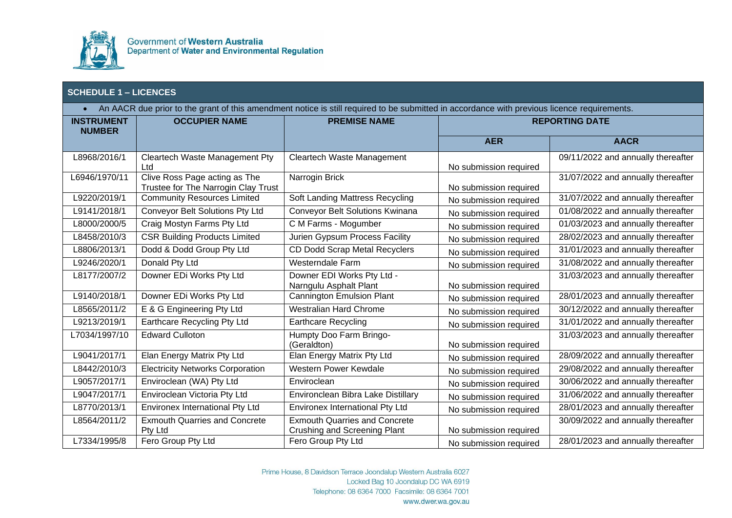## SCHEDULE 1 – LICENCES

- An AACR due prior to the grant of this amendment notice is still required to be submitted in accordance with previous licence requirements.

| INSTRUMENT NUMBER | OCCUPIER NAME | PREMISE NAME | REPORTING DATE | |
|---|---|---|---|---|
| | | | AER | AACR |
| L8968/2016/1 | Cleartech Waste Management Pty Ltd | Cleartech Waste Management | No submission required | 09/11/2022 and annually thereafter |
| L6946/1970/11 | Clive Ross Page acting as The Trustee for The Narrogin Clay Trust | Narrogin Brick | No submission required | 31/07/2022 and annually thereafter |
| L9220/2019/1 | Community Resources Limited | Soft Landing Mattress Recycling | No submission required | 31/07/2022 and annually thereafter |
| L9141/2018/1 | Conveyor Belt Solutions Pty Ltd | Conveyor Belt Solutions Kwinana | No submission required | 01/08/2022 and annually thereafter |
| L8000/2000/5 | Craig Mostyn Farms Pty Ltd | C M Farms - Mogumber | No submission required | 01/03/2023 and annually thereafter |
| L8458/2010/3 | CSR Building Products Limited | Jurien Gypsum Process Facility | No submission required | 28/02/2023 and annually thereafter |
| L8806/2013/1 | Dodd & Dodd Group Pty Ltd | CD Dodd Scrap Metal Recyclers | No submission required | 31/01/2023 and annually thereafter |
| L9246/2020/1 | Donald Pty Ltd | Westerndale Farm | No submission required | 31/08/2022 and annually thereafter |
| L8177/2007/2 | Downer EDi Works Pty Ltd | Downer EDI Works Pty Ltd - Narngulu Asphalt Plant | No submission required | 31/03/2023 and annually thereafter |
| L9140/2018/1 | Downer EDi Works Pty Ltd | Cannington Emulsion Plant | No submission required | 28/01/2023 and annually thereafter |
| L8565/2011/2 | E & G Engineering Pty Ltd | Westralian Hard Chrome | No submission required | 30/12/2022 and annually thereafter |
| L9213/2019/1 | Earthcare Recycling Pty Ltd | Earthcare Recycling | No submission required | 31/01/2022 and annually thereafter |
| L7034/1997/10 | Edward Culloton | Humpty Doo Farm Bringo-(Geraldton) | No submission required | 31/03/2023 and annually thereafter |
| L9041/2017/1 | Elan Energy Matrix Pty Ltd | Elan Energy Matrix Pty Ltd | No submission required | 28/09/2022 and annually thereafter |
| L8442/2010/3 | Electricity Networks Corporation | Western Power Kewdale | No submission required | 29/08/2022 and annually thereafter |
| L9057/2017/1 | Enviroclean (WA) Pty Ltd | Enviroclean | No submission required | 30/06/2022 and annually thereafter |
| L9047/2017/1 | Enviroclean Victoria Pty Ltd | Environclean Bibra Lake Distillary | No submission required | 31/06/2022 and annually thereafter |
| L8770/2013/1 | Environex International Pty Ltd | Environex International Pty Ltd | No submission required | 28/01/2023 and annually thereafter |
| L8564/2011/2 | Exmouth Quarries and Concrete Pty Ltd | Exmouth Quarries and Concrete Crushing and Screening Plant | No submission required | 30/09/2022 and annually thereafter |
| L7334/1995/8 | Fero Group Pty Ltd | Fero Group Pty Ltd | No submission required | 28/01/2023 and annually thereafter |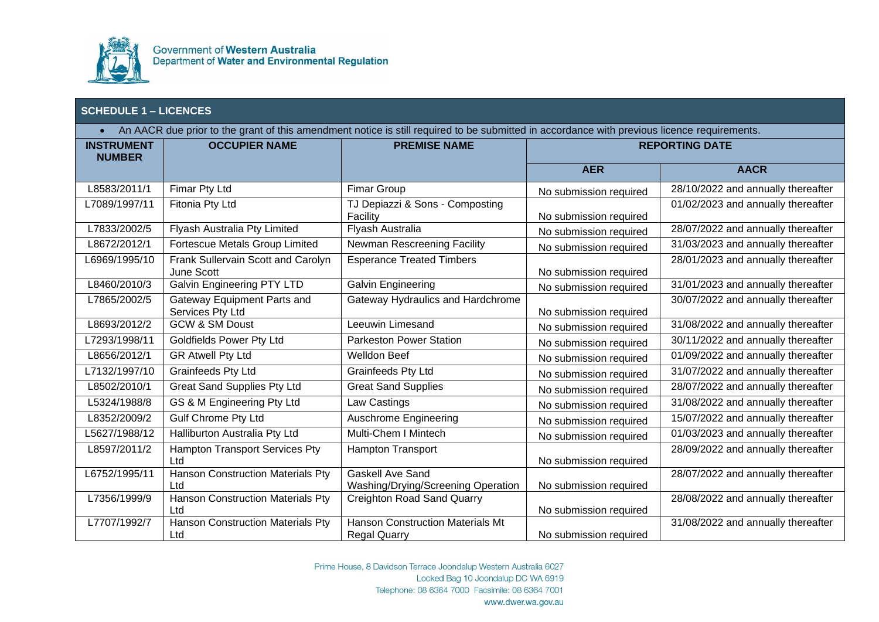## SCHEDULE 1 – LICENCES

- An AACR due prior to the grant of this amendment notice is still required to be submitted in accordance with previous licence requirements.

| INSTRUMENT NUMBER | OCCUPIER NAME | PREMISE NAME | REPORTING DATE | |
|---|---|---|---|---|
| | | | AER | AACR |
| L8583/2011/1 | Fimar Pty Ltd | Fimar Group | No submission required | 28/10/2022 and annually thereafter |
| L7089/1997/11 | Fitonia Pty Ltd | TJ Depiazzi & Sons - Composting Facility | No submission required | 01/02/2023 and annually thereafter |
| L7833/2002/5 | Flyash Australia Pty Limited | Flyash Australia | No submission required | 28/07/2022 and annually thereafter |
| L8672/2012/1 | Fortescue Metals Group Limited | Newman Rescreening Facility | No submission required | 31/03/2023 and annually thereafter |
| L6969/1995/10 | Frank Sullervain Scott and Carolyn June Scott | Esperance Treated Timbers | No submission required | 28/01/2023 and annually thereafter |
| L8460/2010/3 | Galvin Engineering PTY LTD | Galvin Engineering | No submission required | 31/01/2023 and annually thereafter |
| L7865/2002/5 | Gateway Equipment Parts and Services Pty Ltd | Gateway Hydraulics and Hardchrome | No submission required | 30/07/2022 and annually thereafter |
| L8693/2012/2 | GCW & SM Doust | Leeuwin Limesand | No submission required | 31/08/2022 and annually thereafter |
| L7293/1998/11 | Goldfields Power Pty Ltd | Parkeston Power Station | No submission required | 30/11/2022 and annually thereafter |
| L8656/2012/1 | GR Atwell Pty Ltd | Welldon Beef | No submission required | 01/09/2022 and annually thereafter |
| L7132/1997/10 | Grainfeeds Pty Ltd | Grainfeeds Pty Ltd | No submission required | 31/07/2022 and annually thereafter |
| L8502/2010/1 | Great Sand Supplies Pty Ltd | Great Sand Supplies | No submission required | 28/07/2022 and annually thereafter |
| L5324/1988/8 | GS & M Engineering Pty Ltd | Law Castings | No submission required | 31/08/2022 and annually thereafter |
| L8352/2009/2 | Gulf Chrome Pty Ltd | Auschrome Engineering | No submission required | 15/07/2022 and annually thereafter |
| L5627/1988/12 | Halliburton Australia Pty Ltd | Multi-Chem I Mintech | No submission required | 01/03/2023 and annually thereafter |
| L8597/2011/2 | Hampton Transport Services Pty Ltd | Hampton Transport | No submission required | 28/09/2022 and annually thereafter |
| L6752/1995/11 | Hanson Construction Materials Pty Ltd | Gaskell Ave Sand Washing/Drying/Screening Operation | No submission required | 28/07/2022 and annually thereafter |
| L7356/1999/9 | Hanson Construction Materials Pty Ltd | Creighton Road Sand Quarry | No submission required | 28/08/2022 and annually thereafter |
| L7707/1992/7 | Hanson Construction Materials Pty Ltd | Hanson Construction Materials Mt Regal Quarry | No submission required | 31/08/2022 and annually thereafter |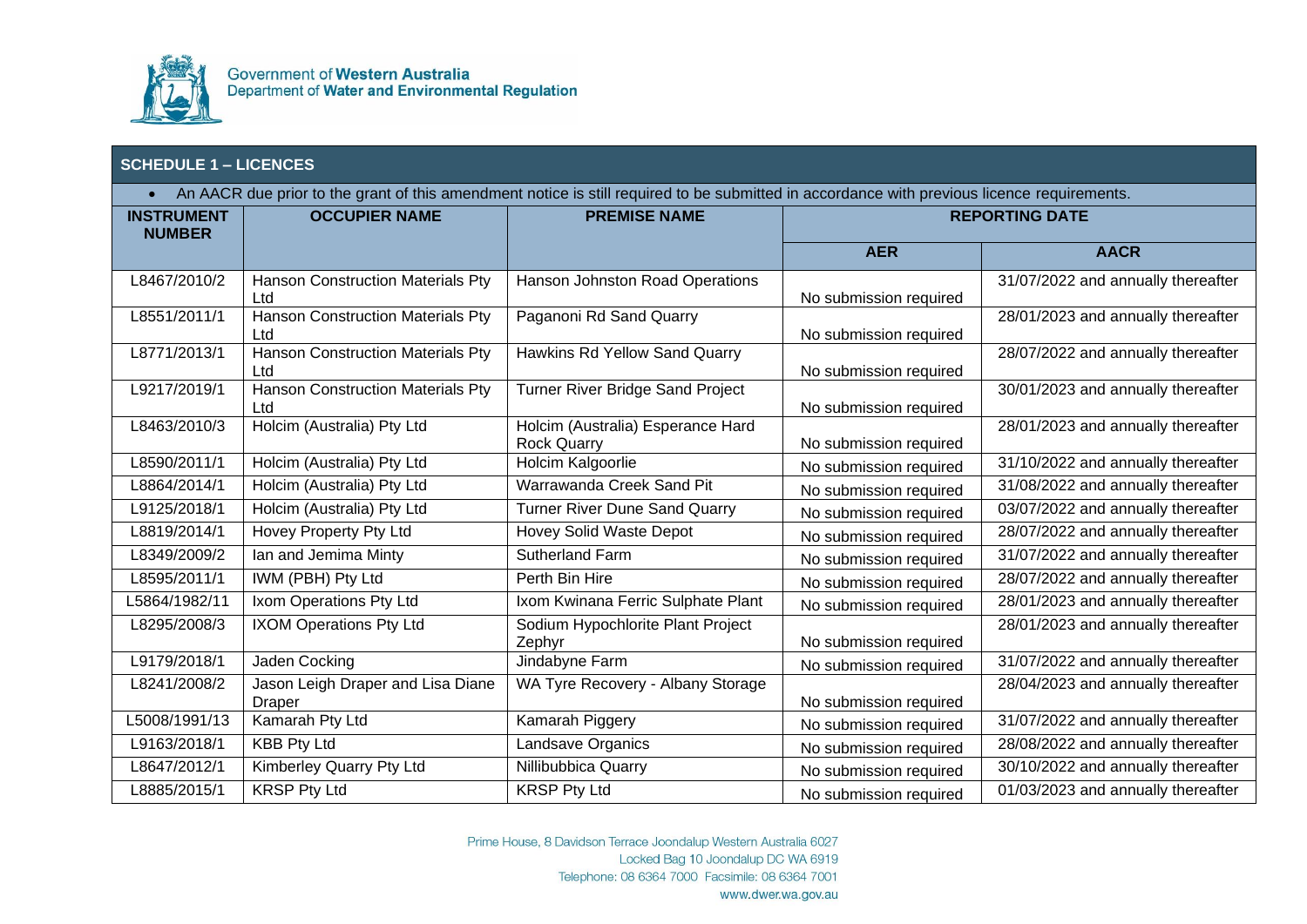Government of **Western Australia**
Department of **Water and Environmental Regulation**

| **SCHEDULE 1 – LICENCES** | | | | |
|---|---|---|---|---|
| • An AACR due prior to the grant of this amendment notice is still required to be submitted in accordance with previous licence requirements. | | | | |
| **INSTRUMENT NUMBER** | **OCCUPIER NAME** | **PREMISE NAME** | **REPORTING DATE** | |
| | | | **AER** | **AACR** |
| L8467/2010/2 | Hanson Construction Materials Pty Ltd | Hanson Johnston Road Operations | No submission required | 31/07/2022 and annually thereafter |
| L8551/2011/1 | Hanson Construction Materials Pty Ltd | Paganoni Rd Sand Quarry | No submission required | 28/01/2023 and annually thereafter |
| L8771/2013/1 | Hanson Construction Materials Pty Ltd | Hawkins Rd Yellow Sand Quarry | No submission required | 28/07/2022 and annually thereafter |
| L9217/2019/1 | Hanson Construction Materials Pty Ltd | Turner River Bridge Sand Project | No submission required | 30/01/2023 and annually thereafter |
| L8463/2010/3 | Holcim (Australia) Pty Ltd | Holcim (Australia) Esperance Hard Rock Quarry | No submission required | 28/01/2023 and annually thereafter |
| L8590/2011/1 | Holcim (Australia) Pty Ltd | Holcim Kalgoorlie | No submission required | 31/10/2022 and annually thereafter |
| L8864/2014/1 | Holcim (Australia) Pty Ltd | Warrawanda Creek Sand Pit | No submission required | 31/08/2022 and annually thereafter |
| L9125/2018/1 | Holcim (Australia) Pty Ltd | Turner River Dune Sand Quarry | No submission required | 03/07/2022 and annually thereafter |
| L8819/2014/1 | Hovey Property Pty Ltd | Hovey Solid Waste Depot | No submission required | 28/07/2022 and annually thereafter |
| L8349/2009/2 | Ian and Jemima Minty | Sutherland Farm | No submission required | 31/07/2022 and annually thereafter |
| L8595/2011/1 | IWM (PBH) Pty Ltd | Perth Bin Hire | No submission required | 28/07/2022 and annually thereafter |
| L5864/1982/11 | Ixom Operations Pty Ltd | Ixom Kwinana Ferric Sulphate Plant | No submission required | 28/01/2023 and annually thereafter |
| L8295/2008/3 | IXOM Operations Pty Ltd | Sodium Hypochlorite Plant Project Zephyr | No submission required | 28/01/2023 and annually thereafter |
| L9179/2018/1 | Jaden Cocking | Jindabyne Farm | No submission required | 31/07/2022 and annually thereafter |
| L8241/2008/2 | Jason Leigh Draper and Lisa Diane Draper | WA Tyre Recovery - Albany Storage | No submission required | 28/04/2023 and annually thereafter |
| L5008/1991/13 | Kamarah Pty Ltd | Kamarah Piggery | No submission required | 31/07/2022 and annually thereafter |
| L9163/2018/1 | KBB Pty Ltd | Landsave Organics | No submission required | 28/08/2022 and annually thereafter |
| L8647/2012/1 | Kimberley Quarry Pty Ltd | Nillibubbica Quarry | No submission required | 30/10/2022 and annually thereafter |
| L8885/2015/1 | KRSP Pty Ltd | KRSP Pty Ltd | No submission required | 01/03/2023 and annually thereafter |

Prime House, 8 Davidson Terrace Joondalup Western Australia 6027
Locked Bag 10 Joondalup DC WA 6919
Telephone: 08 6364 7000 Facsimile: 08 6364 7001
www.dwer.wa.gov.au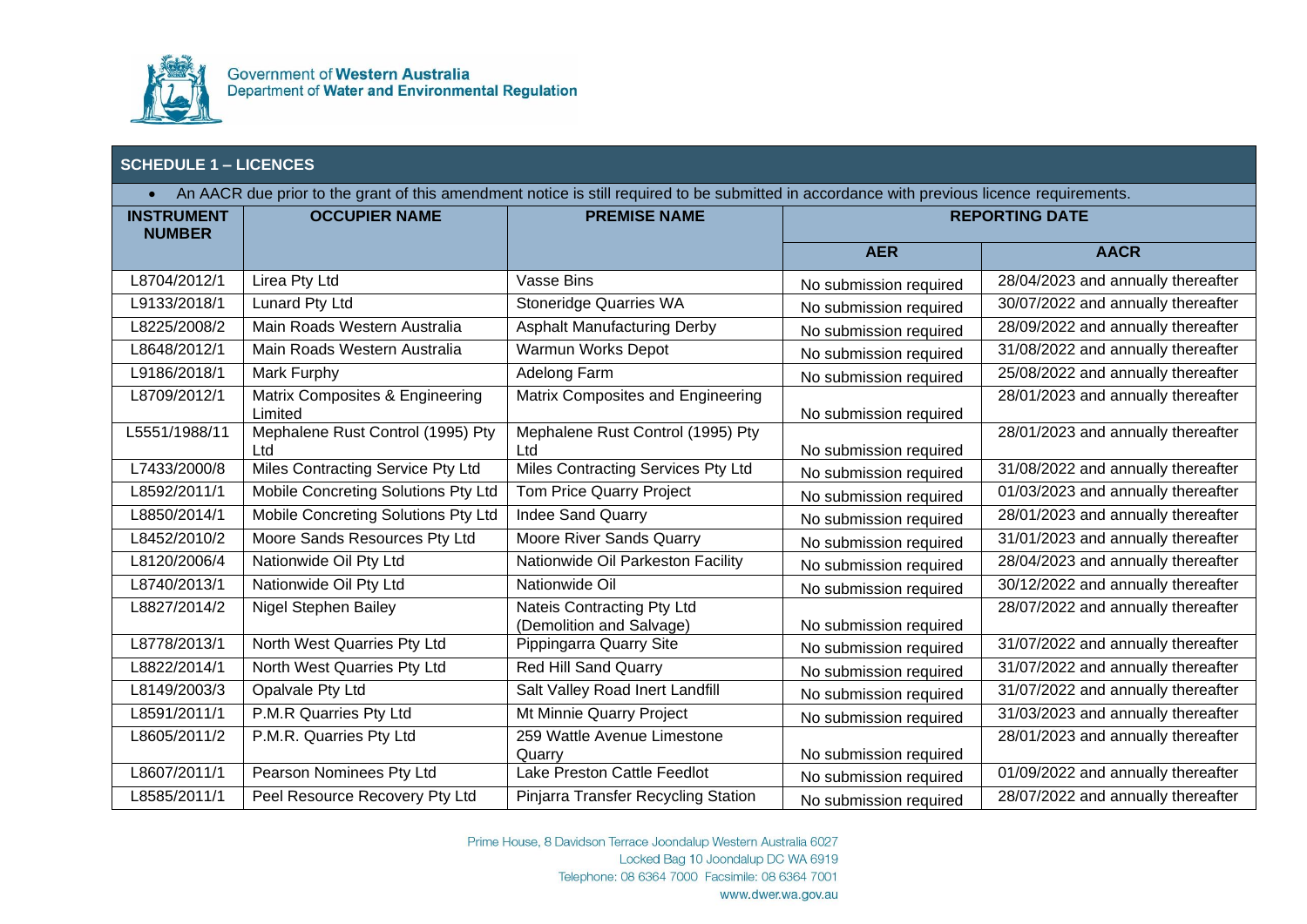## SCHEDULE 1 – LICENCES

- An AACR due prior to the grant of this amendment notice is still required to be submitted in accordance with previous licence requirements.

| INSTRUMENT NUMBER | OCCUPIER NAME | PREMISE NAME | REPORTING DATE | |
|---|---|---|---|---|
| | | | AER | AACR |
| L8704/2012/1 | Lirea Pty Ltd | Vasse Bins | No submission required | 28/04/2023 and annually thereafter |
| L9133/2018/1 | Lunard Pty Ltd | Stoneridge Quarries WA | No submission required | 30/07/2022 and annually thereafter |
| L8225/2008/2 | Main Roads Western Australia | Asphalt Manufacturing Derby | No submission required | 28/09/2022 and annually thereafter |
| L8648/2012/1 | Main Roads Western Australia | Warmun Works Depot | No submission required | 31/08/2022 and annually thereafter |
| L9186/2018/1 | Mark Furphy | Adelong Farm | No submission required | 25/08/2022 and annually thereafter |
| L8709/2012/1 | Matrix Composites & Engineering Limited | Matrix Composites and Engineering | No submission required | 28/01/2023 and annually thereafter |
| L5551/1988/11 | Mephalene Rust Control (1995) Pty Ltd | Mephalene Rust Control (1995) Pty Ltd | No submission required | 28/01/2023 and annually thereafter |
| L7433/2000/8 | Miles Contracting Service Pty Ltd | Miles Contracting Services Pty Ltd | No submission required | 31/08/2022 and annually thereafter |
| L8592/2011/1 | Mobile Concreting Solutions Pty Ltd | Tom Price Quarry Project | No submission required | 01/03/2023 and annually thereafter |
| L8850/2014/1 | Mobile Concreting Solutions Pty Ltd | Indee Sand Quarry | No submission required | 28/01/2023 and annually thereafter |
| L8452/2010/2 | Moore Sands Resources Pty Ltd | Moore River Sands Quarry | No submission required | 31/01/2023 and annually thereafter |
| L8120/2006/4 | Nationwide Oil Pty Ltd | Nationwide Oil Parkeston Facility | No submission required | 28/04/2023 and annually thereafter |
| L8740/2013/1 | Nationwide Oil Pty Ltd | Nationwide Oil | No submission required | 30/12/2022 and annually thereafter |
| L8827/2014/2 | Nigel Stephen Bailey | Nateis Contracting Pty Ltd (Demolition and Salvage) | No submission required | 28/07/2022 and annually thereafter |
| L8778/2013/1 | North West Quarries Pty Ltd | Pippingarra Quarry Site | No submission required | 31/07/2022 and annually thereafter |
| L8822/2014/1 | North West Quarries Pty Ltd | Red Hill Sand Quarry | No submission required | 31/07/2022 and annually thereafter |
| L8149/2003/3 | Opalvale Pty Ltd | Salt Valley Road Inert Landfill | No submission required | 31/07/2022 and annually thereafter |
| L8591/2011/1 | P.M.R Quarries Pty Ltd | Mt Minnie Quarry Project | No submission required | 31/03/2023 and annually thereafter |
| L8605/2011/2 | P.M.R. Quarries Pty Ltd | 259 Wattle Avenue Limestone Quarry | No submission required | 28/01/2023 and annually thereafter |
| L8607/2011/1 | Pearson Nominees Pty Ltd | Lake Preston Cattle Feedlot | No submission required | 01/09/2022 and annually thereafter |
| L8585/2011/1 | Peel Resource Recovery Pty Ltd | Pinjarra Transfer Recycling Station | No submission required | 28/07/2022 and annually thereafter |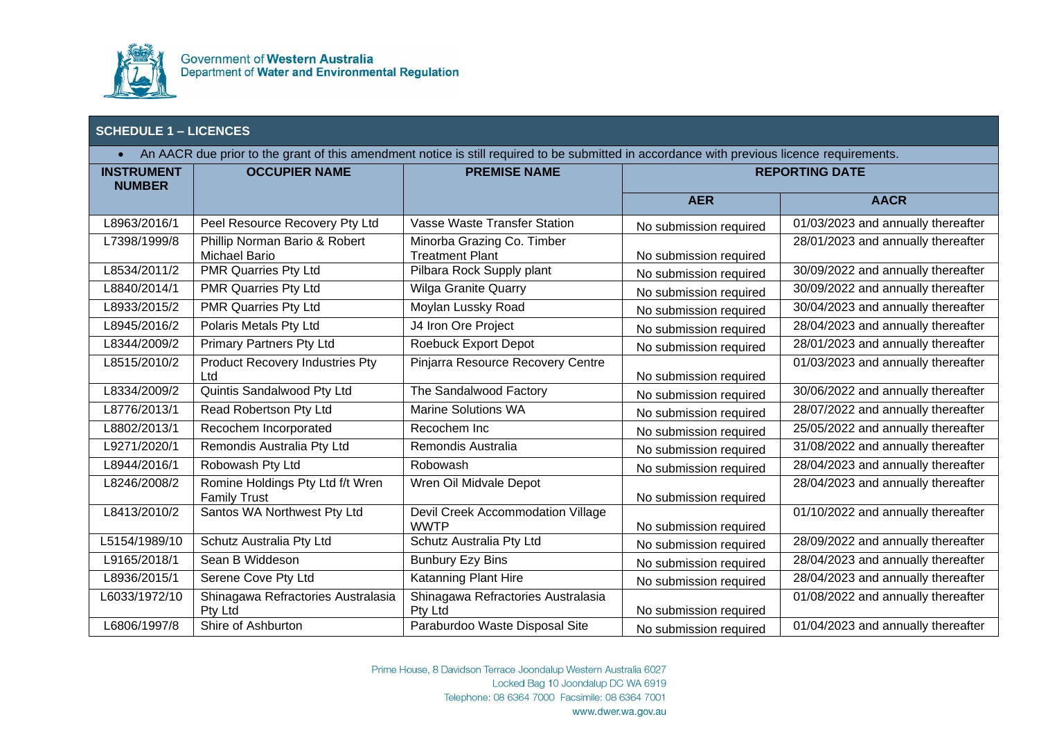Government of **Western Australia**
Department of **Water and Environmental Regulation**

## SCHEDULE 1 – LICENCES

- An AACR due prior to the grant of this amendment notice is still required to be submitted in accordance with previous licence requirements.

| INSTRUMENT NUMBER | OCCUPIER NAME | PREMISE NAME | REPORTING DATE | |
|---|---|---|---|---|
| | | | AER | AACR |
| L8963/2016/1 | Peel Resource Recovery Pty Ltd | Vasse Waste Transfer Station | No submission required | 01/03/2023 and annually thereafter |
| L7398/1999/8 | Phillip Norman Bario & Robert Michael Bario | Minorba Grazing Co. Timber Treatment Plant | No submission required | 28/01/2023 and annually thereafter |
| L8534/2011/2 | PMR Quarries Pty Ltd | Pilbara Rock Supply plant | No submission required | 30/09/2022 and annually thereafter |
| L8840/2014/1 | PMR Quarries Pty Ltd | Wilga Granite Quarry | No submission required | 30/09/2022 and annually thereafter |
| L8933/2015/2 | PMR Quarries Pty Ltd | Moylan Lussky Road | No submission required | 30/04/2023 and annually thereafter |
| L8945/2016/2 | Polaris Metals Pty Ltd | J4 Iron Ore Project | No submission required | 28/04/2023 and annually thereafter |
| L8344/2009/2 | Primary Partners Pty Ltd | Roebuck Export Depot | No submission required | 28/01/2023 and annually thereafter |
| L8515/2010/2 | Product Recovery Industries Pty Ltd | Pinjarra Resource Recovery Centre | No submission required | 01/03/2023 and annually thereafter |
| L8334/2009/2 | Quintis Sandalwood Pty Ltd | The Sandalwood Factory | No submission required | 30/06/2022 and annually thereafter |
| L8776/2013/1 | Read Robertson Pty Ltd | Marine Solutions WA | No submission required | 28/07/2022 and annually thereafter |
| L8802/2013/1 | Recochem Incorporated | Recochem Inc | No submission required | 25/05/2022 and annually thereafter |
| L9271/2020/1 | Remondis Australia Pty Ltd | Remondis Australia | No submission required | 31/08/2022 and annually thereafter |
| L8944/2016/1 | Robowash Pty Ltd | Robowash | No submission required | 28/04/2023 and annually thereafter |
| L8246/2008/2 | Romine Holdings Pty Ltd f/t Wren Family Trust | Wren Oil Midvale Depot | No submission required | 28/04/2023 and annually thereafter |
| L8413/2010/2 | Santos WA Northwest Pty Ltd | Devil Creek Accommodation Village WWTP | No submission required | 01/10/2022 and annually thereafter |
| L5154/1989/10 | Schutz Australia Pty Ltd | Schutz Australia Pty Ltd | No submission required | 28/09/2022 and annually thereafter |
| L9165/2018/1 | Sean B Widdeson | Bunbury Ezy Bins | No submission required | 28/04/2023 and annually thereafter |
| L8936/2015/1 | Serene Cove Pty Ltd | Katanning Plant Hire | No submission required | 28/04/2023 and annually thereafter |
| L6033/1972/10 | Shinagawa Refractories Australasia Pty Ltd | Shinagawa Refractories Australasia Pty Ltd | No submission required | 01/08/2022 and annually thereafter |
| L6806/1997/8 | Shire of Ashburton | Paraburdoo Waste Disposal Site | No submission required | 01/04/2023 and annually thereafter |

Prime House, 8 Davidson Terrace Joondalup Western Australia 6027
Locked Bag 10 Joondalup DC WA 6919
Telephone: 08 6364 7000 Facsimile: 08 6364 7001
www.dwer.wa.gov.au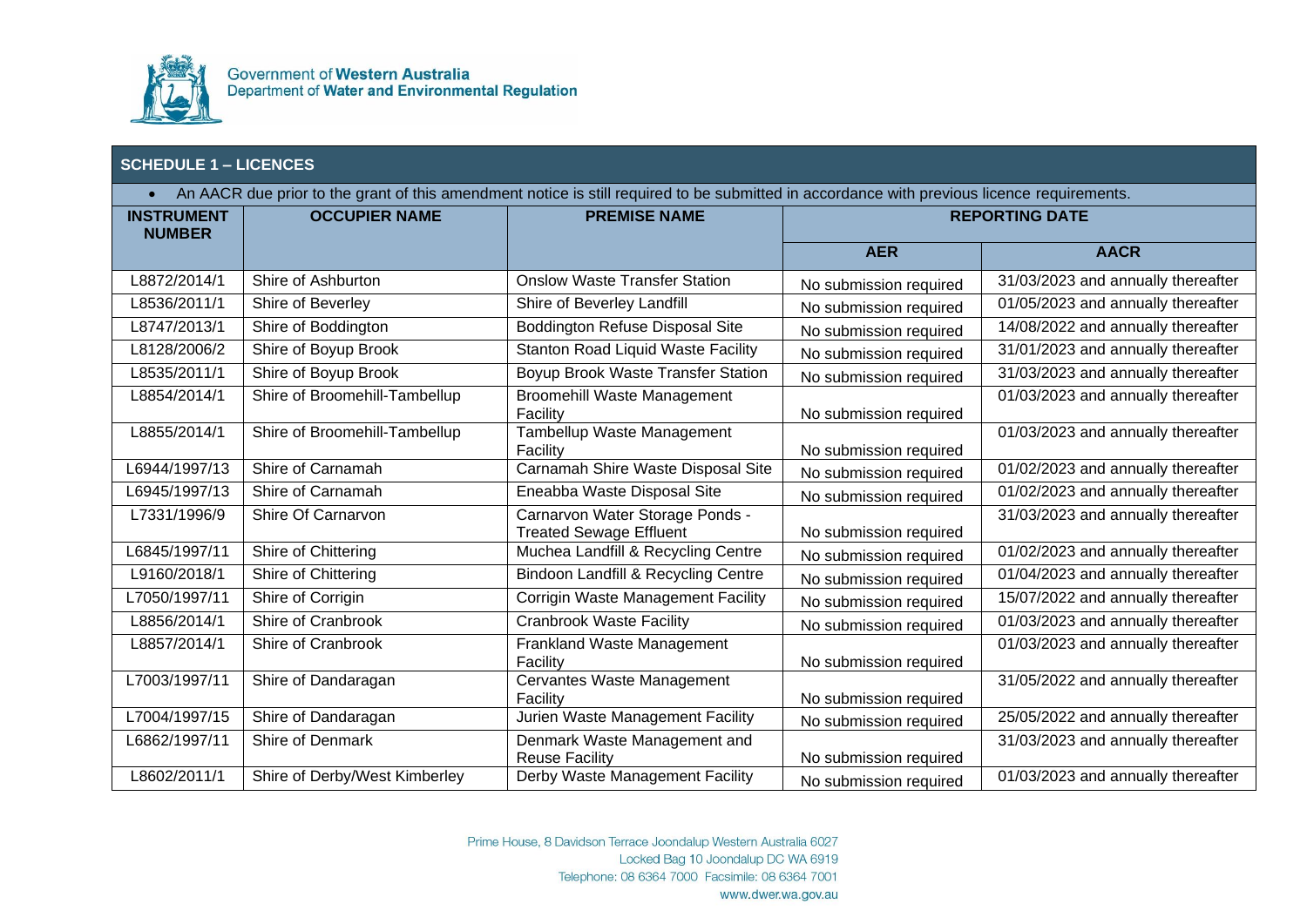## SCHEDULE 1 – LICENCES

- An AACR due prior to the grant of this amendment notice is still required to be submitted in accordance with previous licence requirements.

| INSTRUMENT NUMBER | OCCUPIER NAME | PREMISE NAME | REPORTING DATE | |
|---|---|---|---|---|
| | | | AER | AACR |
| L8872/2014/1 | Shire of Ashburton | Onslow Waste Transfer Station | No submission required | 31/03/2023 and annually thereafter |
| L8536/2011/1 | Shire of Beverley | Shire of Beverley Landfill | No submission required | 01/05/2023 and annually thereafter |
| L8747/2013/1 | Shire of Boddington | Boddington Refuse Disposal Site | No submission required | 14/08/2022 and annually thereafter |
| L8128/2006/2 | Shire of Boyup Brook | Stanton Road Liquid Waste Facility | No submission required | 31/01/2023 and annually thereafter |
| L8535/2011/1 | Shire of Boyup Brook | Boyup Brook Waste Transfer Station | No submission required | 31/03/2023 and annually thereafter |
| L8854/2014/1 | Shire of Broomehill-Tambellup | Broomehill Waste Management Facility | No submission required | 01/03/2023 and annually thereafter |
| L8855/2014/1 | Shire of Broomehill-Tambellup | Tambellup Waste Management Facility | No submission required | 01/03/2023 and annually thereafter |
| L6944/1997/13 | Shire of Carnamah | Carnamah Shire Waste Disposal Site | No submission required | 01/02/2023 and annually thereafter |
| L6945/1997/13 | Shire of Carnamah | Eneabba Waste Disposal Site | No submission required | 01/02/2023 and annually thereafter |
| L7331/1996/9 | Shire Of Carnarvon | Carnarvon Water Storage Ponds - Treated Sewage Effluent | No submission required | 31/03/2023 and annually thereafter |
| L6845/1997/11 | Shire of Chittering | Muchea Landfill & Recycling Centre | No submission required | 01/02/2023 and annually thereafter |
| L9160/2018/1 | Shire of Chittering | Bindoon Landfill & Recycling Centre | No submission required | 01/04/2023 and annually thereafter |
| L7050/1997/11 | Shire of Corrigin | Corrigin Waste Management Facility | No submission required | 15/07/2022 and annually thereafter |
| L8856/2014/1 | Shire of Cranbrook | Cranbrook Waste Facility | No submission required | 01/03/2023 and annually thereafter |
| L8857/2014/1 | Shire of Cranbrook | Frankland Waste Management Facility | No submission required | 01/03/2023 and annually thereafter |
| L7003/1997/11 | Shire of Dandaragan | Cervantes Waste Management Facility | No submission required | 31/05/2022 and annually thereafter |
| L7004/1997/15 | Shire of Dandaragan | Jurien Waste Management Facility | No submission required | 25/05/2022 and annually thereafter |
| L6862/1997/11 | Shire of Denmark | Denmark Waste Management and Reuse Facility | No submission required | 31/03/2023 and annually thereafter |
| L8602/2011/1 | Shire of Derby/West Kimberley | Derby Waste Management Facility | No submission required | 01/03/2023 and annually thereafter |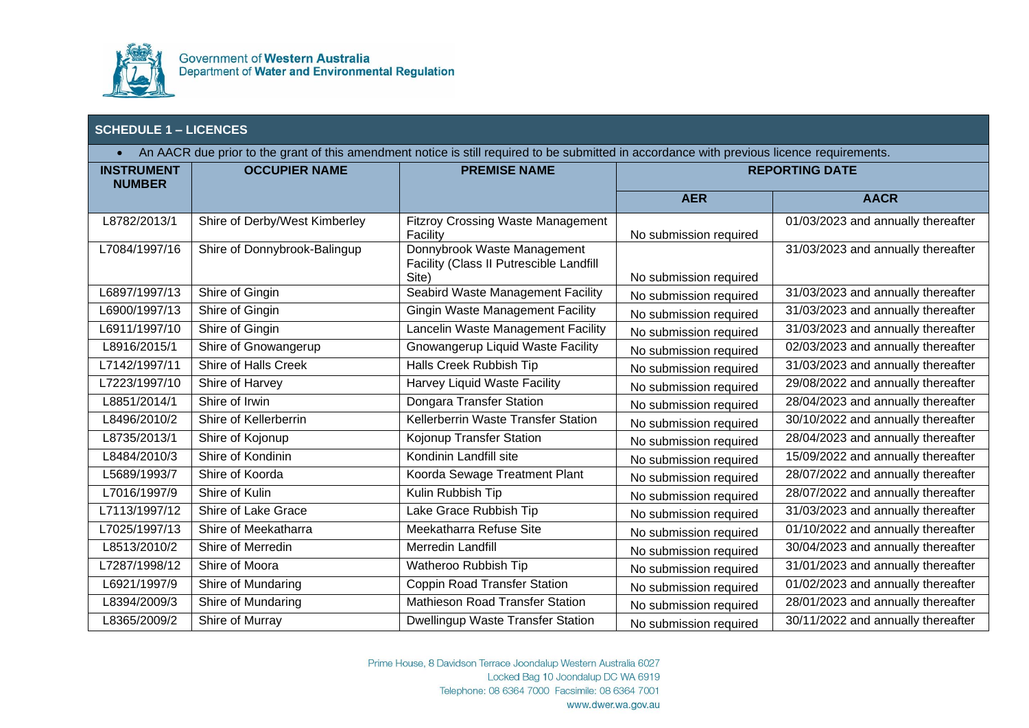## SCHEDULE 1 – LICENCES

- An AACR due prior to the grant of this amendment notice is still required to be submitted in accordance with previous licence requirements.

| INSTRUMENT NUMBER | OCCUPIER NAME | PREMISE NAME | REPORTING DATE | |
|---|---|---|---|---|
| | | | AER | AACR |
| L8782/2013/1 | Shire of Derby/West Kimberley | Fitzroy Crossing Waste Management Facility | No submission required | 01/03/2023 and annually thereafter |
| L7084/1997/16 | Shire of Donnybrook-Balingup | Donnybrook Waste Management Facility (Class II Putrescible Landfill Site) | No submission required | 31/03/2023 and annually thereafter |
| L6897/1997/13 | Shire of Gingin | Seabird Waste Management Facility | No submission required | 31/03/2023 and annually thereafter |
| L6900/1997/13 | Shire of Gingin | Gingin Waste Management Facility | No submission required | 31/03/2023 and annually thereafter |
| L6911/1997/10 | Shire of Gingin | Lancelin Waste Management Facility | No submission required | 31/03/2023 and annually thereafter |
| L8916/2015/1 | Shire of Gnowangerup | Gnowangerup Liquid Waste Facility | No submission required | 02/03/2023 and annually thereafter |
| L7142/1997/11 | Shire of Halls Creek | Halls Creek Rubbish Tip | No submission required | 31/03/2023 and annually thereafter |
| L7223/1997/10 | Shire of Harvey | Harvey Liquid Waste Facility | No submission required | 29/08/2022 and annually thereafter |
| L8851/2014/1 | Shire of Irwin | Dongara Transfer Station | No submission required | 28/04/2023 and annually thereafter |
| L8496/2010/2 | Shire of Kellerberrin | Kellerberrin Waste Transfer Station | No submission required | 30/10/2022 and annually thereafter |
| L8735/2013/1 | Shire of Kojonup | Kojonup Transfer Station | No submission required | 28/04/2023 and annually thereafter |
| L8484/2010/3 | Shire of Kondinin | Kondinin Landfill site | No submission required | 15/09/2022 and annually thereafter |
| L5689/1993/7 | Shire of Koorda | Koorda Sewage Treatment Plant | No submission required | 28/07/2022 and annually thereafter |
| L7016/1997/9 | Shire of Kulin | Kulin Rubbish Tip | No submission required | 28/07/2022 and annually thereafter |
| L7113/1997/12 | Shire of Lake Grace | Lake Grace Rubbish Tip | No submission required | 31/03/2023 and annually thereafter |
| L7025/1997/13 | Shire of Meekatharra | Meekatharra Refuse Site | No submission required | 01/10/2022 and annually thereafter |
| L8513/2010/2 | Shire of Merredin | Merredin Landfill | No submission required | 30/04/2023 and annually thereafter |
| L7287/1998/12 | Shire of Moora | Watheroo Rubbish Tip | No submission required | 31/01/2023 and annually thereafter |
| L6921/1997/9 | Shire of Mundaring | Coppin Road Transfer Station | No submission required | 01/02/2023 and annually thereafter |
| L8394/2009/3 | Shire of Mundaring | Mathieson Road Transfer Station | No submission required | 28/01/2023 and annually thereafter |
| L8365/2009/2 | Shire of Murray | Dwellingup Waste Transfer Station | No submission required | 30/11/2022 and annually thereafter |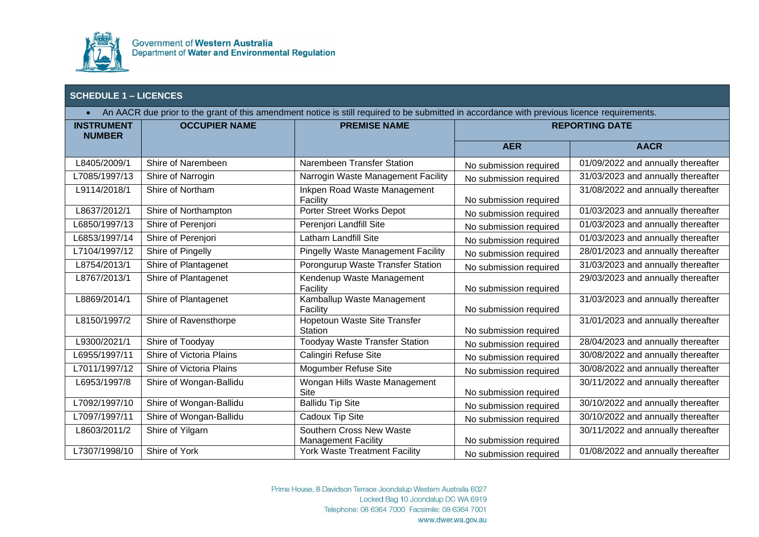Government of **Western Australia**
Department of **Water and Environmental Regulation**

## SCHEDULE 1 – LICENCES

- An AACR due prior to the grant of this amendment notice is still required to be submitted in accordance with previous licence requirements.

| INSTRUMENT NUMBER | OCCUPIER NAME | PREMISE NAME | REPORTING DATE | |
|---|---|---|---|---|
| | | | AER | AACR |
| L8405/2009/1 | Shire of Narembeen | Narembeen Transfer Station | No submission required | 01/09/2022 and annually thereafter |
| L7085/1997/13 | Shire of Narrogin | Narrogin Waste Management Facility | No submission required | 31/03/2023 and annually thereafter |
| L9114/2018/1 | Shire of Northam | Inkpen Road Waste Management Facility | No submission required | 31/08/2022 and annually thereafter |
| L8637/2012/1 | Shire of Northampton | Porter Street Works Depot | No submission required | 01/03/2023 and annually thereafter |
| L6850/1997/13 | Shire of Perenjori | Perenjori Landfill Site | No submission required | 01/03/2023 and annually thereafter |
| L6853/1997/14 | Shire of Perenjori | Latham Landfill Site | No submission required | 01/03/2023 and annually thereafter |
| L7104/1997/12 | Shire of Pingelly | Pingelly Waste Management Facility | No submission required | 28/01/2023 and annually thereafter |
| L8754/2013/1 | Shire of Plantagenet | Porongurup Waste Transfer Station | No submission required | 31/03/2023 and annually thereafter |
| L8767/2013/1 | Shire of Plantagenet | Kendenup Waste Management Facility | No submission required | 29/03/2023 and annually thereafter |
| L8869/2014/1 | Shire of Plantagenet | Kamballup Waste Management Facility | No submission required | 31/03/2023 and annually thereafter |
| L8150/1997/2 | Shire of Ravensthorpe | Hopetoun Waste Site Transfer Station | No submission required | 31/01/2023 and annually thereafter |
| L9300/2021/1 | Shire of Toodyay | Toodyay Waste Transfer Station | No submission required | 28/04/2023 and annually thereafter |
| L6955/1997/11 | Shire of Victoria Plains | Calingiri Refuse Site | No submission required | 30/08/2022 and annually thereafter |
| L7011/1997/12 | Shire of Victoria Plains | Mogumber Refuse Site | No submission required | 30/08/2022 and annually thereafter |
| L6953/1997/8 | Shire of Wongan-Ballidu | Wongan Hills Waste Management Site | No submission required | 30/11/2022 and annually thereafter |
| L7092/1997/10 | Shire of Wongan-Ballidu | Ballidu Tip Site | No submission required | 30/10/2022 and annually thereafter |
| L7097/1997/11 | Shire of Wongan-Ballidu | Cadoux Tip Site | No submission required | 30/10/2022 and annually thereafter |
| L8603/2011/2 | Shire of Yilgarn | Southern Cross New Waste Management Facility | No submission required | 30/11/2022 and annually thereafter |
| L7307/1998/10 | Shire of York | York Waste Treatment Facility | No submission required | 01/08/2022 and annually thereafter |

Prime House, 8 Davidson Terrace Joondalup Western Australia 6027
Locked Bag 10 Joondalup DC WA 6919
Telephone: 08 6364 7000 Facsimile: 08 6364 7001
www.dwer.wa.gov.au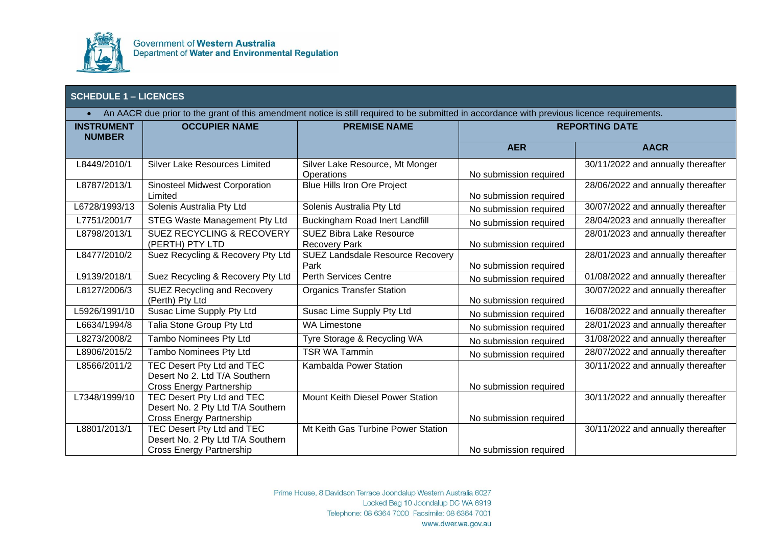## SCHEDULE 1 – LICENCES

- An AACR due prior to the grant of this amendment notice is still required to be submitted in accordance with previous licence requirements.

| INSTRUMENT NUMBER | OCCUPIER NAME | PREMISE NAME | REPORTING DATE | |
|---|---|---|---|---|
| | | | AER | AACR |
| L8449/2010/1 | Silver Lake Resources Limited | Silver Lake Resource, Mt Monger Operations | No submission required | 30/11/2022 and annually thereafter |
| L8787/2013/1 | Sinosteel Midwest Corporation Limited | Blue Hills Iron Ore Project | No submission required | 28/06/2022 and annually thereafter |
| L6728/1993/13 | Solenis Australia Pty Ltd | Solenis Australia Pty Ltd | No submission required | 30/07/2022 and annually thereafter |
| L7751/2001/7 | STEG Waste Management Pty Ltd | Buckingham Road Inert Landfill | No submission required | 28/04/2023 and annually thereafter |
| L8798/2013/1 | SUEZ RECYCLING & RECOVERY (PERTH) PTY LTD | SUEZ Bibra Lake Resource Recovery Park | No submission required | 28/01/2023 and annually thereafter |
| L8477/2010/2 | Suez Recycling & Recovery Pty Ltd | SUEZ Landsdale Resource Recovery Park | No submission required | 28/01/2023 and annually thereafter |
| L9139/2018/1 | Suez Recycling & Recovery Pty Ltd | Perth Services Centre | No submission required | 01/08/2022 and annually thereafter |
| L8127/2006/3 | SUEZ Recycling and Recovery (Perth) Pty Ltd | Organics Transfer Station | No submission required | 30/07/2022 and annually thereafter |
| L5926/1991/10 | Susac Lime Supply Pty Ltd | Susac Lime Supply Pty Ltd | No submission required | 16/08/2022 and annually thereafter |
| L6634/1994/8 | Talia Stone Group Pty Ltd | WA Limestone | No submission required | 28/01/2023 and annually thereafter |
| L8273/2008/2 | Tambo Nominees Pty Ltd | Tyre Storage & Recycling WA | No submission required | 31/08/2022 and annually thereafter |
| L8906/2015/2 | Tambo Nominees Pty Ltd | TSR WA Tammin | No submission required | 28/07/2022 and annually thereafter |
| L8566/2011/2 | TEC Desert Pty Ltd and TEC Desert No 2. Ltd T/A Southern Cross Energy Partnership | Kambalda Power Station | No submission required | 30/11/2022 and annually thereafter |
| L7348/1999/10 | TEC Desert Pty Ltd and TEC Desert No. 2 Pty Ltd T/A Southern Cross Energy Partnership | Mount Keith Diesel Power Station | No submission required | 30/11/2022 and annually thereafter |
| L8801/2013/1 | TEC Desert Pty Ltd and TEC Desert No. 2 Pty Ltd T/A Southern Cross Energy Partnership | Mt Keith Gas Turbine Power Station | No submission required | 30/11/2022 and annually thereafter |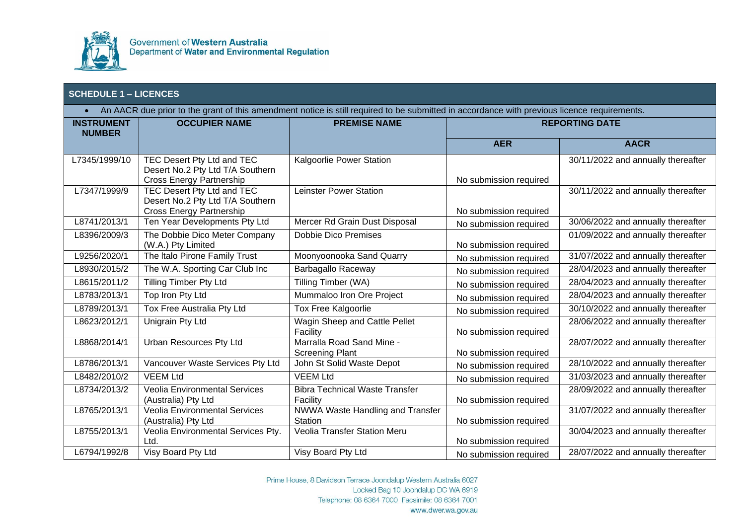Government of **Western Australia**
Department of **Water and Environmental Regulation**

| SCHEDULE 1 – LICENCES | | | | |
|---|---|---|---|---|
| • An AACR due prior to the grant of this amendment notice is still required to be submitted in accordance with previous licence requirements. | | | | |
| **INSTRUMENT NUMBER** | **OCCUPIER NAME** | **PREMISE NAME** | **REPORTING DATE** | |
| | | | **AER** | **AACR** |
| L7345/1999/10 | TEC Desert Pty Ltd and TEC Desert No.2 Pty Ltd T/A Southern Cross Energy Partnership | Kalgoorlie Power Station | No submission required | 30/11/2022 and annually thereafter |
| L7347/1999/9 | TEC Desert Pty Ltd and TEC Desert No.2 Pty Ltd T/A Southern Cross Energy Partnership | Leinster Power Station | No submission required | 30/11/2022 and annually thereafter |
| L8741/2013/1 | Ten Year Developments Pty Ltd | Mercer Rd Grain Dust Disposal | No submission required | 30/06/2022 and annually thereafter |
| L8396/2009/3 | The Dobbie Dico Meter Company (W.A.) Pty Limited | Dobbie Dico Premises | No submission required | 01/09/2022 and annually thereafter |
| L9256/2020/1 | The Italo Pirone Family Trust | Moonyoonooka Sand Quarry | No submission required | 31/07/2022 and annually thereafter |
| L8930/2015/2 | The W.A. Sporting Car Club Inc | Barbagallo Raceway | No submission required | 28/04/2023 and annually thereafter |
| L8615/2011/2 | Tilling Timber Pty Ltd | Tilling Timber (WA) | No submission required | 28/04/2023 and annually thereafter |
| L8783/2013/1 | Top Iron Pty Ltd | Mummaloo Iron Ore Project | No submission required | 28/04/2023 and annually thereafter |
| L8789/2013/1 | Tox Free Australia Pty Ltd | Tox Free Kalgoorlie | No submission required | 30/10/2022 and annually thereafter |
| L8623/2012/1 | Unigrain Pty Ltd | Wagin Sheep and Cattle Pellet Facility | No submission required | 28/06/2022 and annually thereafter |
| L8868/2014/1 | Urban Resources Pty Ltd | Marralla Road Sand Mine - Screening Plant | No submission required | 28/07/2022 and annually thereafter |
| L8786/2013/1 | Vancouver Waste Services Pty Ltd | John St Solid Waste Depot | No submission required | 28/10/2022 and annually thereafter |
| L8482/2010/2 | VEEM Ltd | VEEM Ltd | No submission required | 31/03/2023 and annually thereafter |
| L8734/2013/2 | Veolia Environmental Services (Australia) Pty Ltd | Bibra Technical Waste Transfer Facility | No submission required | 28/09/2022 and annually thereafter |
| L8765/2013/1 | Veolia Environmental Services (Australia) Pty Ltd | NWWA Waste Handling and Transfer Station | No submission required | 31/07/2022 and annually thereafter |
| L8755/2013/1 | Veolia Environmental Services Pty. Ltd. | Veolia Transfer Station Meru | No submission required | 30/04/2023 and annually thereafter |
| L6794/1992/8 | Visy Board Pty Ltd | Visy Board Pty Ltd | No submission required | 28/07/2022 and annually thereafter |

Prime House, 8 Davidson Terrace Joondalup Western Australia 6027
Locked Bag 10 Joondalup DC WA 6919
Telephone: 08 6364 7000 Facsimile: 08 6364 7001
www.dwer.wa.gov.au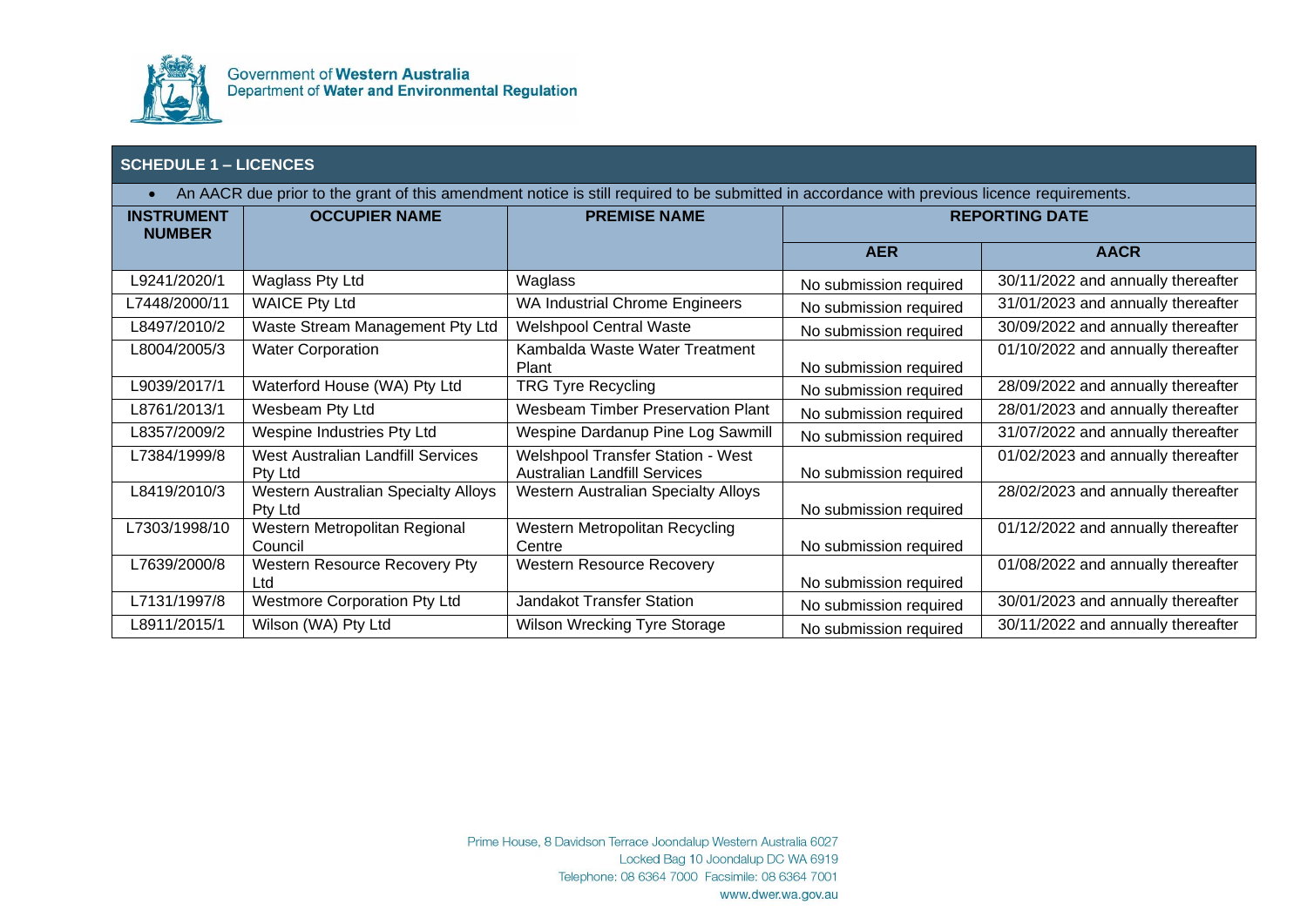## SCHEDULE 1 – LICENCES

- An AACR due prior to the grant of this amendment notice is still required to be submitted in accordance with previous licence requirements.

| INSTRUMENT NUMBER | OCCUPIER NAME | PREMISE NAME | REPORTING DATE | |
|---|---|---|---|---|
| | | | AER | AACR |
| L9241/2020/1 | Waglass Pty Ltd | Waglass | No submission required | 30/11/2022 and annually thereafter |
| L7448/2000/11 | WAICE Pty Ltd | WA Industrial Chrome Engineers | No submission required | 31/01/2023 and annually thereafter |
| L8497/2010/2 | Waste Stream Management Pty Ltd | Welshpool Central Waste | No submission required | 30/09/2022 and annually thereafter |
| L8004/2005/3 | Water Corporation | Kambalda Waste Water Treatment Plant | No submission required | 01/10/2022 and annually thereafter |
| L9039/2017/1 | Waterford House (WA) Pty Ltd | TRG Tyre Recycling | No submission required | 28/09/2022 and annually thereafter |
| L8761/2013/1 | Wesbeam Pty Ltd | Wesbeam Timber Preservation Plant | No submission required | 28/01/2023 and annually thereafter |
| L8357/2009/2 | Wespine Industries Pty Ltd | Wespine Dardanup Pine Log Sawmill | No submission required | 31/07/2022 and annually thereafter |
| L7384/1999/8 | West Australian Landfill Services Pty Ltd | Welshpool Transfer Station - West Australian Landfill Services | No submission required | 01/02/2023 and annually thereafter |
| L8419/2010/3 | Western Australian Specialty Alloys Pty Ltd | Western Australian Specialty Alloys | No submission required | 28/02/2023 and annually thereafter |
| L7303/1998/10 | Western Metropolitan Regional Council | Western Metropolitan Recycling Centre | No submission required | 01/12/2022 and annually thereafter |
| L7639/2000/8 | Western Resource Recovery Pty Ltd | Western Resource Recovery | No submission required | 01/08/2022 and annually thereafter |
| L7131/1997/8 | Westmore Corporation Pty Ltd | Jandakot Transfer Station | No submission required | 30/01/2023 and annually thereafter |
| L8911/2015/1 | Wilson (WA) Pty Ltd | Wilson Wrecking Tyre Storage | No submission required | 30/11/2022 and annually thereafter |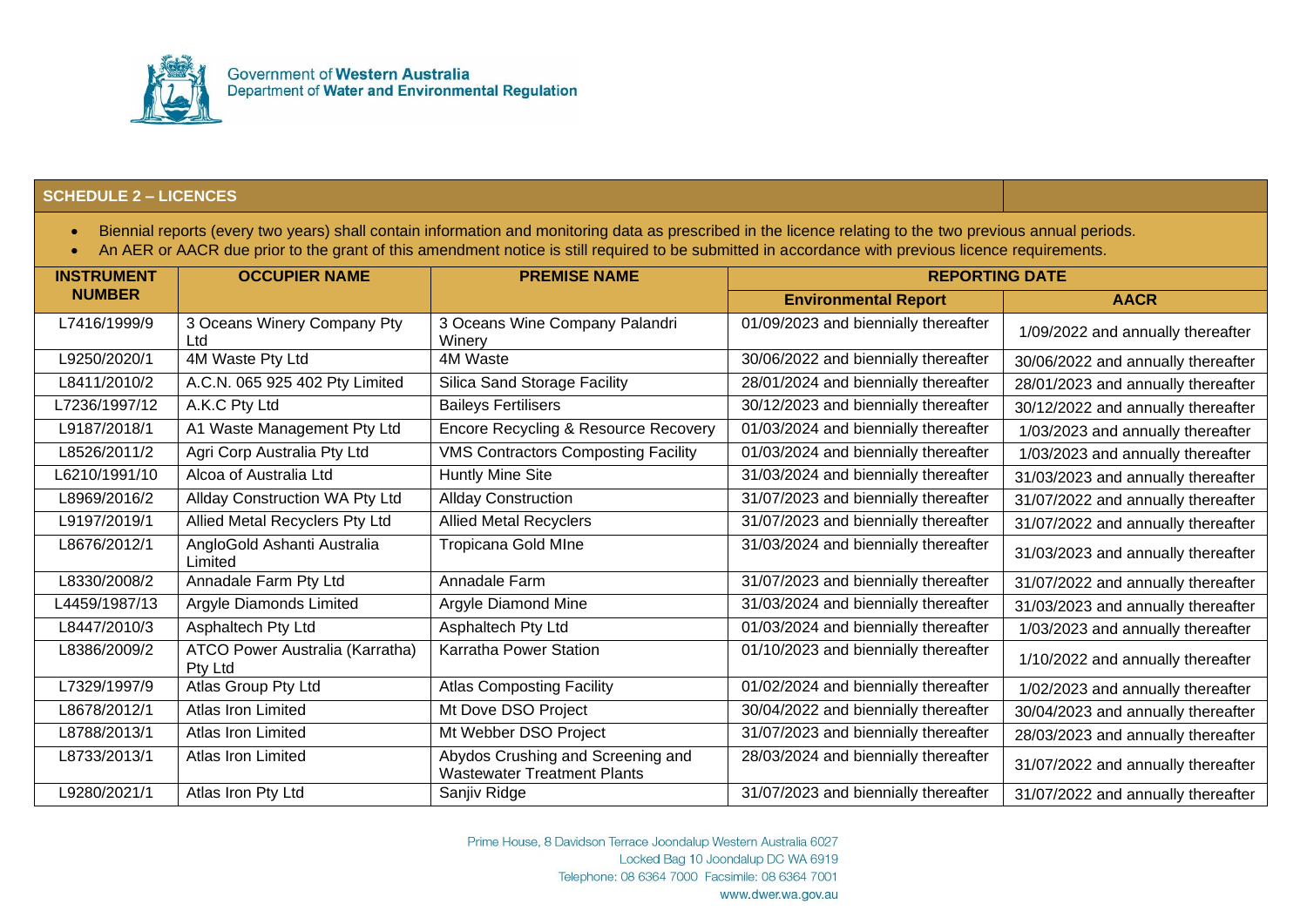Government of **Western Australia**
Department of **Water and Environmental Regulation**

## SCHEDULE 2 – LICENCES

- Biennial reports (every two years) shall contain information and monitoring data as prescribed in the licence relating to the two previous annual periods.
- An AER or AACR due prior to the grant of this amendment notice is still required to be submitted in accordance with previous licence requirements.

| INSTRUMENT NUMBER | OCCUPIER NAME | PREMISE NAME | REPORTING DATE | |
|---|---|---|---|---|
| | | | **Environmental Report** | **AACR** |
| L7416/1999/9 | 3 Oceans Winery Company Pty Ltd | 3 Oceans Wine Company Palandri Winery | 01/09/2023 and biennially thereafter | 1/09/2022 and annually thereafter |
| L9250/2020/1 | 4M Waste Pty Ltd | 4M Waste | 30/06/2022 and biennially thereafter | 30/06/2022 and annually thereafter |
| L8411/2010/2 | A.C.N. 065 925 402 Pty Limited | Silica Sand Storage Facility | 28/01/2024 and biennially thereafter | 28/01/2023 and annually thereafter |
| L7236/1997/12 | A.K.C Pty Ltd | Baileys Fertilisers | 30/12/2023 and biennially thereafter | 30/12/2022 and annually thereafter |
| L9187/2018/1 | A1 Waste Management Pty Ltd | Encore Recycling & Resource Recovery | 01/03/2024 and biennially thereafter | 1/03/2023 and annually thereafter |
| L8526/2011/2 | Agri Corp Australia Pty Ltd | VMS Contractors Composting Facility | 01/03/2024 and biennially thereafter | 1/03/2023 and annually thereafter |
| L6210/1991/10 | Alcoa of Australia Ltd | Huntly Mine Site | 31/03/2024 and biennially thereafter | 31/03/2023 and annually thereafter |
| L8969/2016/2 | Allday Construction WA Pty Ltd | Allday Construction | 31/07/2023 and biennially thereafter | 31/07/2022 and annually thereafter |
| L9197/2019/1 | Allied Metal Recyclers Pty Ltd | Allied Metal Recyclers | 31/07/2023 and biennially thereafter | 31/07/2022 and annually thereafter |
| L8676/2012/1 | AngloGold Ashanti Australia Limited | Tropicana Gold MIne | 31/03/2024 and biennially thereafter | 31/03/2023 and annually thereafter |
| L8330/2008/2 | Annadale Farm Pty Ltd | Annadale Farm | 31/07/2023 and biennially thereafter | 31/07/2022 and annually thereafter |
| L4459/1987/13 | Argyle Diamonds Limited | Argyle Diamond Mine | 31/03/2024 and biennially thereafter | 31/03/2023 and annually thereafter |
| L8447/2010/3 | Asphaltech Pty Ltd | Asphaltech Pty Ltd | 01/03/2024 and biennially thereafter | 1/03/2023 and annually thereafter |
| L8386/2009/2 | ATCO Power Australia (Karratha) Pty Ltd | Karratha Power Station | 01/10/2023 and biennially thereafter | 1/10/2022 and annually thereafter |
| L7329/1997/9 | Atlas Group Pty Ltd | Atlas Composting Facility | 01/02/2024 and biennially thereafter | 1/02/2023 and annually thereafter |
| L8678/2012/1 | Atlas Iron Limited | Mt Dove DSO Project | 30/04/2022 and biennially thereafter | 30/04/2023 and annually thereafter |
| L8788/2013/1 | Atlas Iron Limited | Mt Webber DSO Project | 31/07/2023 and biennially thereafter | 28/03/2023 and annually thereafter |
| L8733/2013/1 | Atlas Iron Limited | Abydos Crushing and Screening and Wastewater Treatment Plants | 28/03/2024 and biennially thereafter | 31/07/2022 and annually thereafter |
| L9280/2021/1 | Atlas Iron Pty Ltd | Sanjiv Ridge | 31/07/2023 and biennially thereafter | 31/07/2022 and annually thereafter |

Prime House, 8 Davidson Terrace Joondalup Western Australia 6027
Locked Bag 10 Joondalup DC WA 6919
Telephone: 08 6364 7000 Facsimile: 08 6364 7001
www.dwer.wa.gov.au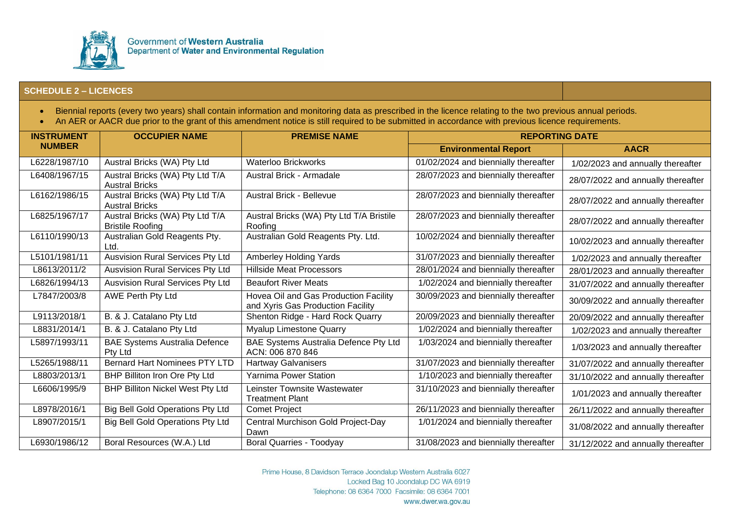Government of **Western Australia**
Department of **Water and Environmental Regulation**

## SCHEDULE 2 – LICENCES

- Biennial reports (every two years) shall contain information and monitoring data as prescribed in the licence relating to the two previous annual periods.
- An AER or AACR due prior to the grant of this amendment notice is still required to be submitted in accordance with previous licence requirements.

| INSTRUMENT NUMBER | OCCUPIER NAME | PREMISE NAME | REPORTING DATE | |
|---|---|---|---|---|
| | | | **Environmental Report** | **AACR** |
| L6228/1987/10 | Austral Bricks (WA) Pty Ltd | Waterloo Brickworks | 01/02/2024 and biennially thereafter | 1/02/2023 and annually thereafter |
| L6408/1967/15 | Austral Bricks (WA) Pty Ltd T/A Austral Bricks | Austral Brick - Armadale | 28/07/2023 and biennially thereafter | 28/07/2022 and annually thereafter |
| L6162/1986/15 | Austral Bricks (WA) Pty Ltd T/A Austral Bricks | Austral Brick - Bellevue | 28/07/2023 and biennially thereafter | 28/07/2022 and annually thereafter |
| L6825/1967/17 | Austral Bricks (WA) Pty Ltd T/A Bristile Roofing | Austral Bricks (WA) Pty Ltd T/A Bristile Roofing | 28/07/2023 and biennially thereafter | 28/07/2022 and annually thereafter |
| L6110/1990/13 | Australian Gold Reagents Pty. Ltd. | Australian Gold Reagents Pty. Ltd. | 10/02/2024 and biennially thereafter | 10/02/2023 and annually thereafter |
| L5101/1981/11 | Ausvision Rural Services Pty Ltd | Amberley Holding Yards | 31/07/2023 and biennially thereafter | 1/02/2023 and annually thereafter |
| L8613/2011/2 | Ausvision Rural Services Pty Ltd | Hillside Meat Processors | 28/01/2024 and biennially thereafter | 28/01/2023 and annually thereafter |
| L6826/1994/13 | Ausvision Rural Services Pty Ltd | Beaufort River Meats | 1/02/2024 and biennially thereafter | 31/07/2022 and annually thereafter |
| L7847/2003/8 | AWE Perth Pty Ltd | Hovea Oil and Gas Production Facility and Xyris Gas Production Facility | 30/09/2023 and biennially thereafter | 30/09/2022 and annually thereafter |
| L9113/2018/1 | B. & J. Catalano Pty Ltd | Shenton Ridge - Hard Rock Quarry | 20/09/2023 and biennially thereafter | 20/09/2022 and annually thereafter |
| L8831/2014/1 | B. & J. Catalano Pty Ltd | Myalup Limestone Quarry | 1/02/2024 and biennially thereafter | 1/02/2023 and annually thereafter |
| L5897/1993/11 | BAE Systems Australia Defence Pty Ltd | BAE Systems Australia Defence Pty Ltd ACN: 006 870 846 | 1/03/2024 and biennially thereafter | 1/03/2023 and annually thereafter |
| L5265/1988/11 | Bernard Hart Nominees PTY LTD | Hartway Galvanisers | 31/07/2023 and biennially thereafter | 31/07/2022 and annually thereafter |
| L8803/2013/1 | BHP Billiton Iron Ore Pty Ltd | Yarnima Power Station | 1/10/2023 and biennially thereafter | 31/10/2022 and annually thereafter |
| L6606/1995/9 | BHP Billiton Nickel West Pty Ltd | Leinster Townsite Wastewater Treatment Plant | 31/10/2023 and biennially thereafter | 1/01/2023 and annually thereafter |
| L8978/2016/1 | Big Bell Gold Operations Pty Ltd | Comet Project | 26/11/2023 and biennially thereafter | 26/11/2022 and annually thereafter |
| L8907/2015/1 | Big Bell Gold Operations Pty Ltd | Central Murchison Gold Project-Day Dawn | 1/01/2024 and biennially thereafter | 31/08/2022 and annually thereafter |
| L6930/1986/12 | Boral Resources (W.A.) Ltd | Boral Quarries - Toodyay | 31/08/2023 and biennially thereafter | 31/12/2022 and annually thereafter |

Prime House, 8 Davidson Terrace Joondalup Western Australia 6027
Locked Bag 10 Joondalup DC WA 6919
Telephone: 08 6364 7000 Facsimile: 08 6364 7001
www.dwer.wa.gov.au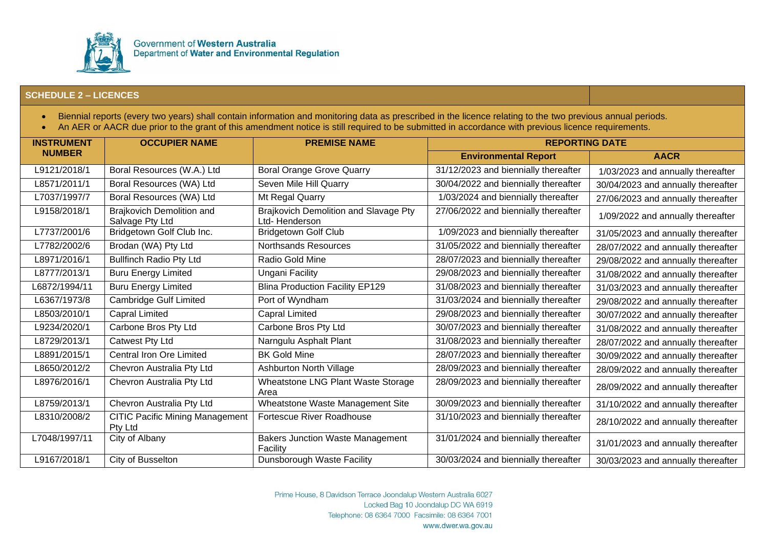Government of **Western Australia**
Department of **Water and Environmental Regulation**

## SCHEDULE 2 – LICENCES

- Biennial reports (every two years) shall contain information and monitoring data as prescribed in the licence relating to the two previous annual periods.
- An AER or AACR due prior to the grant of this amendment notice is still required to be submitted in accordance with previous licence requirements.

| INSTRUMENT NUMBER | OCCUPIER NAME | PREMISE NAME | REPORTING DATE | |
|---|---|---|---|---|
| | | | **Environmental Report** | **AACR** |
| L9121/2018/1 | Boral Resources (W.A.) Ltd | Boral Orange Grove Quarry | 31/12/2023 and biennially thereafter | 1/03/2023 and annually thereafter |
| L8571/2011/1 | Boral Resources (WA) Ltd | Seven Mile Hill Quarry | 30/04/2022 and biennially thereafter | 30/04/2023 and annually thereafter |
| L7037/1997/7 | Boral Resources (WA) Ltd | Mt Regal Quarry | 1/03/2024 and biennially thereafter | 27/06/2023 and annually thereafter |
| L9158/2018/1 | Brajkovich Demolition and Salvage Pty Ltd | Brajkovich Demolition and Slavage Pty Ltd- Henderson | 27/06/2022 and biennially thereafter | 1/09/2022 and annually thereafter |
| L7737/2001/6 | Bridgetown Golf Club Inc. | Bridgetown Golf Club | 1/09/2023 and biennially thereafter | 31/05/2023 and annually thereafter |
| L7782/2002/6 | Brodan (WA) Pty Ltd | Northsands Resources | 31/05/2022 and biennially thereafter | 28/07/2022 and annually thereafter |
| L8971/2016/1 | Bullfinch Radio Pty Ltd | Radio Gold Mine | 28/07/2023 and biennially thereafter | 29/08/2022 and annually thereafter |
| L8777/2013/1 | Buru Energy Limited | Ungani Facility | 29/08/2023 and biennially thereafter | 31/08/2022 and annually thereafter |
| L6872/1994/11 | Buru Energy Limited | Blina Production Facility EP129 | 31/08/2023 and biennially thereafter | 31/03/2023 and annually thereafter |
| L6367/1973/8 | Cambridge Gulf Limited | Port of Wyndham | 31/03/2024 and biennially thereafter | 29/08/2022 and annually thereafter |
| L8503/2010/1 | Capral Limited | Capral Limited | 29/08/2023 and biennially thereafter | 30/07/2022 and annually thereafter |
| L9234/2020/1 | Carbone Bros Pty Ltd | Carbone Bros Pty Ltd | 30/07/2023 and biennially thereafter | 31/08/2022 and annually thereafter |
| L8729/2013/1 | Catwest Pty Ltd | Narngulu Asphalt Plant | 31/08/2023 and biennially thereafter | 28/07/2022 and annually thereafter |
| L8891/2015/1 | Central Iron Ore Limited | BK Gold Mine | 28/07/2023 and biennially thereafter | 30/09/2022 and annually thereafter |
| L8650/2012/2 | Chevron Australia Pty Ltd | Ashburton North Village | 28/09/2023 and biennially thereafter | 28/09/2022 and annually thereafter |
| L8976/2016/1 | Chevron Australia Pty Ltd | Wheatstone LNG Plant Waste Storage Area | 28/09/2023 and biennially thereafter | 28/09/2022 and annually thereafter |
| L8759/2013/1 | Chevron Australia Pty Ltd | Wheatstone Waste Management Site | 30/09/2023 and biennially thereafter | 31/10/2022 and annually thereafter |
| L8310/2008/2 | CITIC Pacific Mining Management Pty Ltd | Fortescue River Roadhouse | 31/10/2023 and biennially thereafter | 28/10/2022 and annually thereafter |
| L7048/1997/11 | City of Albany | Bakers Junction Waste Management Facility | 31/01/2024 and biennially thereafter | 31/01/2023 and annually thereafter |
| L9167/2018/1 | City of Busselton | Dunsborough Waste Facility | 30/03/2024 and biennially thereafter | 30/03/2023 and annually thereafter |

Prime House, 8 Davidson Terrace Joondalup Western Australia 6027
Locked Bag 10 Joondalup DC WA 6919
Telephone: 08 6364 7000 Facsimile: 08 6364 7001
www.dwer.wa.gov.au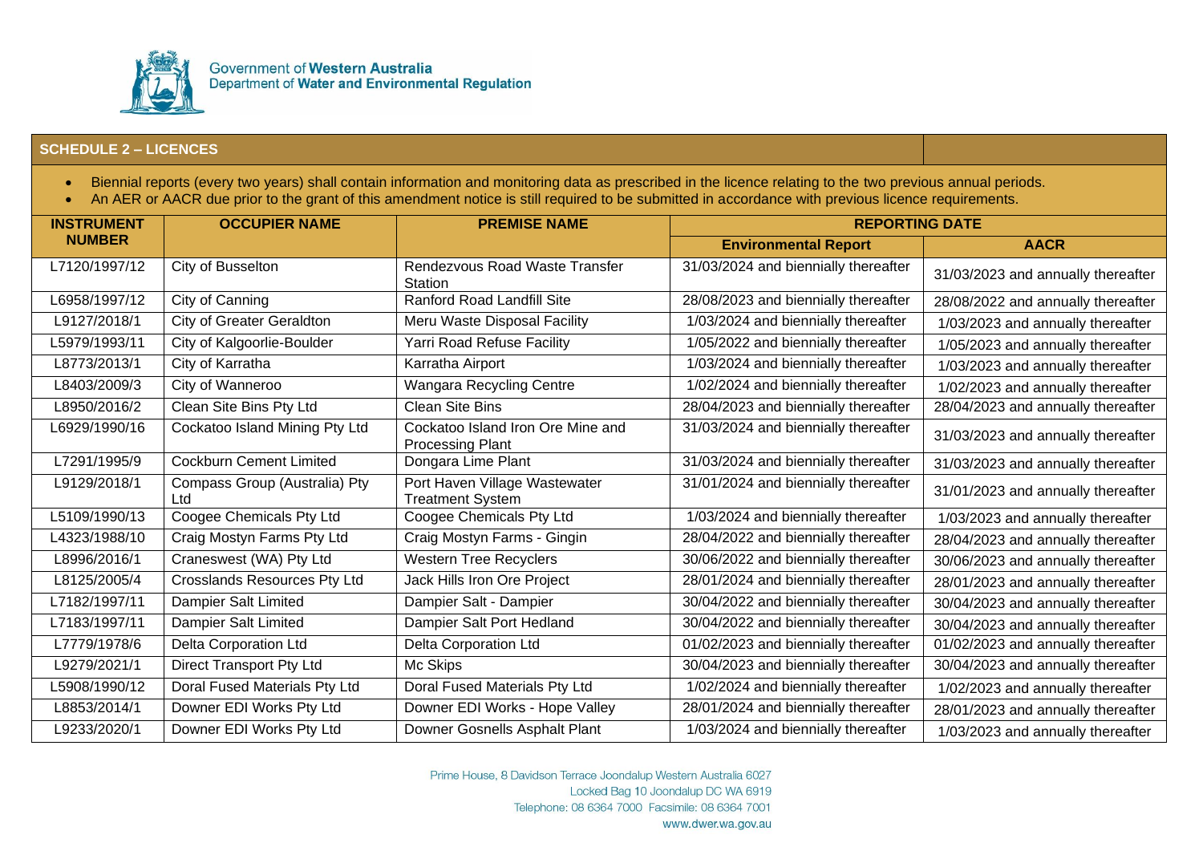Government of **Western Australia**
Department of **Water and Environmental Regulation**

## SCHEDULE 2 – LICENCES

- Biennial reports (every two years) shall contain information and monitoring data as prescribed in the licence relating to the two previous annual periods.
- An AER or AACR due prior to the grant of this amendment notice is still required to be submitted in accordance with previous licence requirements.

| INSTRUMENT NUMBER | OCCUPIER NAME | PREMISE NAME | REPORTING DATE | |
|---|---|---|---|---|
| | | | **Environmental Report** | **AACR** |
| L7120/1997/12 | City of Busselton | Rendezvous Road Waste Transfer Station | 31/03/2024 and biennially thereafter | 31/03/2023 and annually thereafter |
| L6958/1997/12 | City of Canning | Ranford Road Landfill Site | 28/08/2023 and biennially thereafter | 28/08/2022 and annually thereafter |
| L9127/2018/1 | City of Greater Geraldton | Meru Waste Disposal Facility | 1/03/2024 and biennially thereafter | 1/03/2023 and annually thereafter |
| L5979/1993/11 | City of Kalgoorlie-Boulder | Yarri Road Refuse Facility | 1/05/2022 and biennially thereafter | 1/05/2023 and annually thereafter |
| L8773/2013/1 | City of Karratha | Karratha Airport | 1/03/2024 and biennially thereafter | 1/03/2023 and annually thereafter |
| L8403/2009/3 | City of Wanneroo | Wangara Recycling Centre | 1/02/2024 and biennially thereafter | 1/02/2023 and annually thereafter |
| L8950/2016/2 | Clean Site Bins Pty Ltd | Clean Site Bins | 28/04/2023 and biennially thereafter | 28/04/2023 and annually thereafter |
| L6929/1990/16 | Cockatoo Island Mining Pty Ltd | Cockatoo Island Iron Ore Mine and Processing Plant | 31/03/2024 and biennially thereafter | 31/03/2023 and annually thereafter |
| L7291/1995/9 | Cockburn Cement Limited | Dongara Lime Plant | 31/03/2024 and biennially thereafter | 31/03/2023 and annually thereafter |
| L9129/2018/1 | Compass Group (Australia) Pty Ltd | Port Haven Village Wastewater Treatment System | 31/01/2024 and biennially thereafter | 31/01/2023 and annually thereafter |
| L5109/1990/13 | Coogee Chemicals Pty Ltd | Coogee Chemicals Pty Ltd | 1/03/2024 and biennially thereafter | 1/03/2023 and annually thereafter |
| L4323/1988/10 | Craig Mostyn Farms Pty Ltd | Craig Mostyn Farms - Gingin | 28/04/2022 and biennially thereafter | 28/04/2023 and annually thereafter |
| L8996/2016/1 | Craneswest (WA) Pty Ltd | Western Tree Recyclers | 30/06/2022 and biennially thereafter | 30/06/2023 and annually thereafter |
| L8125/2005/4 | Crosslands Resources Pty Ltd | Jack Hills Iron Ore Project | 28/01/2024 and biennially thereafter | 28/01/2023 and annually thereafter |
| L7182/1997/11 | Dampier Salt Limited | Dampier Salt - Dampier | 30/04/2022 and biennially thereafter | 30/04/2023 and annually thereafter |
| L7183/1997/11 | Dampier Salt Limited | Dampier Salt Port Hedland | 30/04/2022 and biennially thereafter | 30/04/2023 and annually thereafter |
| L7779/1978/6 | Delta Corporation Ltd | Delta Corporation Ltd | 01/02/2023 and biennially thereafter | 01/02/2023 and annually thereafter |
| L9279/2021/1 | Direct Transport Pty Ltd | Mc Skips | 30/04/2023 and biennially thereafter | 30/04/2023 and annually thereafter |
| L5908/1990/12 | Doral Fused Materials Pty Ltd | Doral Fused Materials Pty Ltd | 1/02/2024 and biennially thereafter | 1/02/2023 and annually thereafter |
| L8853/2014/1 | Downer EDI Works Pty Ltd | Downer EDI Works - Hope Valley | 28/01/2024 and biennially thereafter | 28/01/2023 and annually thereafter |
| L9233/2020/1 | Downer EDI Works Pty Ltd | Downer Gosnells Asphalt Plant | 1/03/2024 and biennially thereafter | 1/03/2023 and annually thereafter |

Prime House, 8 Davidson Terrace Joondalup Western Australia 6027
Locked Bag 10 Joondalup DC WA 6919
Telephone: 08 6364 7000 Facsimile: 08 6364 7001
www.dwer.wa.gov.au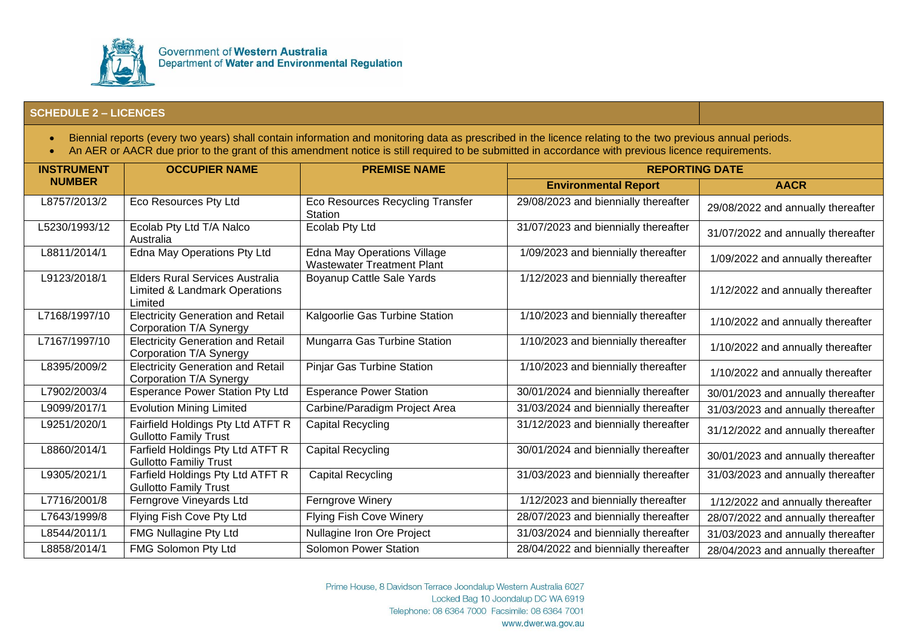Government of **Western Australia**
Department of **Water and Environmental Regulation**

## SCHEDULE 2 – LICENCES

- Biennial reports (every two years) shall contain information and monitoring data as prescribed in the licence relating to the two previous annual periods.
- An AER or AACR due prior to the grant of this amendment notice is still required to be submitted in accordance with previous licence requirements.

| INSTRUMENT NUMBER | OCCUPIER NAME | PREMISE NAME | REPORTING DATE | |
|---|---|---|---|---|
| | | | **Environmental Report** | **AACR** |
| L8757/2013/2 | Eco Resources Pty Ltd | Eco Resources Recycling Transfer Station | 29/08/2023 and biennially thereafter | 29/08/2022 and annually thereafter |
| L5230/1993/12 | Ecolab Pty Ltd T/A Nalco Australia | Ecolab Pty Ltd | 31/07/2023 and biennially thereafter | 31/07/2022 and annually thereafter |
| L8811/2014/1 | Edna May Operations Pty Ltd | Edna May Operations Village Wastewater Treatment Plant | 1/09/2023 and biennially thereafter | 1/09/2022 and annually thereafter |
| L9123/2018/1 | Elders Rural Services Australia Limited & Landmark Operations Limited | Boyanup Cattle Sale Yards | 1/12/2023 and biennially thereafter | 1/12/2022 and annually thereafter |
| L7168/1997/10 | Electricity Generation and Retail Corporation T/A Synergy | Kalgoorlie Gas Turbine Station | 1/10/2023 and biennially thereafter | 1/10/2022 and annually thereafter |
| L7167/1997/10 | Electricity Generation and Retail Corporation T/A Synergy | Mungarra Gas Turbine Station | 1/10/2023 and biennially thereafter | 1/10/2022 and annually thereafter |
| L8395/2009/2 | Electricity Generation and Retail Corporation T/A Synergy | Pinjar Gas Turbine Station | 1/10/2023 and biennially thereafter | 1/10/2022 and annually thereafter |
| L7902/2003/4 | Esperance Power Station Pty Ltd | Esperance Power Station | 30/01/2024 and biennially thereafter | 30/01/2023 and annually thereafter |
| L9099/2017/1 | Evolution Mining Limited | Carbine/Paradigm Project Area | 31/03/2024 and biennially thereafter | 31/03/2023 and annually thereafter |
| L9251/2020/1 | Fairfield Holdings Pty Ltd ATFT R Gullotto Family Trust | Capital Recycling | 31/12/2023 and biennially thereafter | 31/12/2022 and annually thereafter |
| L8860/2014/1 | Farfield Holdings Pty Ltd ATFT R Gullotto Familiy Trust | Capital Recycling | 30/01/2024 and biennially thereafter | 30/01/2023 and annually thereafter |
| L9305/2021/1 | Farfield Holdings Pty Ltd ATFT R Gullotto Family Trust | Capital Recycling | 31/03/2023 and biennially thereafter | 31/03/2023 and annually thereafter |
| L7716/2001/8 | Ferngrove Vineyards Ltd | Ferngrove Winery | 1/12/2023 and biennially thereafter | 1/12/2022 and annually thereafter |
| L7643/1999/8 | Flying Fish Cove Pty Ltd | Flying Fish Cove Winery | 28/07/2023 and biennially thereafter | 28/07/2022 and annually thereafter |
| L8544/2011/1 | FMG Nullagine Pty Ltd | Nullagine Iron Ore Project | 31/03/2024 and biennially thereafter | 31/03/2023 and annually thereafter |
| L8858/2014/1 | FMG Solomon Pty Ltd | Solomon Power Station | 28/04/2022 and biennially thereafter | 28/04/2023 and annually thereafter |

Prime House, 8 Davidson Terrace Joondalup Western Australia 6027
Locked Bag 10 Joondalup DC WA 6919
Telephone: 08 6364 7000 Facsimile: 08 6364 7001
www.dwer.wa.gov.au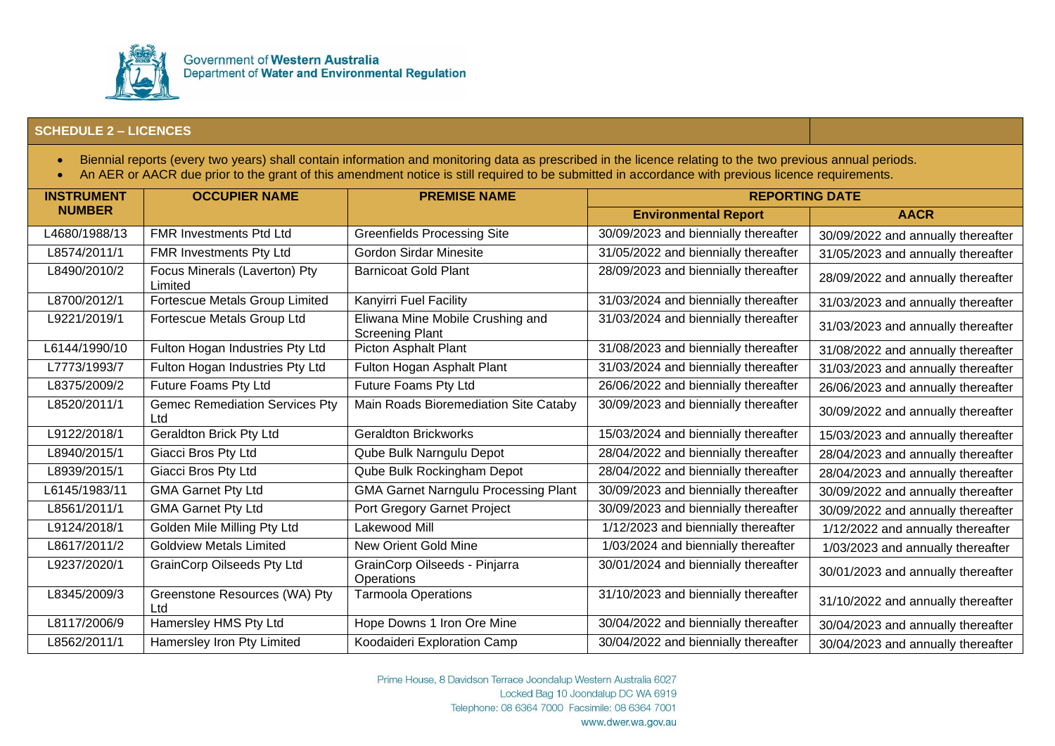Government of **Western Australia**
Department of **Water and Environmental Regulation**

## SCHEDULE 2 – LICENCES

- Biennial reports (every two years) shall contain information and monitoring data as prescribed in the licence relating to the two previous annual periods.
- An AER or AACR due prior to the grant of this amendment notice is still required to be submitted in accordance with previous licence requirements.

| INSTRUMENT NUMBER | OCCUPIER NAME | PREMISE NAME | REPORTING DATE | |
|---|---|---|---|---|
| | | | **Environmental Report** | **AACR** |
| L4680/1988/13 | FMR Investments Ptd Ltd | Greenfields Processing Site | 30/09/2023 and biennially thereafter | 30/09/2022 and annually thereafter |
| L8574/2011/1 | FMR Investments Pty Ltd | Gordon Sirdar Minesite | 31/05/2022 and biennially thereafter | 31/05/2023 and annually thereafter |
| L8490/2010/2 | Focus Minerals (Laverton) Pty Limited | Barnicoat Gold Plant | 28/09/2023 and biennially thereafter | 28/09/2022 and annually thereafter |
| L8700/2012/1 | Fortescue Metals Group Limited | Kanyirri Fuel Facility | 31/03/2024 and biennially thereafter | 31/03/2023 and annually thereafter |
| L9221/2019/1 | Fortescue Metals Group Ltd | Eliwana Mine Mobile Crushing and Screening Plant | 31/03/2024 and biennially thereafter | 31/03/2023 and annually thereafter |
| L6144/1990/10 | Fulton Hogan Industries Pty Ltd | Picton Asphalt Plant | 31/08/2023 and biennially thereafter | 31/08/2022 and annually thereafter |
| L7773/1993/7 | Fulton Hogan Industries Pty Ltd | Fulton Hogan Asphalt Plant | 31/03/2024 and biennially thereafter | 31/03/2023 and annually thereafter |
| L8375/2009/2 | Future Foams Pty Ltd | Future Foams Pty Ltd | 26/06/2022 and biennially thereafter | 26/06/2023 and annually thereafter |
| L8520/2011/1 | Gemec Remediation Services Pty Ltd | Main Roads Bioremediation Site Cataby | 30/09/2023 and biennially thereafter | 30/09/2022 and annually thereafter |
| L9122/2018/1 | Geraldton Brick Pty Ltd | Geraldton Brickworks | 15/03/2024 and biennially thereafter | 15/03/2023 and annually thereafter |
| L8940/2015/1 | Giacci Bros Pty Ltd | Qube Bulk Narngulu Depot | 28/04/2022 and biennially thereafter | 28/04/2023 and annually thereafter |
| L8939/2015/1 | Giacci Bros Pty Ltd | Qube Bulk Rockingham Depot | 28/04/2022 and biennially thereafter | 28/04/2023 and annually thereafter |
| L6145/1983/11 | GMA Garnet Pty Ltd | GMA Garnet Narngulu Processing Plant | 30/09/2023 and biennially thereafter | 30/09/2022 and annually thereafter |
| L8561/2011/1 | GMA Garnet Pty Ltd | Port Gregory Garnet Project | 30/09/2023 and biennially thereafter | 30/09/2022 and annually thereafter |
| L9124/2018/1 | Golden Mile Milling Pty Ltd | Lakewood Mill | 1/12/2023 and biennially thereafter | 1/12/2022 and annually thereafter |
| L8617/2011/2 | Goldview Metals Limited | New Orient Gold Mine | 1/03/2024 and biennially thereafter | 1/03/2023 and annually thereafter |
| L9237/2020/1 | GrainCorp Oilseeds Pty Ltd | GrainCorp Oilseeds - Pinjarra Operations | 30/01/2024 and biennially thereafter | 30/01/2023 and annually thereafter |
| L8345/2009/3 | Greenstone Resources (WA) Pty Ltd | Tarmoola Operations | 31/10/2023 and biennially thereafter | 31/10/2022 and annually thereafter |
| L8117/2006/9 | Hamersley HMS Pty Ltd | Hope Downs 1 Iron Ore Mine | 30/04/2022 and biennially thereafter | 30/04/2023 and annually thereafter |
| L8562/2011/1 | Hamersley Iron Pty Limited | Koodaideri Exploration Camp | 30/04/2022 and biennially thereafter | 30/04/2023 and annually thereafter |

Prime House, 8 Davidson Terrace Joondalup Western Australia 6027
Locked Bag 10 Joondalup DC WA 6919
Telephone: 08 6364 7000 Facsimile: 08 6364 7001
www.dwer.wa.gov.au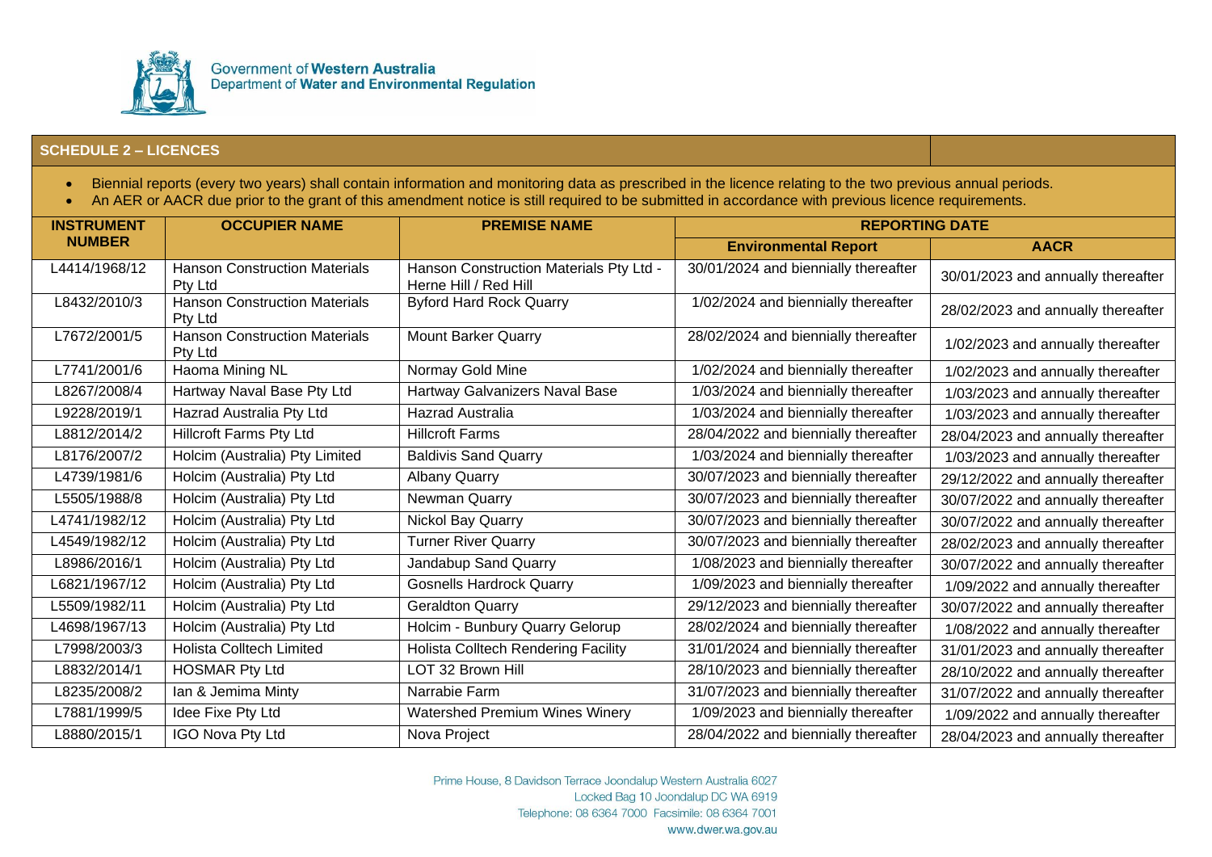## SCHEDULE 2 – LICENCES

- Biennial reports (every two years) shall contain information and monitoring data as prescribed in the licence relating to the two previous annual periods.
- An AER or AACR due prior to the grant of this amendment notice is still required to be submitted in accordance with previous licence requirements.

| INSTRUMENT NUMBER | OCCUPIER NAME | PREMISE NAME | REPORTING DATE | |
|---|---|---|---|---|
| | | | Environmental Report | AACR |
| L4414/1968/12 | Hanson Construction Materials Pty Ltd | Hanson Construction Materials Pty Ltd - Herne Hill / Red Hill | 30/01/2024 and biennially thereafter | 30/01/2023 and annually thereafter |
| L8432/2010/3 | Hanson Construction Materials Pty Ltd | Byford Hard Rock Quarry | 1/02/2024 and biennially thereafter | 28/02/2023 and annually thereafter |
| L7672/2001/5 | Hanson Construction Materials Pty Ltd | Mount Barker Quarry | 28/02/2024 and biennially thereafter | 1/02/2023 and annually thereafter |
| L7741/2001/6 | Haoma Mining NL | Normay Gold Mine | 1/02/2024 and biennially thereafter | 1/02/2023 and annually thereafter |
| L8267/2008/4 | Hartway Naval Base Pty Ltd | Hartway Galvanizers Naval Base | 1/03/2024 and biennially thereafter | 1/03/2023 and annually thereafter |
| L9228/2019/1 | Hazrad Australia Pty Ltd | Hazrad Australia | 1/03/2024 and biennially thereafter | 1/03/2023 and annually thereafter |
| L8812/2014/2 | Hillcroft Farms Pty Ltd | Hillcroft Farms | 28/04/2022 and biennially thereafter | 28/04/2023 and annually thereafter |
| L8176/2007/2 | Holcim (Australia) Pty Limited | Baldivis Sand Quarry | 1/03/2024 and biennially thereafter | 1/03/2023 and annually thereafter |
| L4739/1981/6 | Holcim (Australia) Pty Ltd | Albany Quarry | 30/07/2023 and biennially thereafter | 29/12/2022 and annually thereafter |
| L5505/1988/8 | Holcim (Australia) Pty Ltd | Newman Quarry | 30/07/2023 and biennially thereafter | 30/07/2022 and annually thereafter |
| L4741/1982/12 | Holcim (Australia) Pty Ltd | Nickol Bay Quarry | 30/07/2023 and biennially thereafter | 30/07/2022 and annually thereafter |
| L4549/1982/12 | Holcim (Australia) Pty Ltd | Turner River Quarry | 30/07/2023 and biennially thereafter | 28/02/2023 and annually thereafter |
| L8986/2016/1 | Holcim (Australia) Pty Ltd | Jandabup Sand Quarry | 1/08/2023 and biennially thereafter | 30/07/2022 and annually thereafter |
| L6821/1967/12 | Holcim (Australia) Pty Ltd | Gosnells Hardrock Quarry | 1/09/2023 and biennially thereafter | 1/09/2022 and annually thereafter |
| L5509/1982/11 | Holcim (Australia) Pty Ltd | Geraldton Quarry | 29/12/2023 and biennially thereafter | 30/07/2022 and annually thereafter |
| L4698/1967/13 | Holcim (Australia) Pty Ltd | Holcim - Bunbury Quarry Gelorup | 28/02/2024 and biennially thereafter | 1/08/2022 and annually thereafter |
| L7998/2003/3 | Holista Colltech Limited | Holista Colltech Rendering Facility | 31/01/2024 and biennially thereafter | 31/01/2023 and annually thereafter |
| L8832/2014/1 | HOSMAR Pty Ltd | LOT 32 Brown Hill | 28/10/2023 and biennially thereafter | 28/10/2022 and annually thereafter |
| L8235/2008/2 | Ian & Jemima Minty | Narrabie Farm | 31/07/2023 and biennially thereafter | 31/07/2022 and annually thereafter |
| L7881/1999/5 | Idee Fixe Pty Ltd | Watershed Premium Wines Winery | 1/09/2023 and biennially thereafter | 1/09/2022 and annually thereafter |
| L8880/2015/1 | IGO Nova Pty Ltd | Nova Project | 28/04/2022 and biennially thereafter | 28/04/2023 and annually thereafter |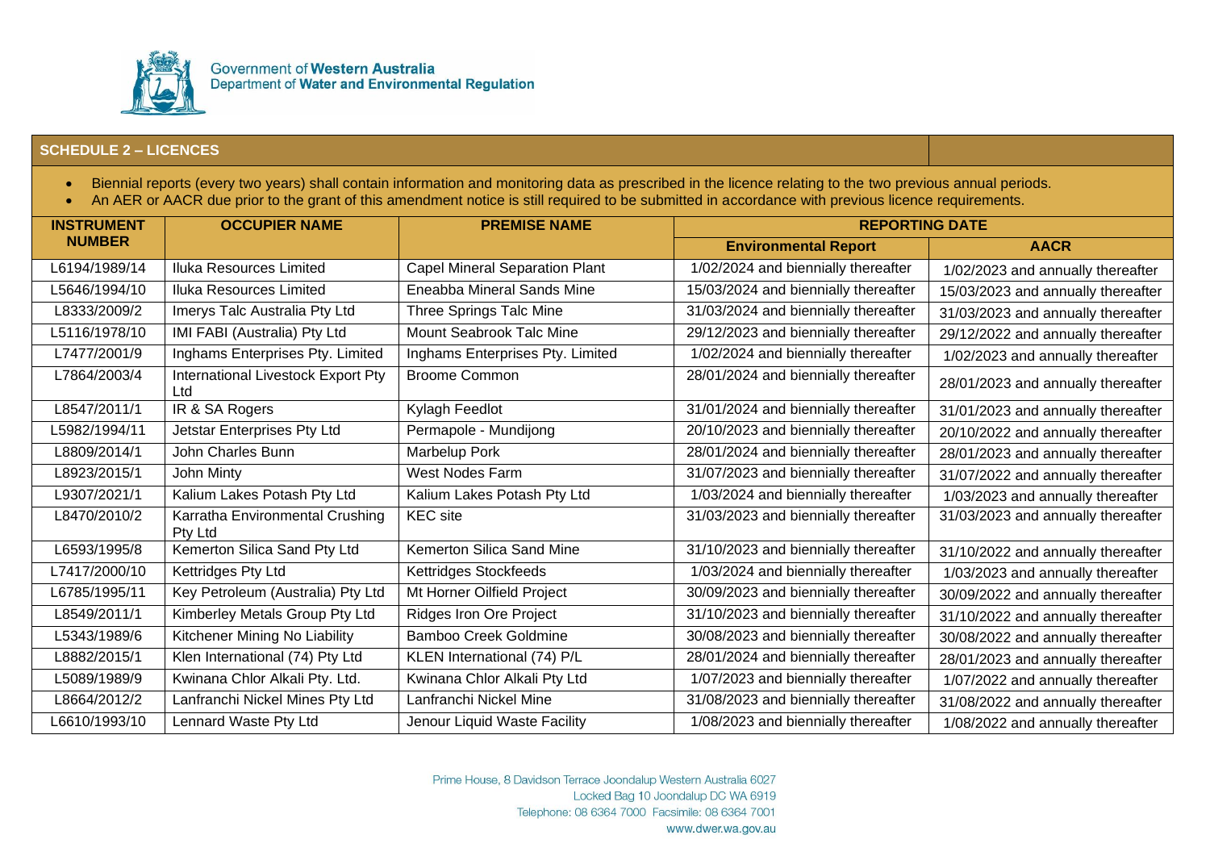## SCHEDULE 2 – LICENCES

- Biennial reports (every two years) shall contain information and monitoring data as prescribed in the licence relating to the two previous annual periods.
- An AER or AACR due prior to the grant of this amendment notice is still required to be submitted in accordance with previous licence requirements.

| INSTRUMENT NUMBER | OCCUPIER NAME | PREMISE NAME | REPORTING DATE | |
|---|---|---|---|---|
| | | | Environmental Report | AACR |
| L6194/1989/14 | Iluka Resources Limited | Capel Mineral Separation Plant | 1/02/2024 and biennially thereafter | 1/02/2023 and annually thereafter |
| L5646/1994/10 | Iluka Resources Limited | Eneabba Mineral Sands Mine | 15/03/2024 and biennially thereafter | 15/03/2023 and annually thereafter |
| L8333/2009/2 | Imerys Talc Australia Pty Ltd | Three Springs Talc Mine | 31/03/2024 and biennially thereafter | 31/03/2023 and annually thereafter |
| L5116/1978/10 | IMI FABI (Australia) Pty Ltd | Mount Seabrook Talc Mine | 29/12/2023 and biennially thereafter | 29/12/2022 and annually thereafter |
| L7477/2001/9 | Inghams Enterprises Pty. Limited | Inghams Enterprises Pty. Limited | 1/02/2024 and biennially thereafter | 1/02/2023 and annually thereafter |
| L7864/2003/4 | International Livestock Export Pty Ltd | Broome Common | 28/01/2024 and biennially thereafter | 28/01/2023 and annually thereafter |
| L8547/2011/1 | IR & SA Rogers | Kylagh Feedlot | 31/01/2024 and biennially thereafter | 31/01/2023 and annually thereafter |
| L5982/1994/11 | Jetstar Enterprises Pty Ltd | Permapole - Mundijong | 20/10/2023 and biennially thereafter | 20/10/2022 and annually thereafter |
| L8809/2014/1 | John Charles Bunn | Marbelup Pork | 28/01/2024 and biennially thereafter | 28/01/2023 and annually thereafter |
| L8923/2015/1 | John Minty | West Nodes Farm | 31/07/2023 and biennially thereafter | 31/07/2022 and annually thereafter |
| L9307/2021/1 | Kalium Lakes Potash Pty Ltd | Kalium Lakes Potash Pty Ltd | 1/03/2024 and biennially thereafter | 1/03/2023 and annually thereafter |
| L8470/2010/2 | Karratha Environmental Crushing Pty Ltd | KEC site | 31/03/2023 and biennially thereafter | 31/03/2023 and annually thereafter |
| L6593/1995/8 | Kemerton Silica Sand Pty Ltd | Kemerton Silica Sand Mine | 31/10/2023 and biennially thereafter | 31/10/2022 and annually thereafter |
| L7417/2000/10 | Kettridges Pty Ltd | Kettridges Stockfeeds | 1/03/2024 and biennially thereafter | 1/03/2023 and annually thereafter |
| L6785/1995/11 | Key Petroleum (Australia) Pty Ltd | Mt Horner Oilfield Project | 30/09/2023 and biennially thereafter | 30/09/2022 and annually thereafter |
| L8549/2011/1 | Kimberley Metals Group Pty Ltd | Ridges Iron Ore Project | 31/10/2023 and biennially thereafter | 31/10/2022 and annually thereafter |
| L5343/1989/6 | Kitchener Mining No Liability | Bamboo Creek Goldmine | 30/08/2023 and biennially thereafter | 30/08/2022 and annually thereafter |
| L8882/2015/1 | Klen International (74) Pty Ltd | KLEN International (74) P/L | 28/01/2024 and biennially thereafter | 28/01/2023 and annually thereafter |
| L5089/1989/9 | Kwinana Chlor Alkali Pty. Ltd. | Kwinana Chlor Alkali Pty Ltd | 1/07/2023 and biennially thereafter | 1/07/2022 and annually thereafter |
| L8664/2012/2 | Lanfranchi Nickel Mines Pty Ltd | Lanfranchi Nickel Mine | 31/08/2023 and biennially thereafter | 31/08/2022 and annually thereafter |
| L6610/1993/10 | Lennard Waste Pty Ltd | Jenour Liquid Waste Facility | 1/08/2023 and biennially thereafter | 1/08/2022 and annually thereafter |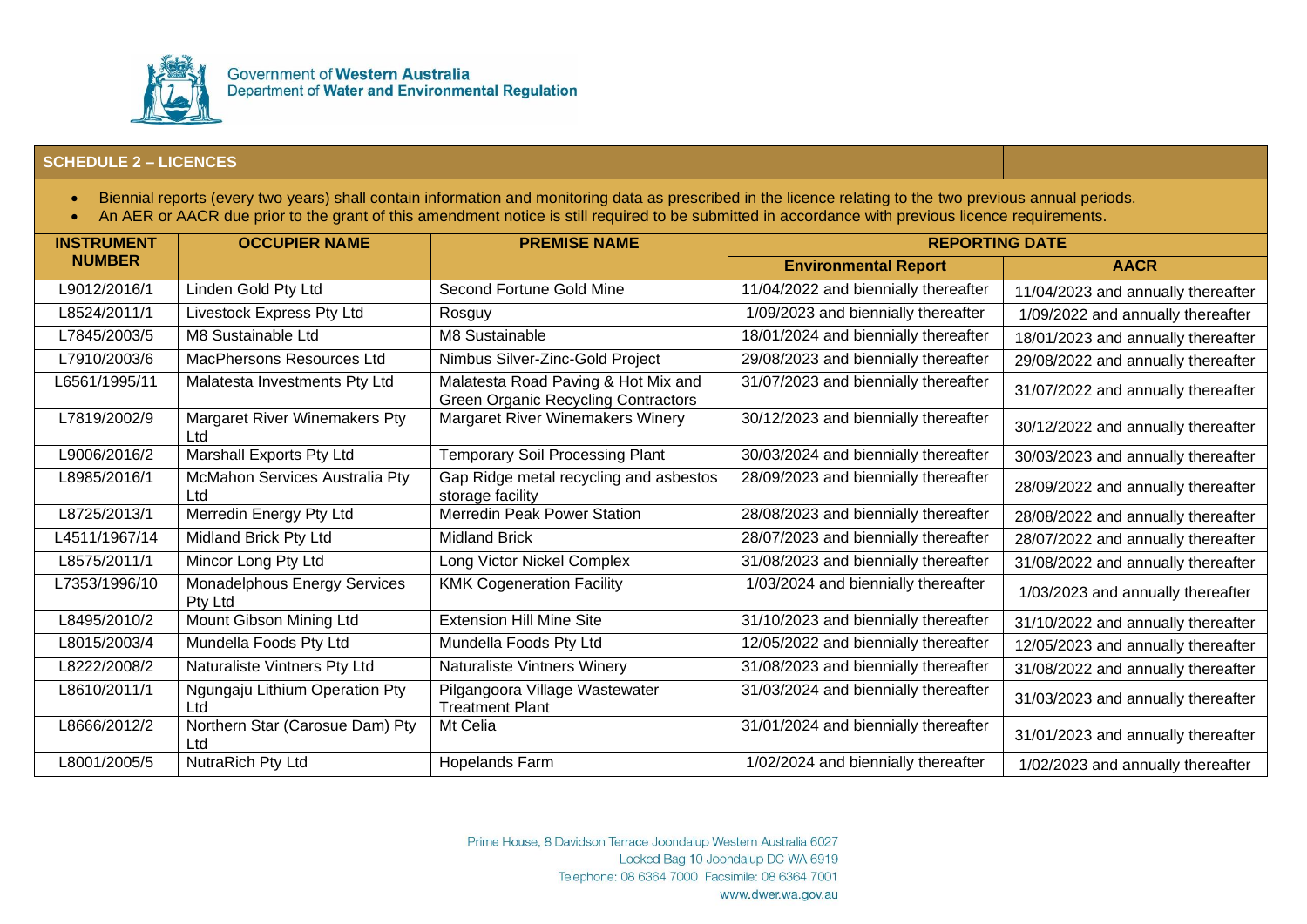Government of **Western Australia**
Department of **Water and Environmental Regulation**

## SCHEDULE 2 – LICENCES

- Biennial reports (every two years) shall contain information and monitoring data as prescribed in the licence relating to the two previous annual periods.
- An AER or AACR due prior to the grant of this amendment notice is still required to be submitted in accordance with previous licence requirements.

| INSTRUMENT NUMBER | OCCUPIER NAME | PREMISE NAME | REPORTING DATE | |
|---|---|---|---|---|
| | | | **Environmental Report** | **AACR** |
| L9012/2016/1 | Linden Gold Pty Ltd | Second Fortune Gold Mine | 11/04/2022 and biennially thereafter | 11/04/2023 and annually thereafter |
| L8524/2011/1 | Livestock Express Pty Ltd | Rosguy | 1/09/2023 and biennially thereafter | 1/09/2022 and annually thereafter |
| L7845/2003/5 | M8 Sustainable Ltd | M8 Sustainable | 18/01/2024 and biennially thereafter | 18/01/2023 and annually thereafter |
| L7910/2003/6 | MacPhersons Resources Ltd | Nimbus Silver-Zinc-Gold Project | 29/08/2023 and biennially thereafter | 29/08/2022 and annually thereafter |
| L6561/1995/11 | Malatesta Investments Pty Ltd | Malatesta Road Paving & Hot Mix and Green Organic Recycling Contractors | 31/07/2023 and biennially thereafter | 31/07/2022 and annually thereafter |
| L7819/2002/9 | Margaret River Winemakers Pty Ltd | Margaret River Winemakers Winery | 30/12/2023 and biennially thereafter | 30/12/2022 and annually thereafter |
| L9006/2016/2 | Marshall Exports Pty Ltd | Temporary Soil Processing Plant | 30/03/2024 and biennially thereafter | 30/03/2023 and annually thereafter |
| L8985/2016/1 | McMahon Services Australia Pty Ltd | Gap Ridge metal recycling and asbestos storage facility | 28/09/2023 and biennially thereafter | 28/09/2022 and annually thereafter |
| L8725/2013/1 | Merredin Energy Pty Ltd | Merredin Peak Power Station | 28/08/2023 and biennially thereafter | 28/08/2022 and annually thereafter |
| L4511/1967/14 | Midland Brick Pty Ltd | Midland Brick | 28/07/2023 and biennially thereafter | 28/07/2022 and annually thereafter |
| L8575/2011/1 | Mincor Long Pty Ltd | Long Victor Nickel Complex | 31/08/2023 and biennially thereafter | 31/08/2022 and annually thereafter |
| L7353/1996/10 | Monadelphous Energy Services Pty Ltd | KMK Cogeneration Facility | 1/03/2024 and biennially thereafter | 1/03/2023 and annually thereafter |
| L8495/2010/2 | Mount Gibson Mining Ltd | Extension Hill Mine Site | 31/10/2023 and biennially thereafter | 31/10/2022 and annually thereafter |
| L8015/2003/4 | Mundella Foods Pty Ltd | Mundella Foods Pty Ltd | 12/05/2022 and biennially thereafter | 12/05/2023 and annually thereafter |
| L8222/2008/2 | Naturaliste Vintners Pty Ltd | Naturaliste Vintners Winery | 31/08/2023 and biennially thereafter | 31/08/2022 and annually thereafter |
| L8610/2011/1 | Ngungaju Lithium Operation Pty Ltd | Pilgangoora Village Wastewater Treatment Plant | 31/03/2024 and biennially thereafter | 31/03/2023 and annually thereafter |
| L8666/2012/2 | Northern Star (Carosue Dam) Pty Ltd | Mt Celia | 31/01/2024 and biennially thereafter | 31/01/2023 and annually thereafter |
| L8001/2005/5 | NutraRich Pty Ltd | Hopelands Farm | 1/02/2024 and biennially thereafter | 1/02/2023 and annually thereafter |

Prime House, 8 Davidson Terrace Joondalup Western Australia 6027
Locked Bag 10 Joondalup DC WA 6919
Telephone: 08 6364 7000 Facsimile: 08 6364 7001
www.dwer.wa.gov.au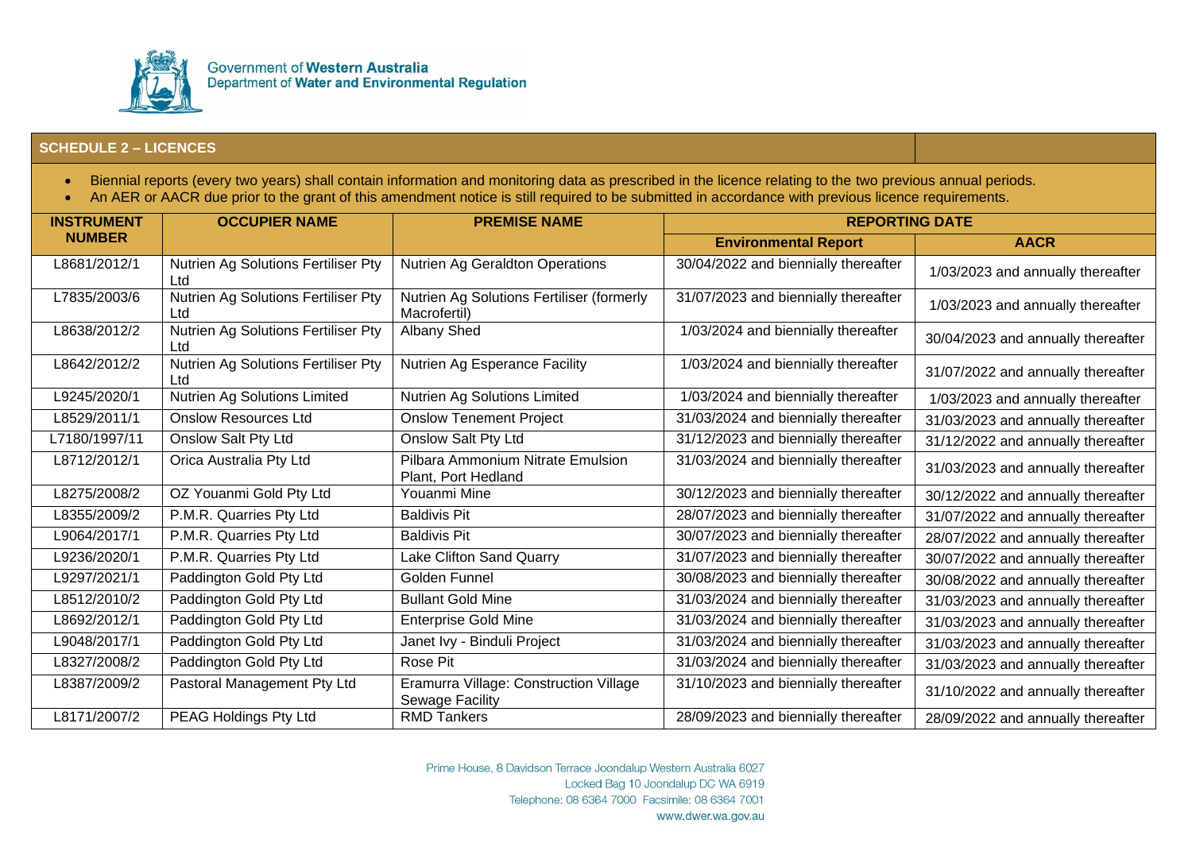Government of **Western Australia**
Department of **Water and Environmental Regulation**

## SCHEDULE 2 – LICENCES

- Biennial reports (every two years) shall contain information and monitoring data as prescribed in the licence relating to the two previous annual periods.
- An AER or AACR due prior to the grant of this amendment notice is still required to be submitted in accordance with previous licence requirements.

| INSTRUMENT NUMBER | OCCUPIER NAME | PREMISE NAME | REPORTING DATE | |
|---|---|---|---|---|
| | | | Environmental Report | AACR |
| L8681/2012/1 | Nutrien Ag Solutions Fertiliser Pty Ltd | Nutrien Ag Geraldton Operations | 30/04/2022 and biennially thereafter | 1/03/2023 and annually thereafter |
| L7835/2003/6 | Nutrien Ag Solutions Fertiliser Pty Ltd | Nutrien Ag Solutions Fertiliser (formerly Macrofertil) | 31/07/2023 and biennially thereafter | 1/03/2023 and annually thereafter |
| L8638/2012/2 | Nutrien Ag Solutions Fertiliser Pty Ltd | Albany Shed | 1/03/2024 and biennially thereafter | 30/04/2023 and annually thereafter |
| L8642/2012/2 | Nutrien Ag Solutions Fertiliser Pty Ltd | Nutrien Ag Esperance Facility | 1/03/2024 and biennially thereafter | 31/07/2022 and annually thereafter |
| L9245/2020/1 | Nutrien Ag Solutions Limited | Nutrien Ag Solutions Limited | 1/03/2024 and biennially thereafter | 1/03/2023 and annually thereafter |
| L8529/2011/1 | Onslow Resources Ltd | Onslow Tenement Project | 31/03/2024 and biennially thereafter | 31/03/2023 and annually thereafter |
| L7180/1997/11 | Onslow Salt Pty Ltd | Onslow Salt Pty Ltd | 31/12/2023 and biennially thereafter | 31/12/2022 and annually thereafter |
| L8712/2012/1 | Orica Australia Pty Ltd | Pilbara Ammonium Nitrate Emulsion Plant, Port Hedland | 31/03/2024 and biennially thereafter | 31/03/2023 and annually thereafter |
| L8275/2008/2 | OZ Youanmi Gold Pty Ltd | Youanmi Mine | 30/12/2023 and biennially thereafter | 30/12/2022 and annually thereafter |
| L8355/2009/2 | P.M.R. Quarries Pty Ltd | Baldivis Pit | 28/07/2023 and biennially thereafter | 31/07/2022 and annually thereafter |
| L9064/2017/1 | P.M.R. Quarries Pty Ltd | Baldivis Pit | 30/07/2023 and biennially thereafter | 28/07/2022 and annually thereafter |
| L9236/2020/1 | P.M.R. Quarries Pty Ltd | Lake Clifton Sand Quarry | 31/07/2023 and biennially thereafter | 30/07/2022 and annually thereafter |
| L9297/2021/1 | Paddington Gold Pty Ltd | Golden Funnel | 30/08/2023 and biennially thereafter | 30/08/2022 and annually thereafter |
| L8512/2010/2 | Paddington Gold Pty Ltd | Bullant Gold Mine | 31/03/2024 and biennially thereafter | 31/03/2023 and annually thereafter |
| L8692/2012/1 | Paddington Gold Pty Ltd | Enterprise Gold Mine | 31/03/2024 and biennially thereafter | 31/03/2023 and annually thereafter |
| L9048/2017/1 | Paddington Gold Pty Ltd | Janet Ivy - Binduli Project | 31/03/2024 and biennially thereafter | 31/03/2023 and annually thereafter |
| L8327/2008/2 | Paddington Gold Pty Ltd | Rose Pit | 31/03/2024 and biennially thereafter | 31/03/2023 and annually thereafter |
| L8387/2009/2 | Pastoral Management Pty Ltd | Eramurra Village: Construction Village Sewage Facility | 31/10/2023 and biennially thereafter | 31/10/2022 and annually thereafter |
| L8171/2007/2 | PEAG Holdings Pty Ltd | RMD Tankers | 28/09/2023 and biennially thereafter | 28/09/2022 and annually thereafter |

Prime House, 8 Davidson Terrace Joondalup Western Australia 6027
Locked Bag 10 Joondalup DC WA 6919
Telephone: 08 6364 7000 Facsimile: 08 6364 7001
www.dwer.wa.gov.au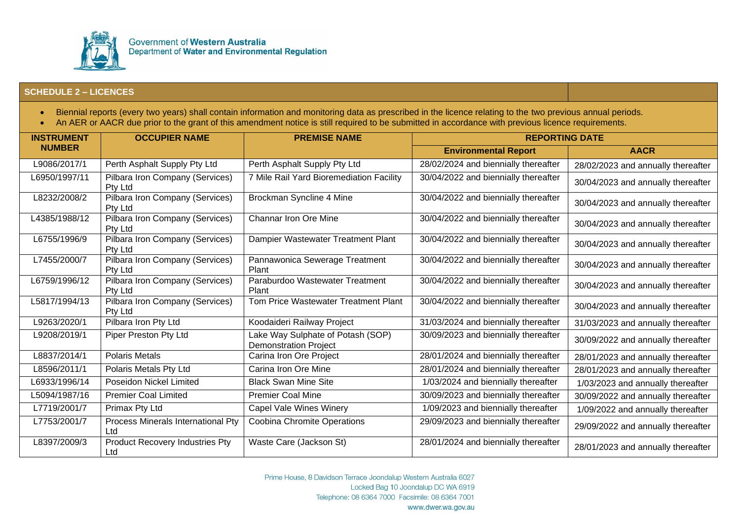Government of **Western Australia**
Department of **Water and Environmental Regulation**

## SCHEDULE 2 – LICENCES

- Biennial reports (every two years) shall contain information and monitoring data as prescribed in the licence relating to the two previous annual periods.
- An AER or AACR due prior to the grant of this amendment notice is still required to be submitted in accordance with previous licence requirements.

| INSTRUMENT NUMBER | OCCUPIER NAME | PREMISE NAME | REPORTING DATE | |
|---|---|---|---|---|
| | | | **Environmental Report** | **AACR** |
| L9086/2017/1 | Perth Asphalt Supply Pty Ltd | Perth Asphalt Supply Pty Ltd | 28/02/2024 and biennially thereafter | 28/02/2023 and annually thereafter |
| L6950/1997/11 | Pilbara Iron Company (Services) Pty Ltd | 7 Mile Rail Yard Bioremediation Facility | 30/04/2022 and biennially thereafter | 30/04/2023 and annually thereafter |
| L8232/2008/2 | Pilbara Iron Company (Services) Pty Ltd | Brockman Syncline 4 Mine | 30/04/2022 and biennially thereafter | 30/04/2023 and annually thereafter |
| L4385/1988/12 | Pilbara Iron Company (Services) Pty Ltd | Channar Iron Ore Mine | 30/04/2022 and biennially thereafter | 30/04/2023 and annually thereafter |
| L6755/1996/9 | Pilbara Iron Company (Services) Pty Ltd | Dampier Wastewater Treatment Plant | 30/04/2022 and biennially thereafter | 30/04/2023 and annually thereafter |
| L7455/2000/7 | Pilbara Iron Company (Services) Pty Ltd | Pannawonica Sewerage Treatment Plant | 30/04/2022 and biennially thereafter | 30/04/2023 and annually thereafter |
| L6759/1996/12 | Pilbara Iron Company (Services) Pty Ltd | Paraburdoo Wastewater Treatment Plant | 30/04/2022 and biennially thereafter | 30/04/2023 and annually thereafter |
| L5817/1994/13 | Pilbara Iron Company (Services) Pty Ltd | Tom Price Wastewater Treatment Plant | 30/04/2022 and biennially thereafter | 30/04/2023 and annually thereafter |
| L9263/2020/1 | Pilbara Iron Pty Ltd | Koodaideri Railway Project | 31/03/2024 and biennially thereafter | 31/03/2023 and annually thereafter |
| L9208/2019/1 | Piper Preston Pty Ltd | Lake Way Sulphate of Potash (SOP) Demonstration Project | 30/09/2023 and biennially thereafter | 30/09/2022 and annually thereafter |
| L8837/2014/1 | Polaris Metals | Carina Iron Ore Project | 28/01/2024 and biennially thereafter | 28/01/2023 and annually thereafter |
| L8596/2011/1 | Polaris Metals Pty Ltd | Carina Iron Ore Mine | 28/01/2024 and biennially thereafter | 28/01/2023 and annually thereafter |
| L6933/1996/14 | Poseidon Nickel Limited | Black Swan Mine Site | 1/03/2024 and biennially thereafter | 1/03/2023 and annually thereafter |
| L5094/1987/16 | Premier Coal Limited | Premier Coal Mine | 30/09/2023 and biennially thereafter | 30/09/2022 and annually thereafter |
| L7719/2001/7 | Primax Pty Ltd | Capel Vale Wines Winery | 1/09/2023 and biennially thereafter | 1/09/2022 and annually thereafter |
| L7753/2001/7 | Process Minerals International Pty Ltd | Coobina Chromite Operations | 29/09/2023 and biennially thereafter | 29/09/2022 and annually thereafter |
| L8397/2009/3 | Product Recovery Industries Pty Ltd | Waste Care (Jackson St) | 28/01/2024 and biennially thereafter | 28/01/2023 and annually thereafter |

Prime House, 8 Davidson Terrace Joondalup Western Australia 6027
Locked Bag 10 Joondalup DC WA 6919
Telephone: 08 6364 7000 Facsimile: 08 6364 7001
www.dwer.wa.gov.au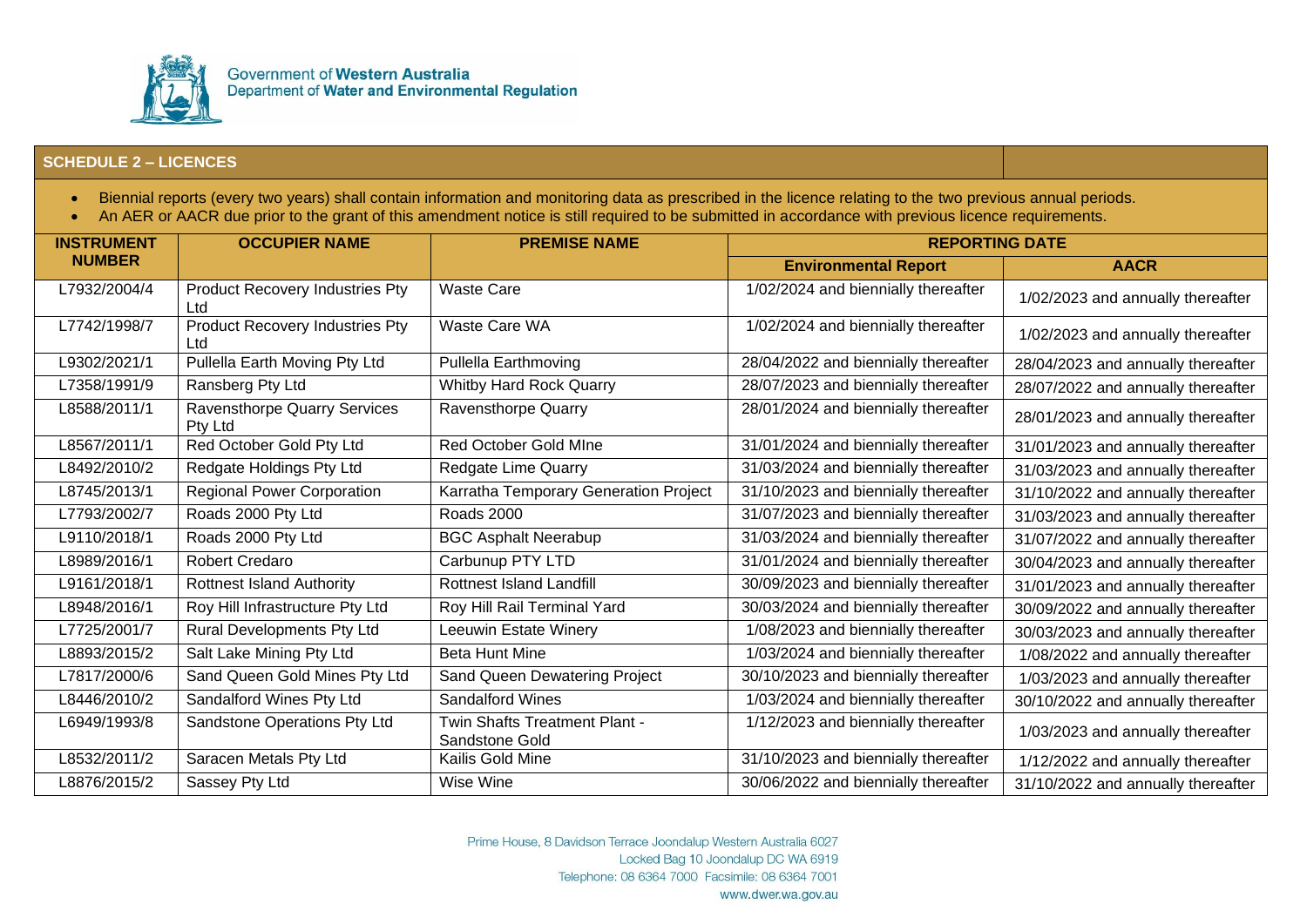Government of Western Australia
Department of Water and Environmental Regulation

**SCHEDULE 2 – LICENCES**

- Biennial reports (every two years) shall contain information and monitoring data as prescribed in the licence relating to the two previous annual periods.
- An AER or AACR due prior to the grant of this amendment notice is still required to be submitted in accordance with previous licence requirements.

| INSTRUMENT NUMBER | OCCUPIER NAME | PREMISE NAME | REPORTING DATE | |
|---|---|---|---|---|
| | | | **Environmental Report** | **AACR** |
| L7932/2004/4 | Product Recovery Industries Pty Ltd | Waste Care | 1/02/2024 and biennially thereafter | 1/02/2023 and annually thereafter |
| L7742/1998/7 | Product Recovery Industries Pty Ltd | Waste Care WA | 1/02/2024 and biennially thereafter | 1/02/2023 and annually thereafter |
| L9302/2021/1 | Pullella Earth Moving Pty Ltd | Pullella Earthmoving | 28/04/2022 and biennially thereafter | 28/04/2023 and annually thereafter |
| L7358/1991/9 | Ransberg Pty Ltd | Whitby Hard Rock Quarry | 28/07/2023 and biennially thereafter | 28/07/2022 and annually thereafter |
| L8588/2011/1 | Ravensthorpe Quarry Services Pty Ltd | Ravensthorpe Quarry | 28/01/2024 and biennially thereafter | 28/01/2023 and annually thereafter |
| L8567/2011/1 | Red October Gold Pty Ltd | Red October Gold MIne | 31/01/2024 and biennially thereafter | 31/01/2023 and annually thereafter |
| L8492/2010/2 | Redgate Holdings Pty Ltd | Redgate Lime Quarry | 31/03/2024 and biennially thereafter | 31/03/2023 and annually thereafter |
| L8745/2013/1 | Regional Power Corporation | Karratha Temporary Generation Project | 31/10/2023 and biennially thereafter | 31/10/2022 and annually thereafter |
| L7793/2002/7 | Roads 2000 Pty Ltd | Roads 2000 | 31/07/2023 and biennially thereafter | 31/03/2023 and annually thereafter |
| L9110/2018/1 | Roads 2000 Pty Ltd | BGC Asphalt Neerabup | 31/03/2024 and biennially thereafter | 31/07/2022 and annually thereafter |
| L8989/2016/1 | Robert Credaro | Carbunup PTY LTD | 31/01/2024 and biennially thereafter | 30/04/2023 and annually thereafter |
| L9161/2018/1 | Rottnest Island Authority | Rottnest Island Landfill | 30/09/2023 and biennially thereafter | 31/01/2023 and annually thereafter |
| L8948/2016/1 | Roy Hill Infrastructure Pty Ltd | Roy Hill Rail Terminal Yard | 30/03/2024 and biennially thereafter | 30/09/2022 and annually thereafter |
| L7725/2001/7 | Rural Developments Pty Ltd | Leeuwin Estate Winery | 1/08/2023 and biennially thereafter | 30/03/2023 and annually thereafter |
| L8893/2015/2 | Salt Lake Mining Pty Ltd | Beta Hunt Mine | 1/03/2024 and biennially thereafter | 1/08/2022 and annually thereafter |
| L7817/2000/6 | Sand Queen Gold Mines Pty Ltd | Sand Queen Dewatering Project | 30/10/2023 and biennially thereafter | 1/03/2023 and annually thereafter |
| L8446/2010/2 | Sandalford Wines Pty Ltd | Sandalford Wines | 1/03/2024 and biennially thereafter | 30/10/2022 and annually thereafter |
| L6949/1993/8 | Sandstone Operations Pty Ltd | Twin Shafts Treatment Plant - Sandstone Gold | 1/12/2023 and biennially thereafter | 1/03/2023 and annually thereafter |
| L8532/2011/2 | Saracen Metals Pty Ltd | Kailis Gold Mine | 31/10/2023 and biennially thereafter | 1/12/2022 and annually thereafter |
| L8876/2015/2 | Sassey Pty Ltd | Wise Wine | 30/06/2022 and biennially thereafter | 31/10/2022 and annually thereafter |

Prime House, 8 Davidson Terrace Joondalup Western Australia 6027
Locked Bag 10 Joondalup DC WA 6919
Telephone: 08 6364 7000 Facsimile: 08 6364 7001
www.dwer.wa.gov.au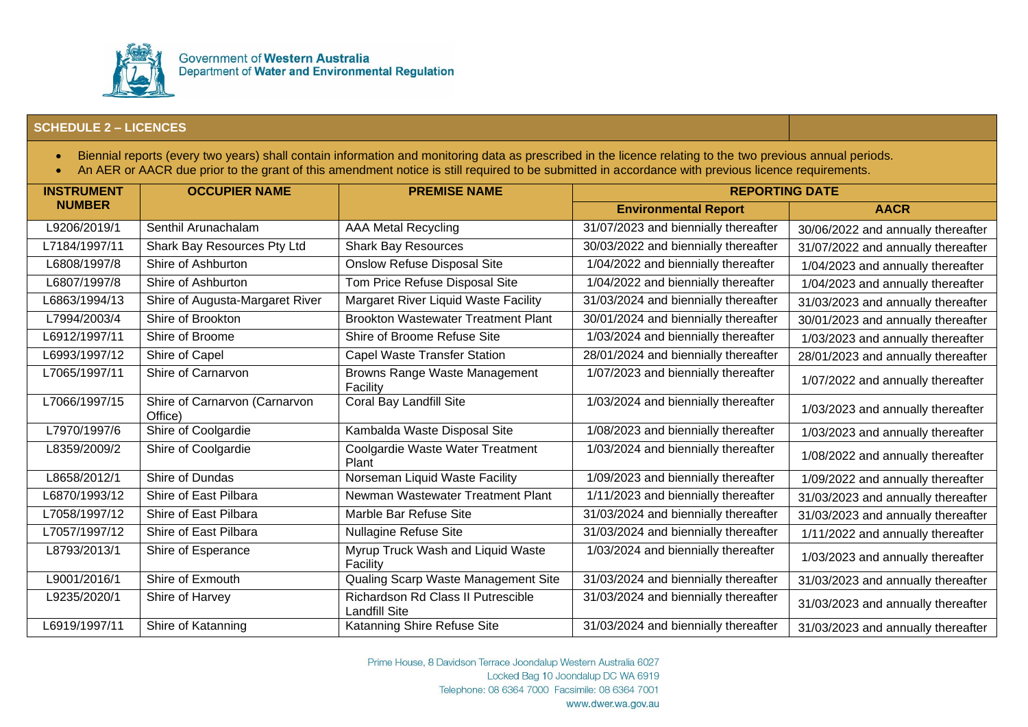## SCHEDULE 2 – LICENCES

- Biennial reports (every two years) shall contain information and monitoring data as prescribed in the licence relating to the two previous annual periods.
- An AER or AACR due prior to the grant of this amendment notice is still required to be submitted in accordance with previous licence requirements.

| INSTRUMENT NUMBER | OCCUPIER NAME | PREMISE NAME | REPORTING DATE | |
|---|---|---|---|---|
| | | | **Environmental Report** | **AACR** |
| L9206/2019/1 | Senthil Arunachalam | AAA Metal Recycling | 31/07/2023 and biennially thereafter | 30/06/2022 and annually thereafter |
| L7184/1997/11 | Shark Bay Resources Pty Ltd | Shark Bay Resources | 30/03/2022 and biennially thereafter | 31/07/2022 and annually thereafter |
| L6808/1997/8 | Shire of Ashburton | Onslow Refuse Disposal Site | 1/04/2022 and biennially thereafter | 1/04/2023 and annually thereafter |
| L6807/1997/8 | Shire of Ashburton | Tom Price Refuse Disposal Site | 1/04/2022 and biennially thereafter | 1/04/2023 and annually thereafter |
| L6863/1994/13 | Shire of Augusta-Margaret River | Margaret River Liquid Waste Facility | 31/03/2024 and biennially thereafter | 31/03/2023 and annually thereafter |
| L7994/2003/4 | Shire of Brookton | Brookton Wastewater Treatment Plant | 30/01/2024 and biennially thereafter | 30/01/2023 and annually thereafter |
| L6912/1997/11 | Shire of Broome | Shire of Broome Refuse Site | 1/03/2024 and biennially thereafter | 1/03/2023 and annually thereafter |
| L6993/1997/12 | Shire of Capel | Capel Waste Transfer Station | 28/01/2024 and biennially thereafter | 28/01/2023 and annually thereafter |
| L7065/1997/11 | Shire of Carnarvon | Browns Range Waste Management Facility | 1/07/2023 and biennially thereafter | 1/07/2022 and annually thereafter |
| L7066/1997/15 | Shire of Carnarvon (Carnarvon Office) | Coral Bay Landfill Site | 1/03/2024 and biennially thereafter | 1/03/2023 and annually thereafter |
| L7970/1997/6 | Shire of Coolgardie | Kambalda Waste Disposal Site | 1/08/2023 and biennially thereafter | 1/03/2023 and annually thereafter |
| L8359/2009/2 | Shire of Coolgardie | Coolgardie Waste Water Treatment Plant | 1/03/2024 and biennially thereafter | 1/08/2022 and annually thereafter |
| L8658/2012/1 | Shire of Dundas | Norseman Liquid Waste Facility | 1/09/2023 and biennially thereafter | 1/09/2022 and annually thereafter |
| L6870/1993/12 | Shire of East Pilbara | Newman Wastewater Treatment Plant | 1/11/2023 and biennially thereafter | 31/03/2023 and annually thereafter |
| L7058/1997/12 | Shire of East Pilbara | Marble Bar Refuse Site | 31/03/2024 and biennially thereafter | 31/03/2023 and annually thereafter |
| L7057/1997/12 | Shire of East Pilbara | Nullagine Refuse Site | 31/03/2024 and biennially thereafter | 1/11/2022 and annually thereafter |
| L8793/2013/1 | Shire of Esperance | Myrup Truck Wash and Liquid Waste Facility | 1/03/2024 and biennially thereafter | 1/03/2023 and annually thereafter |
| L9001/2016/1 | Shire of Exmouth | Qualing Scarp Waste Management Site | 31/03/2024 and biennially thereafter | 31/03/2023 and annually thereafter |
| L9235/2020/1 | Shire of Harvey | Richardson Rd Class II Putrescible Landfill Site | 31/03/2024 and biennially thereafter | 31/03/2023 and annually thereafter |
| L6919/1997/11 | Shire of Katanning | Katanning Shire Refuse Site | 31/03/2024 and biennially thereafter | 31/03/2023 and annually thereafter |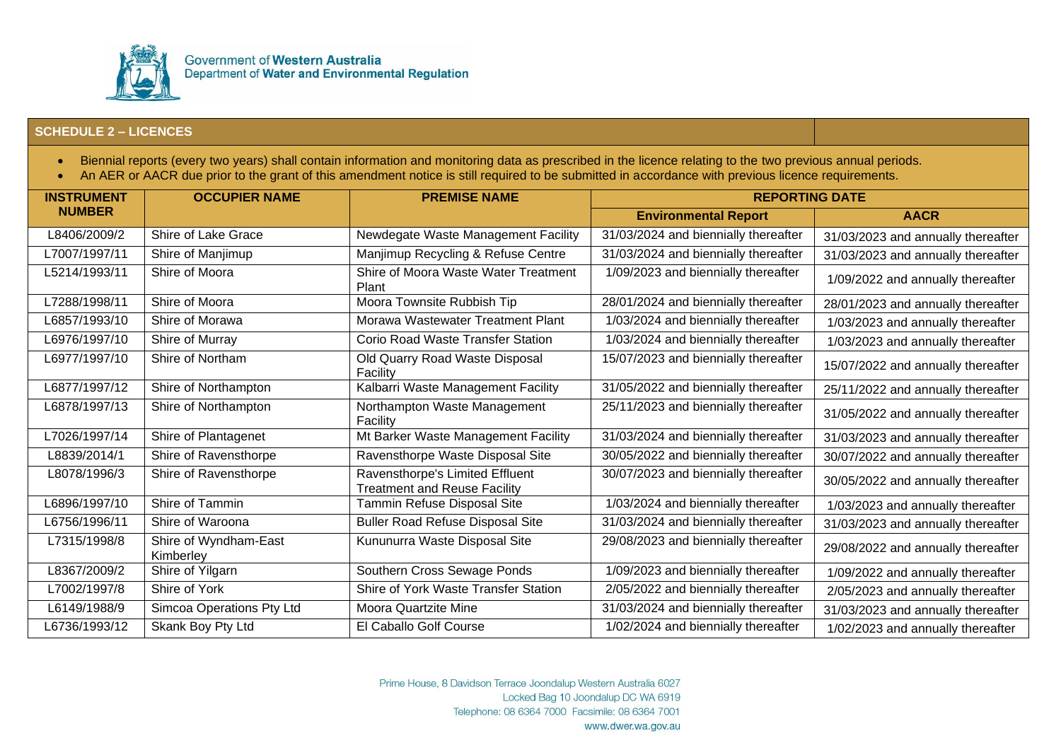Government of **Western Australia**
Department of **Water and Environmental Regulation**

## SCHEDULE 2 – LICENCES

- Biennial reports (every two years) shall contain information and monitoring data as prescribed in the licence relating to the two previous annual periods.
- An AER or AACR due prior to the grant of this amendment notice is still required to be submitted in accordance with previous licence requirements.

| INSTRUMENT NUMBER | OCCUPIER NAME | PREMISE NAME | REPORTING DATE | |
|---|---|---|---|---|
| | | | Environmental Report | AACR |
| L8406/2009/2 | Shire of Lake Grace | Newdegate Waste Management Facility | 31/03/2024 and biennially thereafter | 31/03/2023 and annually thereafter |
| L7007/1997/11 | Shire of Manjimup | Manjimup Recycling & Refuse Centre | 31/03/2024 and biennially thereafter | 31/03/2023 and annually thereafter |
| L5214/1993/11 | Shire of Moora | Shire of Moora Waste Water Treatment Plant | 1/09/2023 and biennially thereafter | 1/09/2022 and annually thereafter |
| L7288/1998/11 | Shire of Moora | Moora Townsite Rubbish Tip | 28/01/2024 and biennially thereafter | 28/01/2023 and annually thereafter |
| L6857/1993/10 | Shire of Morawa | Morawa Wastewater Treatment Plant | 1/03/2024 and biennially thereafter | 1/03/2023 and annually thereafter |
| L6976/1997/10 | Shire of Murray | Corio Road Waste Transfer Station | 1/03/2024 and biennially thereafter | 1/03/2023 and annually thereafter |
| L6977/1997/10 | Shire of Northam | Old Quarry Road Waste Disposal Facility | 15/07/2023 and biennially thereafter | 15/07/2022 and annually thereafter |
| L6877/1997/12 | Shire of Northampton | Kalbarri Waste Management Facility | 31/05/2022 and biennially thereafter | 25/11/2022 and annually thereafter |
| L6878/1997/13 | Shire of Northampton | Northampton Waste Management Facility | 25/11/2023 and biennially thereafter | 31/05/2022 and annually thereafter |
| L7026/1997/14 | Shire of Plantagenet | Mt Barker Waste Management Facility | 31/03/2024 and biennially thereafter | 31/03/2023 and annually thereafter |
| L8839/2014/1 | Shire of Ravensthorpe | Ravensthorpe Waste Disposal Site | 30/05/2022 and biennially thereafter | 30/07/2022 and annually thereafter |
| L8078/1996/3 | Shire of Ravensthorpe | Ravensthorpe's Limited Effluent Treatment and Reuse Facility | 30/07/2023 and biennially thereafter | 30/05/2022 and annually thereafter |
| L6896/1997/10 | Shire of Tammin | Tammin Refuse Disposal Site | 1/03/2024 and biennially thereafter | 1/03/2023 and annually thereafter |
| L6756/1996/11 | Shire of Waroona | Buller Road Refuse Disposal Site | 31/03/2024 and biennially thereafter | 31/03/2023 and annually thereafter |
| L7315/1998/8 | Shire of Wyndham-East Kimberley | Kununurra Waste Disposal Site | 29/08/2023 and biennially thereafter | 29/08/2022 and annually thereafter |
| L8367/2009/2 | Shire of Yilgarn | Southern Cross Sewage Ponds | 1/09/2023 and biennially thereafter | 1/09/2022 and annually thereafter |
| L7002/1997/8 | Shire of York | Shire of York Waste Transfer Station | 2/05/2022 and biennially thereafter | 2/05/2023 and annually thereafter |
| L6149/1988/9 | Simcoa Operations Pty Ltd | Moora Quartzite Mine | 31/03/2024 and biennially thereafter | 31/03/2023 and annually thereafter |
| L6736/1993/12 | Skank Boy Pty Ltd | El Caballo Golf Course | 1/02/2024 and biennially thereafter | 1/02/2023 and annually thereafter |

Prime House, 8 Davidson Terrace Joondalup Western Australia 6027
Locked Bag 10 Joondalup DC WA 6919
Telephone: 08 6364 7000 Facsimile: 08 6364 7001
www.dwer.wa.gov.au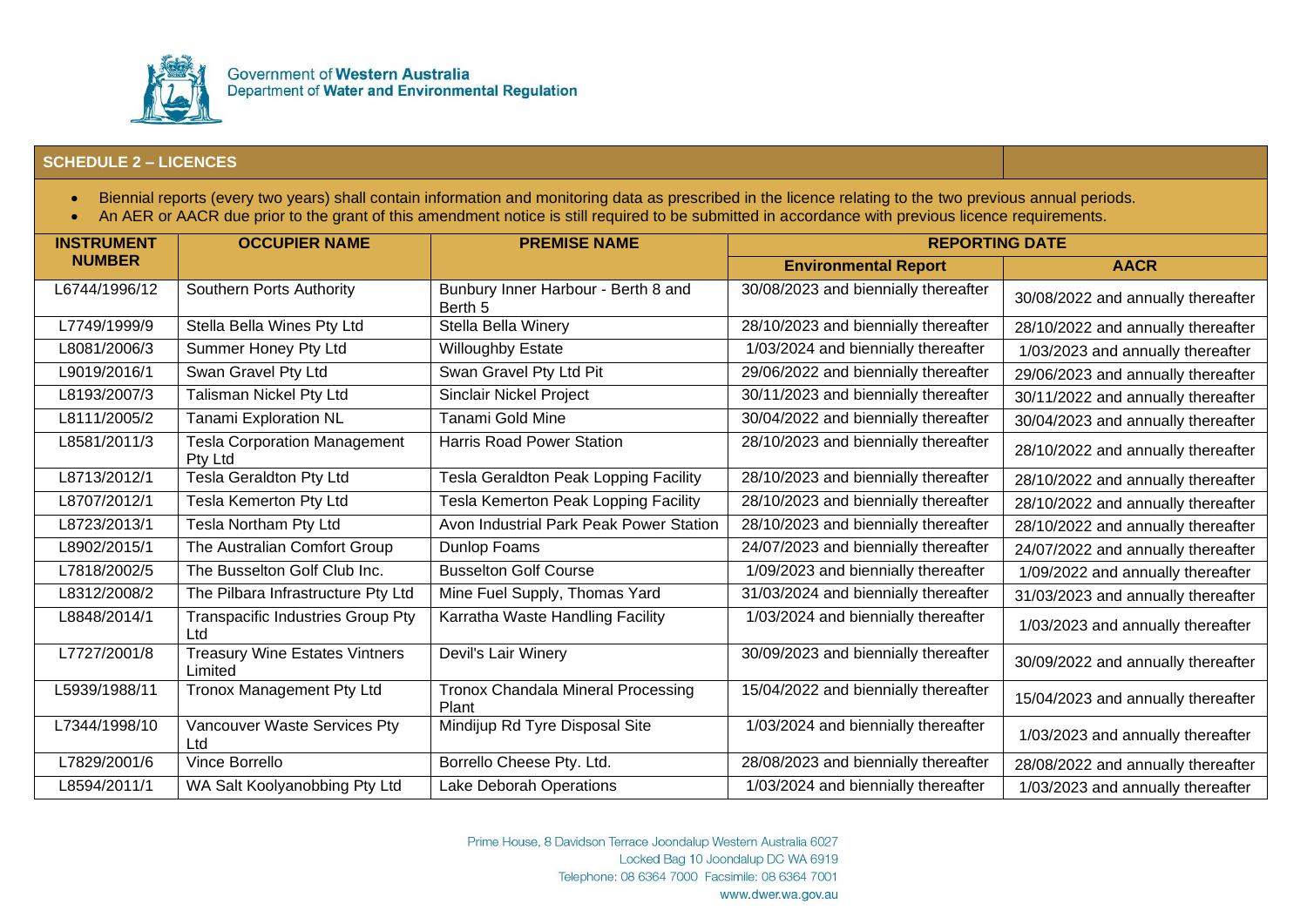## SCHEDULE 2 – LICENCES

- Biennial reports (every two years) shall contain information and monitoring data as prescribed in the licence relating to the two previous annual periods.
- An AER or AACR due prior to the grant of this amendment notice is still required to be submitted in accordance with previous licence requirements.

| INSTRUMENT NUMBER | OCCUPIER NAME | PREMISE NAME | REPORTING DATE | |
|---|---|---|---|---|
| | | | **Environmental Report** | **AACR** |
| L6744/1996/12 | Southern Ports Authority | Bunbury Inner Harbour - Berth 8 and Berth 5 | 30/08/2023 and biennially thereafter | 30/08/2022 and annually thereafter |
| L7749/1999/9 | Stella Bella Wines Pty Ltd | Stella Bella Winery | 28/10/2023 and biennially thereafter | 28/10/2022 and annually thereafter |
| L8081/2006/3 | Summer Honey Pty Ltd | Willoughby Estate | 1/03/2024 and biennially thereafter | 1/03/2023 and annually thereafter |
| L9019/2016/1 | Swan Gravel Pty Ltd | Swan Gravel Pty Ltd Pit | 29/06/2022 and biennially thereafter | 29/06/2023 and annually thereafter |
| L8193/2007/3 | Talisman Nickel Pty Ltd | Sinclair Nickel Project | 30/11/2023 and biennially thereafter | 30/11/2022 and annually thereafter |
| L8111/2005/2 | Tanami Exploration NL | Tanami Gold Mine | 30/04/2022 and biennially thereafter | 30/04/2023 and annually thereafter |
| L8581/2011/3 | Tesla Corporation Management Pty Ltd | Harris Road Power Station | 28/10/2023 and biennially thereafter | 28/10/2022 and annually thereafter |
| L8713/2012/1 | Tesla Geraldton Pty Ltd | Tesla Geraldton Peak Lopping Facility | 28/10/2023 and biennially thereafter | 28/10/2022 and annually thereafter |
| L8707/2012/1 | Tesla Kemerton Pty Ltd | Tesla Kemerton Peak Lopping Facility | 28/10/2023 and biennially thereafter | 28/10/2022 and annually thereafter |
| L8723/2013/1 | Tesla Northam Pty Ltd | Avon Industrial Park Peak Power Station | 28/10/2023 and biennially thereafter | 28/10/2022 and annually thereafter |
| L8902/2015/1 | The Australian Comfort Group | Dunlop Foams | 24/07/2023 and biennially thereafter | 24/07/2022 and annually thereafter |
| L7818/2002/5 | The Busselton Golf Club Inc. | Busselton Golf Course | 1/09/2023 and biennially thereafter | 1/09/2022 and annually thereafter |
| L8312/2008/2 | The Pilbara Infrastructure Pty Ltd | Mine Fuel Supply, Thomas Yard | 31/03/2024 and biennially thereafter | 31/03/2023 and annually thereafter |
| L8848/2014/1 | Transpacific Industries Group Pty Ltd | Karratha Waste Handling Facility | 1/03/2024 and biennially thereafter | 1/03/2023 and annually thereafter |
| L7727/2001/8 | Treasury Wine Estates Vintners Limited | Devil's Lair Winery | 30/09/2023 and biennially thereafter | 30/09/2022 and annually thereafter |
| L5939/1988/11 | Tronox Management Pty Ltd | Tronox Chandala Mineral Processing Plant | 15/04/2022 and biennially thereafter | 15/04/2023 and annually thereafter |
| L7344/1998/10 | Vancouver Waste Services Pty Ltd | Mindijup Rd Tyre Disposal Site | 1/03/2024 and biennially thereafter | 1/03/2023 and annually thereafter |
| L7829/2001/6 | Vince Borrello | Borrello Cheese Pty. Ltd. | 28/08/2023 and biennially thereafter | 28/08/2022 and annually thereafter |
| L8594/2011/1 | WA Salt Koolyanobbing Pty Ltd | Lake Deborah Operations | 1/03/2024 and biennially thereafter | 1/03/2023 and annually thereafter |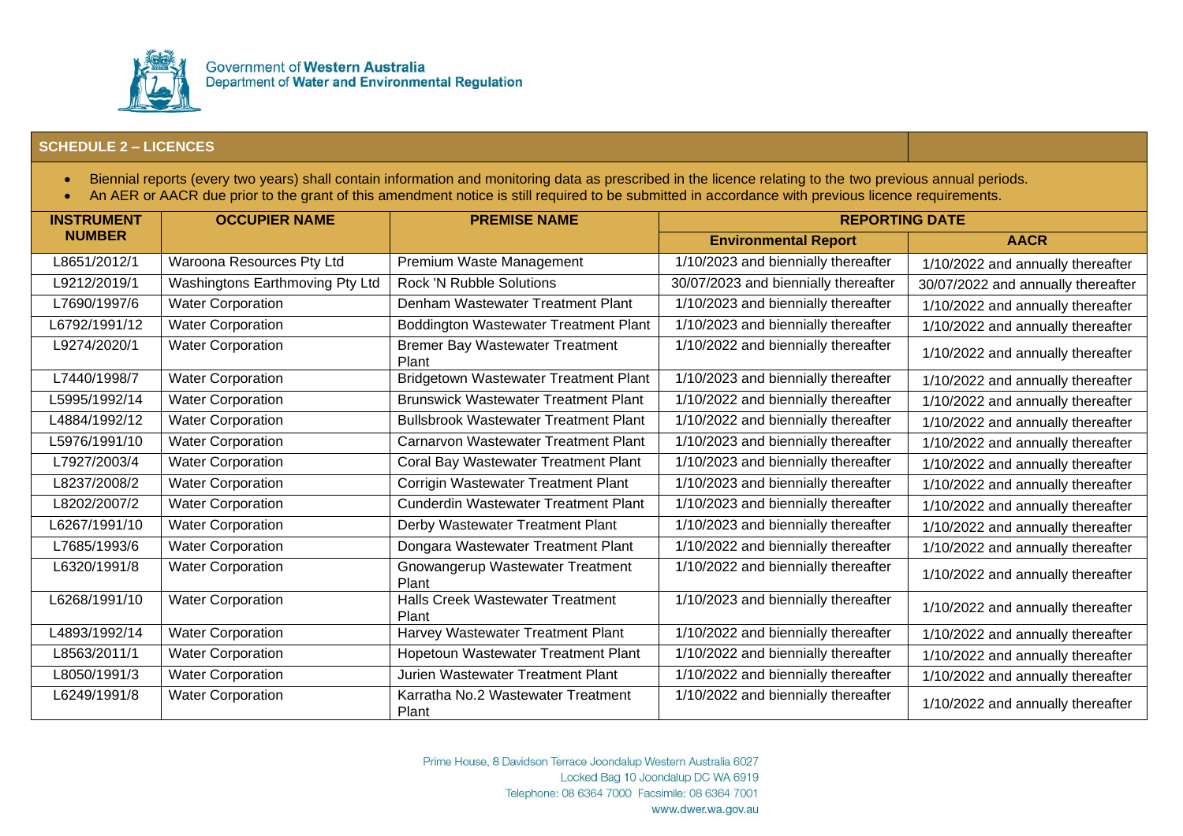Government of Western Australia
Department of Water and Environmental Regulation

## SCHEDULE 2 – LICENCES

- Biennial reports (every two years) shall contain information and monitoring data as prescribed in the licence relating to the two previous annual periods.
- An AER or AACR due prior to the grant of this amendment notice is still required to be submitted in accordance with previous licence requirements.

| INSTRUMENT NUMBER | OCCUPIER NAME | PREMISE NAME | REPORTING DATE | |
|---|---|---|---|---|
| | | | Environmental Report | AACR |
| L8651/2012/1 | Waroona Resources Pty Ltd | Premium Waste Management | 1/10/2023 and biennially thereafter | 1/10/2022 and annually thereafter |
| L9212/2019/1 | Washingtons Earthmoving Pty Ltd | Rock 'N Rubble Solutions | 30/07/2023 and biennially thereafter | 30/07/2022 and annually thereafter |
| L7690/1997/6 | Water Corporation | Denham Wastewater Treatment Plant | 1/10/2023 and biennially thereafter | 1/10/2022 and annually thereafter |
| L6792/1991/12 | Water Corporation | Boddington Wastewater Treatment Plant | 1/10/2023 and biennially thereafter | 1/10/2022 and annually thereafter |
| L9274/2020/1 | Water Corporation | Bremer Bay Wastewater Treatment Plant | 1/10/2022 and biennially thereafter | 1/10/2022 and annually thereafter |
| L7440/1998/7 | Water Corporation | Bridgetown Wastewater Treatment Plant | 1/10/2023 and biennially thereafter | 1/10/2022 and annually thereafter |
| L5995/1992/14 | Water Corporation | Brunswick Wastewater Treatment Plant | 1/10/2022 and biennially thereafter | 1/10/2022 and annually thereafter |
| L4884/1992/12 | Water Corporation | Bullsbrook Wastewater Treatment Plant | 1/10/2022 and biennially thereafter | 1/10/2022 and annually thereafter |
| L5976/1991/10 | Water Corporation | Carnarvon Wastewater Treatment Plant | 1/10/2023 and biennially thereafter | 1/10/2022 and annually thereafter |
| L7927/2003/4 | Water Corporation | Coral Bay Wastewater Treatment Plant | 1/10/2023 and biennially thereafter | 1/10/2022 and annually thereafter |
| L8237/2008/2 | Water Corporation | Corrigin Wastewater Treatment Plant | 1/10/2023 and biennially thereafter | 1/10/2022 and annually thereafter |
| L8202/2007/2 | Water Corporation | Cunderdin Wastewater Treatment Plant | 1/10/2023 and biennially thereafter | 1/10/2022 and annually thereafter |
| L6267/1991/10 | Water Corporation | Derby Wastewater Treatment Plant | 1/10/2023 and biennially thereafter | 1/10/2022 and annually thereafter |
| L7685/1993/6 | Water Corporation | Dongara Wastewater Treatment Plant | 1/10/2022 and biennially thereafter | 1/10/2022 and annually thereafter |
| L6320/1991/8 | Water Corporation | Gnowangerup Wastewater Treatment Plant | 1/10/2022 and biennially thereafter | 1/10/2022 and annually thereafter |
| L6268/1991/10 | Water Corporation | Halls Creek Wastewater Treatment Plant | 1/10/2023 and biennially thereafter | 1/10/2022 and annually thereafter |
| L4893/1992/14 | Water Corporation | Harvey Wastewater Treatment Plant | 1/10/2022 and biennially thereafter | 1/10/2022 and annually thereafter |
| L8563/2011/1 | Water Corporation | Hopetoun Wastewater Treatment Plant | 1/10/2022 and biennially thereafter | 1/10/2022 and annually thereafter |
| L8050/1991/3 | Water Corporation | Jurien Wastewater Treatment Plant | 1/10/2022 and biennially thereafter | 1/10/2022 and annually thereafter |
| L6249/1991/8 | Water Corporation | Karratha No.2 Wastewater Treatment Plant | 1/10/2022 and biennially thereafter | 1/10/2022 and annually thereafter |

Prime House, 8 Davidson Terrace Joondalup Western Australia 6027
Locked Bag 10 Joondalup DC WA 6919
Telephone: 08 6364 7000 Facsimile: 08 6364 7001
www.dwer.wa.gov.au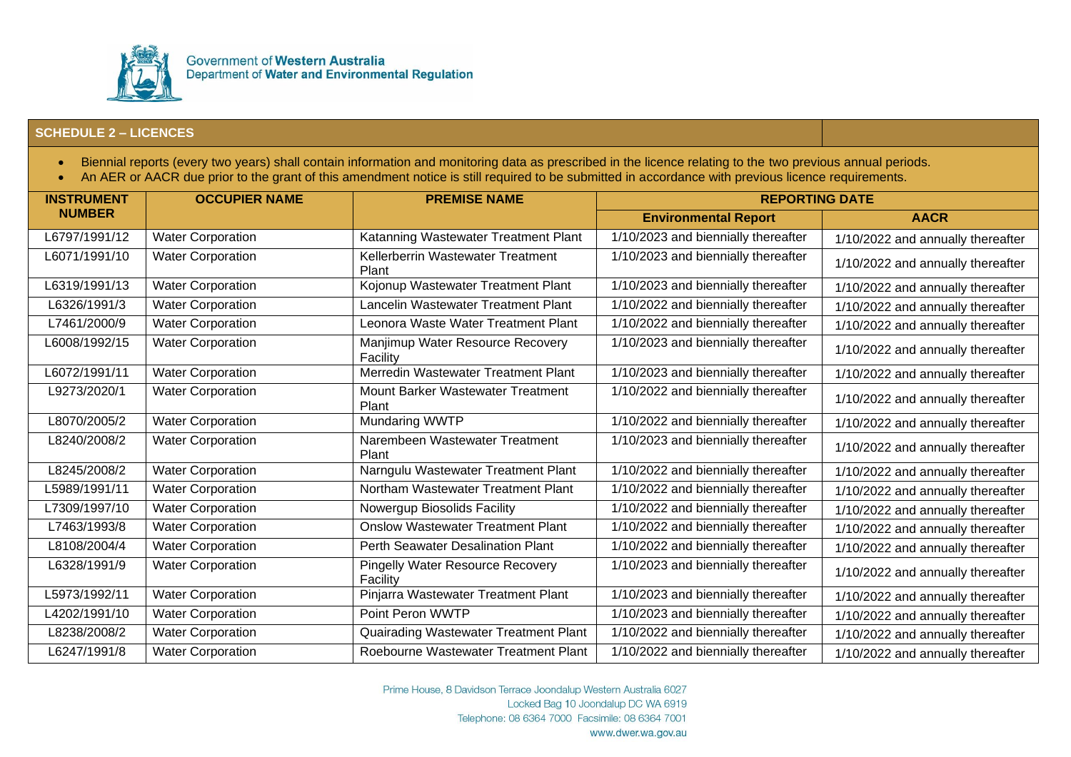Government of **Western Australia**
Department of **Water and Environmental Regulation**

**SCHEDULE 2 – LICENCES**

- Biennial reports (every two years) shall contain information and monitoring data as prescribed in the licence relating to the two previous annual periods.
- An AER or AACR due prior to the grant of this amendment notice is still required to be submitted in accordance with previous licence requirements.

| INSTRUMENT NUMBER | OCCUPIER NAME | PREMISE NAME | REPORTING DATE | |
|---|---|---|---|---|
| | | | Environmental Report | AACR |
| L6797/1991/12 | Water Corporation | Katanning Wastewater Treatment Plant | 1/10/2023 and biennially thereafter | 1/10/2022 and annually thereafter |
| L6071/1991/10 | Water Corporation | Kellerberrin Wastewater Treatment Plant | 1/10/2023 and biennially thereafter | 1/10/2022 and annually thereafter |
| L6319/1991/13 | Water Corporation | Kojonup Wastewater Treatment Plant | 1/10/2023 and biennially thereafter | 1/10/2022 and annually thereafter |
| L6326/1991/3 | Water Corporation | Lancelin Wastewater Treatment Plant | 1/10/2022 and biennially thereafter | 1/10/2022 and annually thereafter |
| L7461/2000/9 | Water Corporation | Leonora Waste Water Treatment Plant | 1/10/2022 and biennially thereafter | 1/10/2022 and annually thereafter |
| L6008/1992/15 | Water Corporation | Manjimup Water Resource Recovery Facility | 1/10/2023 and biennially thereafter | 1/10/2022 and annually thereafter |
| L6072/1991/11 | Water Corporation | Merredin Wastewater Treatment Plant | 1/10/2023 and biennially thereafter | 1/10/2022 and annually thereafter |
| L9273/2020/1 | Water Corporation | Mount Barker Wastewater Treatment Plant | 1/10/2022 and biennially thereafter | 1/10/2022 and annually thereafter |
| L8070/2005/2 | Water Corporation | Mundaring WWTP | 1/10/2022 and biennially thereafter | 1/10/2022 and annually thereafter |
| L8240/2008/2 | Water Corporation | Narembeen Wastewater Treatment Plant | 1/10/2023 and biennially thereafter | 1/10/2022 and annually thereafter |
| L8245/2008/2 | Water Corporation | Narngulu Wastewater Treatment Plant | 1/10/2022 and biennially thereafter | 1/10/2022 and annually thereafter |
| L5989/1991/11 | Water Corporation | Northam Wastewater Treatment Plant | 1/10/2022 and biennially thereafter | 1/10/2022 and annually thereafter |
| L7309/1997/10 | Water Corporation | Nowergup Biosolids Facility | 1/10/2022 and biennially thereafter | 1/10/2022 and annually thereafter |
| L7463/1993/8 | Water Corporation | Onslow Wastewater Treatment Plant | 1/10/2022 and biennially thereafter | 1/10/2022 and annually thereafter |
| L8108/2004/4 | Water Corporation | Perth Seawater Desalination Plant | 1/10/2022 and biennially thereafter | 1/10/2022 and annually thereafter |
| L6328/1991/9 | Water Corporation | Pingelly Water Resource Recovery Facility | 1/10/2023 and biennially thereafter | 1/10/2022 and annually thereafter |
| L5973/1992/11 | Water Corporation | Pinjarra Wastewater Treatment Plant | 1/10/2023 and biennially thereafter | 1/10/2022 and annually thereafter |
| L4202/1991/10 | Water Corporation | Point Peron WWTP | 1/10/2023 and biennially thereafter | 1/10/2022 and annually thereafter |
| L8238/2008/2 | Water Corporation | Quairading Wastewater Treatment Plant | 1/10/2022 and biennially thereafter | 1/10/2022 and annually thereafter |
| L6247/1991/8 | Water Corporation | Roebourne Wastewater Treatment Plant | 1/10/2022 and biennially thereafter | 1/10/2022 and annually thereafter |

Prime House, 8 Davidson Terrace Joondalup Western Australia 6027
Locked Bag 10 Joondalup DC WA 6919
Telephone: 08 6364 7000 Facsimile: 08 6364 7001
www.dwer.wa.gov.au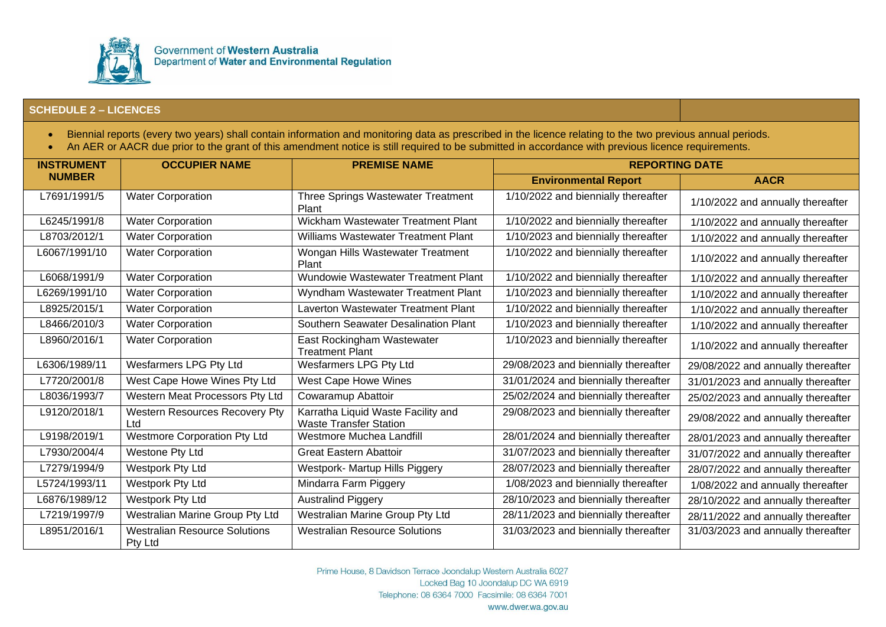## SCHEDULE 2 – LICENCES

- Biennial reports (every two years) shall contain information and monitoring data as prescribed in the licence relating to the two previous annual periods.
- An AER or AACR due prior to the grant of this amendment notice is still required to be submitted in accordance with previous licence requirements.

| INSTRUMENT NUMBER | OCCUPIER NAME | PREMISE NAME | REPORTING DATE | |
|---|---|---|---|---|
| | | | Environmental Report | AACR |
| L7691/1991/5 | Water Corporation | Three Springs Wastewater Treatment Plant | 1/10/2022 and biennially thereafter | 1/10/2022 and annually thereafter |
| L6245/1991/8 | Water Corporation | Wickham Wastewater Treatment Plant | 1/10/2022 and biennially thereafter | 1/10/2022 and annually thereafter |
| L8703/2012/1 | Water Corporation | Williams Wastewater Treatment Plant | 1/10/2023 and biennially thereafter | 1/10/2022 and annually thereafter |
| L6067/1991/10 | Water Corporation | Wongan Hills Wastewater Treatment Plant | 1/10/2022 and biennially thereafter | 1/10/2022 and annually thereafter |
| L6068/1991/9 | Water Corporation | Wundowie Wastewater Treatment Plant | 1/10/2022 and biennially thereafter | 1/10/2022 and annually thereafter |
| L6269/1991/10 | Water Corporation | Wyndham Wastewater Treatment Plant | 1/10/2023 and biennially thereafter | 1/10/2022 and annually thereafter |
| L8925/2015/1 | Water Corporation | Laverton Wastewater Treatment Plant | 1/10/2022 and biennially thereafter | 1/10/2022 and annually thereafter |
| L8466/2010/3 | Water Corporation | Southern Seawater Desalination Plant | 1/10/2023 and biennially thereafter | 1/10/2022 and annually thereafter |
| L8960/2016/1 | Water Corporation | East Rockingham Wastewater Treatment Plant | 1/10/2023 and biennially thereafter | 1/10/2022 and annually thereafter |
| L6306/1989/11 | Wesfarmers LPG Pty Ltd | Wesfarmers LPG Pty Ltd | 29/08/2023 and biennially thereafter | 29/08/2022 and annually thereafter |
| L7720/2001/8 | West Cape Howe Wines Pty Ltd | West Cape Howe Wines | 31/01/2024 and biennially thereafter | 31/01/2023 and annually thereafter |
| L8036/1993/7 | Western Meat Processors Pty Ltd | Cowaramup Abattoir | 25/02/2024 and biennially thereafter | 25/02/2023 and annually thereafter |
| L9120/2018/1 | Western Resources Recovery Pty Ltd | Karratha Liquid Waste Facility and Waste Transfer Station | 29/08/2023 and biennially thereafter | 29/08/2022 and annually thereafter |
| L9198/2019/1 | Westmore Corporation Pty Ltd | Westmore Muchea Landfill | 28/01/2024 and biennially thereafter | 28/01/2023 and annually thereafter |
| L7930/2004/4 | Westone Pty Ltd | Great Eastern Abattoir | 31/07/2023 and biennially thereafter | 31/07/2022 and annually thereafter |
| L7279/1994/9 | Westpork Pty Ltd | Westpork- Martup Hills Piggery | 28/07/2023 and biennially thereafter | 28/07/2022 and annually thereafter |
| L5724/1993/11 | Westpork Pty Ltd | Mindarra Farm Piggery | 1/08/2023 and biennially thereafter | 1/08/2022 and annually thereafter |
| L6876/1989/12 | Westpork Pty Ltd | Australind Piggery | 28/10/2023 and biennially thereafter | 28/10/2022 and annually thereafter |
| L7219/1997/9 | Westralian Marine Group Pty Ltd | Westralian Marine Group Pty Ltd | 28/11/2023 and biennially thereafter | 28/11/2022 and annually thereafter |
| L8951/2016/1 | Westralian Resource Solutions Pty Ltd | Westralian Resource Solutions | 31/03/2023 and biennially thereafter | 31/03/2023 and annually thereafter |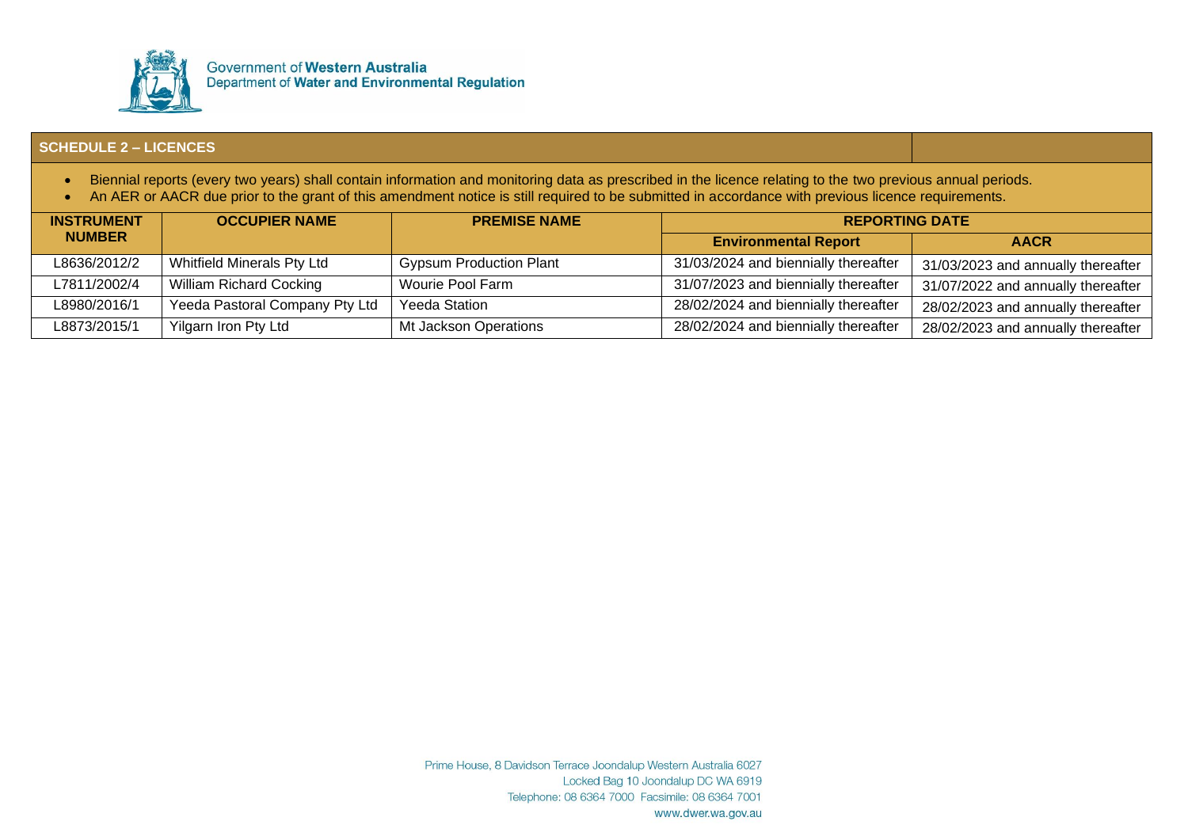## SCHEDULE 2 – LICENCES

- Biennial reports (every two years) shall contain information and monitoring data as prescribed in the licence relating to the two previous annual periods.
- An AER or AACR due prior to the grant of this amendment notice is still required to be submitted in accordance with previous licence requirements.

| INSTRUMENT NUMBER | OCCUPIER NAME | PREMISE NAME | REPORTING DATE | |
|---|---|---|---|---|
| | | | **Environmental Report** | **AACR** |
| L8636/2012/2 | Whitfield Minerals Pty Ltd | Gypsum Production Plant | 31/03/2024 and biennially thereafter | 31/03/2023 and annually thereafter |
| L7811/2002/4 | William Richard Cocking | Wourie Pool Farm | 31/07/2023 and biennially thereafter | 31/07/2022 and annually thereafter |
| L8980/2016/1 | Yeeda Pastoral Company Pty Ltd | Yeeda Station | 28/02/2024 and biennially thereafter | 28/02/2023 and annually thereafter |
| L8873/2015/1 | Yilgarn Iron Pty Ltd | Mt Jackson Operations | 28/02/2024 and biennially thereafter | 28/02/2023 and annually thereafter |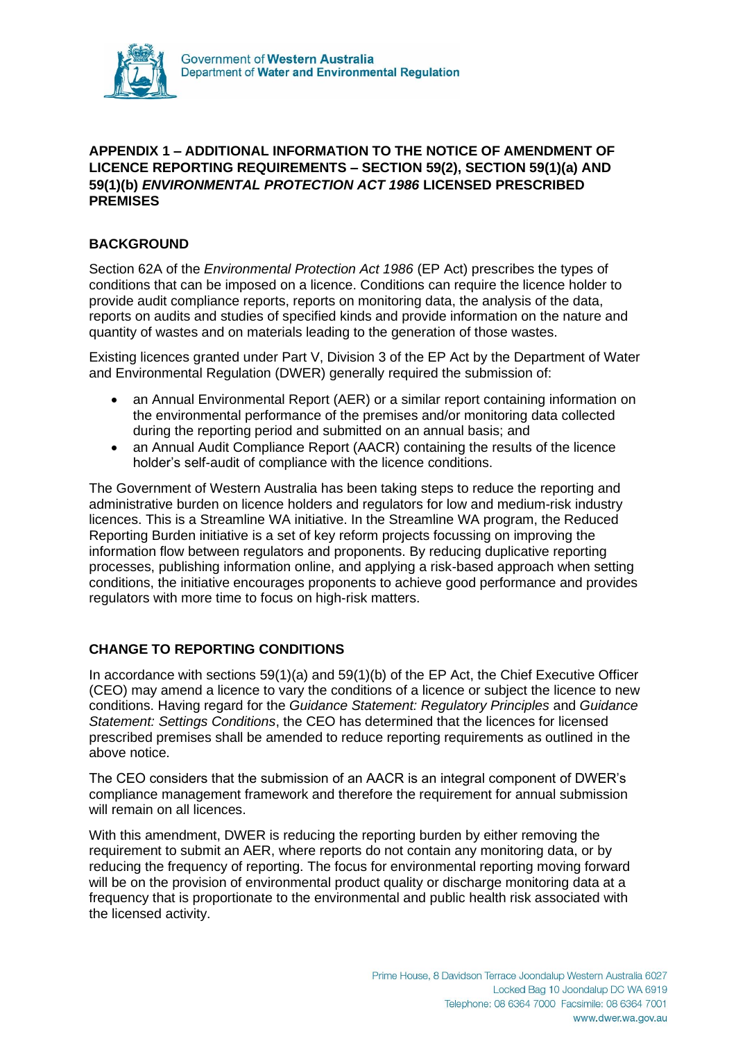## APPENDIX 1 – ADDITIONAL INFORMATION TO THE NOTICE OF AMENDMENT OF LICENCE REPORTING REQUIREMENTS – SECTION 59(2), SECTION 59(1)(a) AND 59(1)(b) *ENVIRONMENTAL PROTECTION ACT 1986* LICENSED PRESCRIBED PREMISES

### BACKGROUND

Section 62A of the *Environmental Protection Act 1986* (EP Act) prescribes the types of conditions that can be imposed on a licence. Conditions can require the licence holder to provide audit compliance reports, reports on monitoring data, the analysis of the data, reports on audits and studies of specified kinds and provide information on the nature and quantity of wastes and on materials leading to the generation of those wastes.

Existing licences granted under Part V, Division 3 of the EP Act by the Department of Water and Environmental Regulation (DWER) generally required the submission of:

- an Annual Environmental Report (AER) or a similar report containing information on the environmental performance of the premises and/or monitoring data collected during the reporting period and submitted on an annual basis; and
- an Annual Audit Compliance Report (AACR) containing the results of the licence holder's self-audit of compliance with the licence conditions.

The Government of Western Australia has been taking steps to reduce the reporting and administrative burden on licence holders and regulators for low and medium-risk industry licences. This is a Streamline WA initiative. In the Streamline WA program, the Reduced Reporting Burden initiative is a set of key reform projects focussing on improving the information flow between regulators and proponents. By reducing duplicative reporting processes, publishing information online, and applying a risk-based approach when setting conditions, the initiative encourages proponents to achieve good performance and provides regulators with more time to focus on high-risk matters.

### CHANGE TO REPORTING CONDITIONS

In accordance with sections 59(1)(a) and 59(1)(b) of the EP Act, the Chief Executive Officer (CEO) may amend a licence to vary the conditions of a licence or subject the licence to new conditions. Having regard for the *Guidance Statement: Regulatory Principles* and *Guidance Statement: Settings Conditions*, the CEO has determined that the licences for licensed prescribed premises shall be amended to reduce reporting requirements as outlined in the above notice.

The CEO considers that the submission of an AACR is an integral component of DWER's compliance management framework and therefore the requirement for annual submission will remain on all licences.

With this amendment, DWER is reducing the reporting burden by either removing the requirement to submit an AER, where reports do not contain any monitoring data, or by reducing the frequency of reporting. The focus for environmental reporting moving forward will be on the provision of environmental product quality or discharge monitoring data at a frequency that is proportionate to the environmental and public health risk associated with the licensed activity.